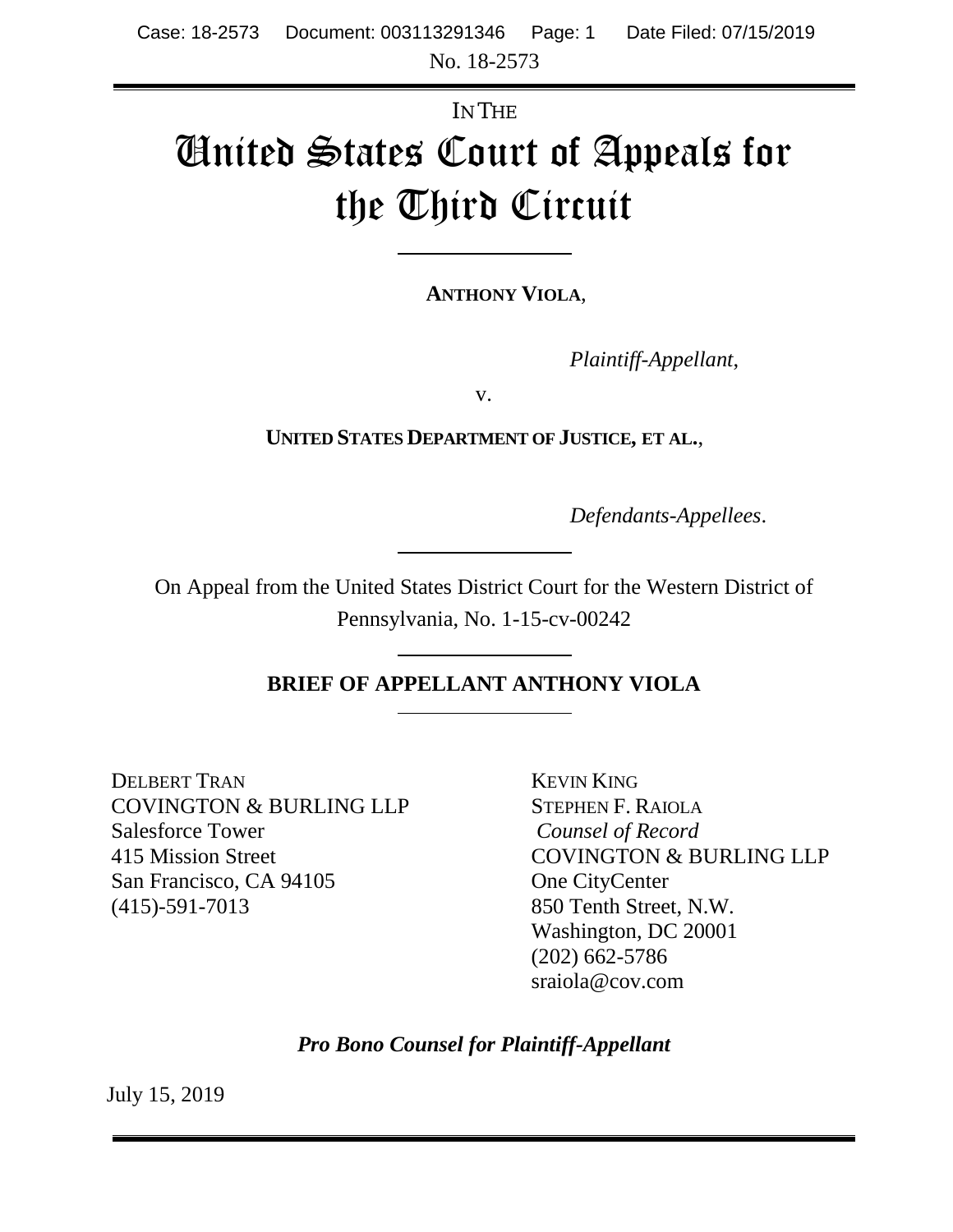No. 18-2573

IN THE

# United States Court of Appeals for the Third Circuit

**ANTHONY VIOLA**,

*Plaintiff-Appellant*,

v.

**UNITED STATES DEPARTMENT OF JUSTICE, ET AL.**,

*Defendants-Appellees*.

On Appeal from the United States District Court for the Western District of Pennsylvania, No. 1-15-cv-00242

## BRIEF OF APPELLANT ANTHONY VIOLA

DELBERT TRAN
COVINGTON & BURLING LLP
Salesforce Tower
415 Mission Street
San Francisco, CA 94105
(415)-591-7013

KEVIN KING
STEPHEN F. RAIOLA
*Counsel of Record*
COVINGTON & BURLING LLP
One CityCenter
850 Tenth Street, N.W.
Washington, DC 20001
(202) 662-5786
sraiola@cov.com

***Pro Bono Counsel for Plaintiff-Appellant***

July 15, 2019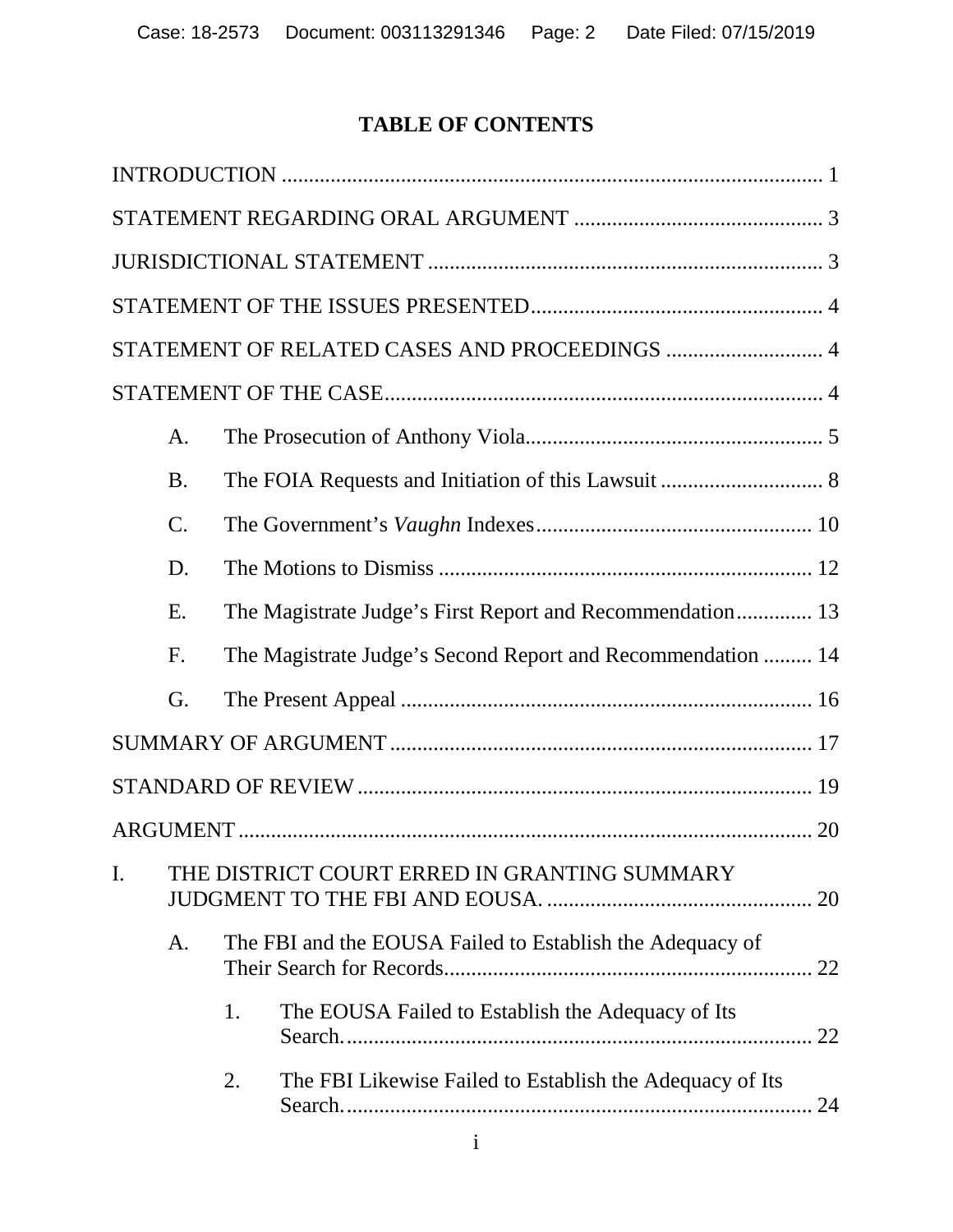# TABLE OF CONTENTS

INTRODUCTION ..................................................................................................... 1

STATEMENT REGARDING ORAL ARGUMENT ............................................. 3

JURISDICTIONAL STATEMENT ......................................................................... 3

STATEMENT OF THE ISSUES PRESENTED...................................................... 4

STATEMENT OF RELATED CASES AND PROCEEDINGS ............................. 4

STATEMENT OF THE CASE................................................................................. 4

A. The Prosecution of Anthony Viola....................................................... 5

B. The FOIA Requests and Initiation of this Lawsuit .............................. 8

C. The Government's *Vaughn* Indexes.................................................... 10

D. The Motions to Dismiss ...................................................................... 12

E. The Magistrate Judge's First Report and Recommendation.............. 13

F. The Magistrate Judge's Second Report and Recommendation ......... 14

G. The Present Appeal ............................................................................ 16

SUMMARY OF ARGUMENT .............................................................................. 17

STANDARD OF REVIEW .................................................................................... 19

ARGUMENT .......................................................................................................... 20

I. THE DISTRICT COURT ERRED IN GRANTING SUMMARY JUDGMENT TO THE FBI AND EOUSA. ................................................. 20

A. The FBI and the EOUSA Failed to Establish the Adequacy of Their Search for Records.................................................................... 22

1. The EOUSA Failed to Establish the Adequacy of Its Search....................................................................................... 22

2. The FBI Likewise Failed to Establish the Adequacy of Its Search....................................................................................... 24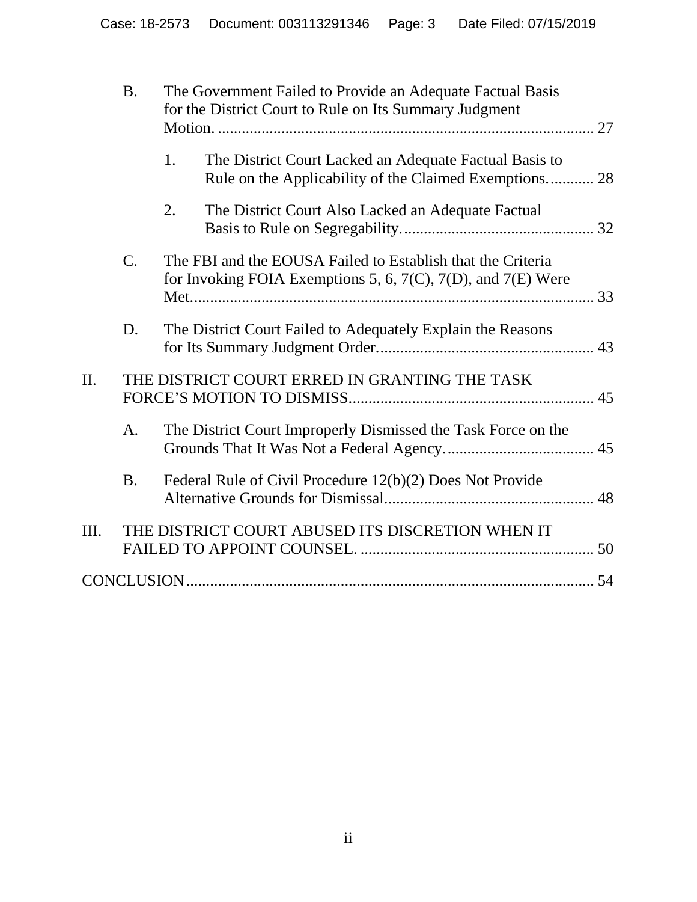B. The Government Failed to Provide an Adequate Factual Basis for the District Court to Rule on Its Summary Judgment Motion. ............................................................................................ 27

1. The District Court Lacked an Adequate Factual Basis to Rule on the Applicability of the Claimed Exemptions. ........... 28

2. The District Court Also Lacked an Adequate Factual Basis to Rule on Segregability. ................................................ 32

C. The FBI and the EOUSA Failed to Establish that the Criteria for Invoking FOIA Exemptions 5, 6, 7(C), 7(D), and 7(E) Were Met.................................................................................................... 33

D. The District Court Failed to Adequately Explain the Reasons for Its Summary Judgment Order....................................................... 43

II. THE DISTRICT COURT ERRED IN GRANTING THE TASK FORCE'S MOTION TO DISMISS............................................................ 45

A. The District Court Improperly Dismissed the Task Force on the Grounds That It Was Not a Federal Agency. .................................... 45

B. Federal Rule of Civil Procedure 12(b)(2) Does Not Provide Alternative Grounds for Dismissal.................................................... 48

III. THE DISTRICT COURT ABUSED ITS DISCRETION WHEN IT FAILED TO APPOINT COUNSEL. .......................................................... 50

CONCLUSION...................................................................................................... 54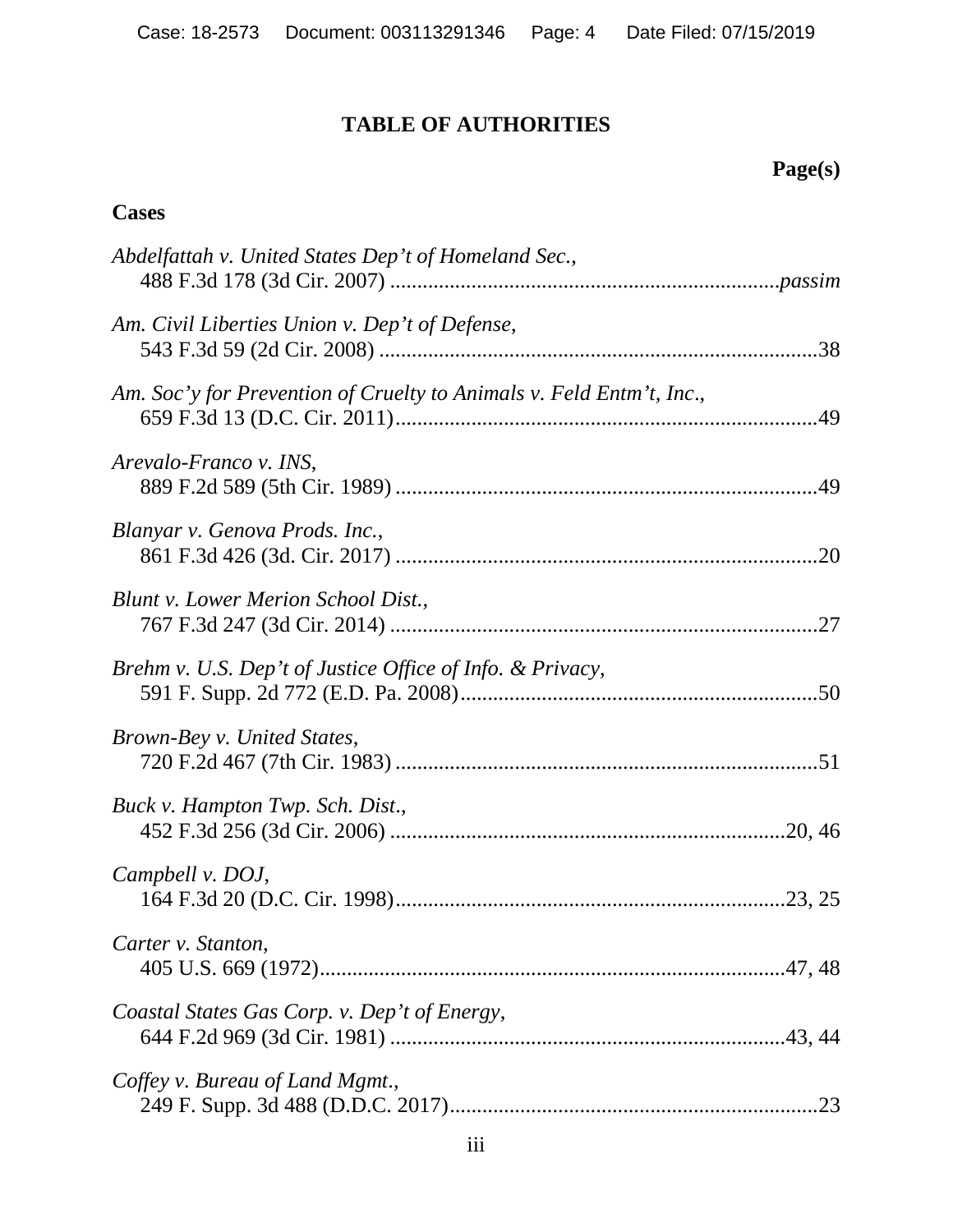# TABLE OF AUTHORITIES

**Page(s)**

## Cases

*Abdelfattah v. United States Dep't of Homeland Sec.*,
488 F.3d 178 (3d Cir. 2007) ....................................................................... *passim*

*Am. Civil Liberties Union v. Dep't of Defense*,
543 F.3d 59 (2d Cir. 2008) ................................................................................38

*Am. Soc'y for Prevention of Cruelty to Animals v. Feld Entm't, Inc*.,
659 F.3d 13 (D.C. Cir. 2011)..............................................................................49

*Arevalo-Franco v. INS*,
889 F.2d 589 (5th Cir. 1989) .............................................................................49

*Blanyar v. Genova Prods. Inc.*,
861 F.3d 426 (3d. Cir. 2017) .............................................................................20

*Blunt v. Lower Merion School Dist.*,
767 F.3d 247 (3d Cir. 2014) ..............................................................................27

*Brehm v. U.S. Dep't of Justice Office of Info. & Privacy*,
591 F. Supp. 2d 772 (E.D. Pa. 2008).................................................................50

*Brown-Bey v. United States*,
720 F.2d 467 (7th Cir. 1983) .............................................................................51

*Buck v. Hampton Twp. Sch. Dist*.,
452 F.3d 256 (3d Cir. 2006) .........................................................................20, 46

*Campbell v. DOJ*,
164 F.3d 20 (D.C. Cir. 1998)........................................................................23, 25

*Carter v. Stanton*,
405 U.S. 669 (1972)......................................................................................47, 48

*Coastal States Gas Corp. v. Dep't of Energy*,
644 F.2d 969 (3d Cir. 1981) .........................................................................43, 44

*Coffey v. Bureau of Land Mgmt*.,
249 F. Supp. 3d 488 (D.D.C. 2017)...................................................................23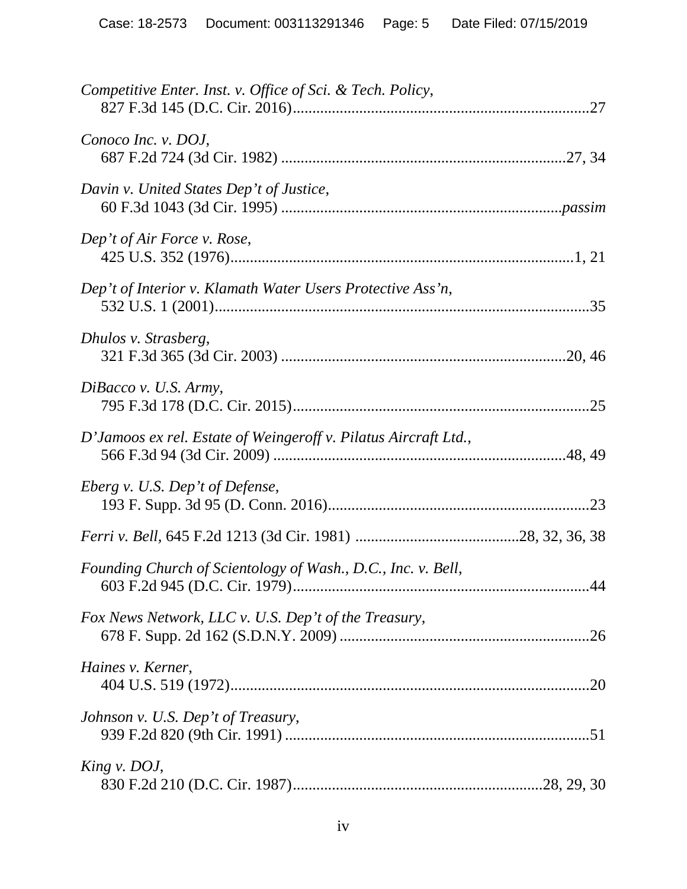*Competitive Enter. Inst. v. Office of Sci. & Tech. Policy*,
827 F.3d 145 (D.C. Cir. 2016)....................................................................27

*Conoco Inc. v. DOJ*,
687 F.2d 724 (3d Cir. 1982) ....................................................................27, 34

*Davin v. United States Dep't of Justice*,
60 F.3d 1043 (3d Cir. 1995) ....................................................................*passim*

*Dep't of Air Force v. Rose*,
425 U.S. 352 (1976)....................................................................1, 21

*Dep't of Interior v. Klamath Water Users Protective Ass'n*,
532 U.S. 1 (2001)....................................................................35

*Dhulos v. Strasberg*,
321 F.3d 365 (3d Cir. 2003) ....................................................................20, 46

*DiBacco v. U.S. Army*,
795 F.3d 178 (D.C. Cir. 2015)....................................................................25

*D'Jamoos ex rel. Estate of Weingeroff v. Pilatus Aircraft Ltd.*,
566 F.3d 94 (3d Cir. 2009) ....................................................................48, 49

*Eberg v. U.S. Dep't of Defense*,
193 F. Supp. 3d 95 (D. Conn. 2016)....................................................................23

*Ferri v. Bell*, 645 F.2d 1213 (3d Cir. 1981) ....................................................................28, 32, 36, 38

*Founding Church of Scientology of Wash., D.C., Inc. v. Bell*,
603 F.2d 945 (D.C. Cir. 1979)....................................................................44

*Fox News Network, LLC v. U.S. Dep't of the Treasury*,
678 F. Supp. 2d 162 (S.D.N.Y. 2009) ....................................................................26

*Haines v. Kerner*,
404 U.S. 519 (1972)....................................................................20

*Johnson v. U.S. Dep't of Treasury*,
939 F.2d 820 (9th Cir. 1991) ....................................................................51

*King v. DOJ*,
830 F.2d 210 (D.C. Cir. 1987)....................................................................28, 29, 30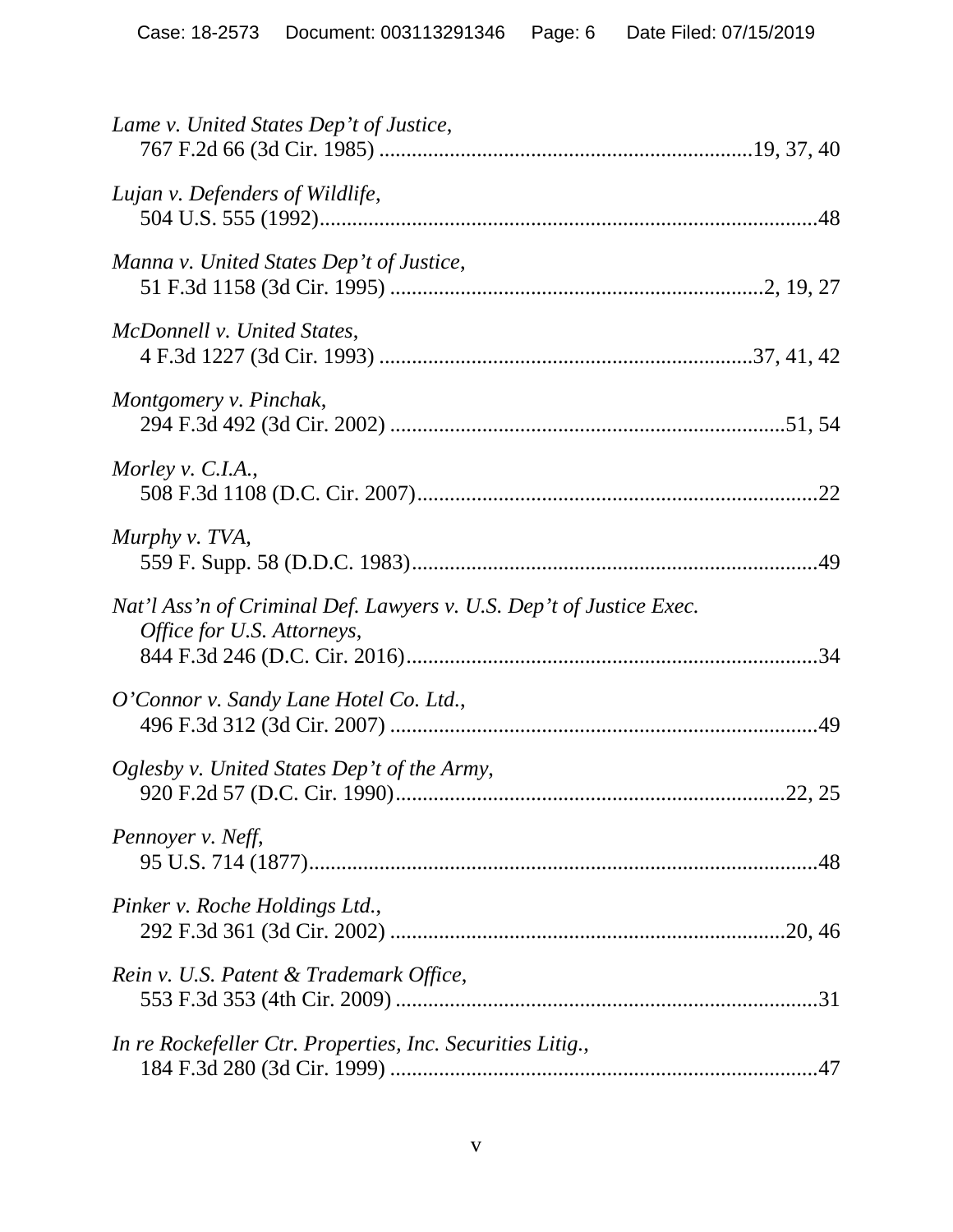*Lame v. United States Dep't of Justice*,
767 F.2d 66 (3d Cir. 1985) ....................................................................19, 37, 40

*Lujan v. Defenders of Wildlife*,
504 U.S. 555 (1992)...........................................................................................48

*Manna v. United States Dep't of Justice*,
51 F.3d 1158 (3d Cir. 1995) ..................................................................2, 19, 27

*McDonnell v. United States*,
4 F.3d 1227 (3d Cir. 1993) ...................................................................37, 41, 42

*Montgomery v. Pinchak*,
294 F.3d 492 (3d Cir. 2002) .........................................................................51, 54

*Morley v. C.I.A.*,
508 F.3d 1108 (D.C. Cir. 2007)..........................................................................22

*Murphy v. TVA*,
559 F. Supp. 58 (D.D.C. 1983)...........................................................................49

*Nat'l Ass'n of Criminal Def. Lawyers v. U.S. Dep't of Justice Exec. Office for U.S. Attorneys*,
844 F.3d 246 (D.C. Cir. 2016)............................................................................34

*O'Connor v. Sandy Lane Hotel Co. Ltd.*,
496 F.3d 312 (3d Cir. 2007) ...............................................................................49

*Oglesby v. United States Dep't of the Army*,
920 F.2d 57 (D.C. Cir. 1990).........................................................................22, 25

*Pennoyer v. Neff*,
95 U.S. 714 (1877)..............................................................................................48

*Pinker v. Roche Holdings Ltd.*,
292 F.3d 361 (3d Cir. 2002) .........................................................................20, 46

*Rein v. U.S. Patent & Trademark Office*,
553 F.3d 353 (4th Cir. 2009) ..............................................................................31

*In re Rockefeller Ctr. Properties, Inc. Securities Litig.*,
184 F.3d 280 (3d Cir. 1999) ...............................................................................47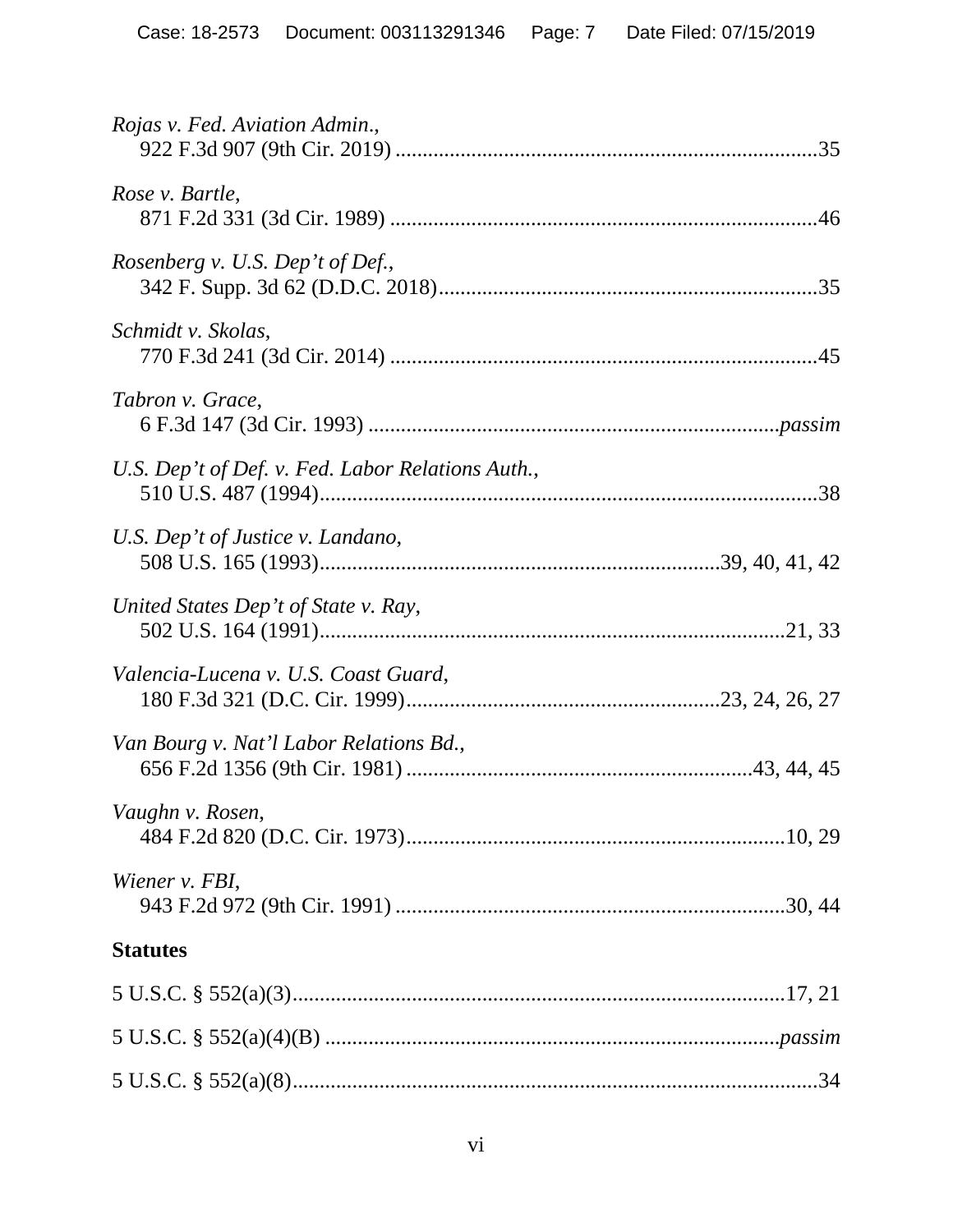*Rojas v. Fed. Aviation Admin.*,
922 F.3d 907 (9th Cir. 2019) ............................................................................35

*Rose v. Bartle*,
871 F.2d 331 (3d Cir. 1989) .............................................................................46

*Rosenberg v. U.S. Dep't of Def.*,
342 F. Supp. 3d 62 (D.D.C. 2018)....................................................................35

*Schmidt v. Skolas*,
770 F.3d 241 (3d Cir. 2014) .............................................................................45

*Tabron v. Grace*,
6 F.3d 147 (3d Cir. 1993) ...........................................................................*passim*

*U.S. Dep't of Def. v. Fed. Labor Relations Auth.*,
510 U.S. 487 (1994)..........................................................................................38

*U.S. Dep't of Justice v. Landano*,
508 U.S. 165 (1993).........................................................................39, 40, 41, 42

*United States Dep't of State v. Ray*,
502 U.S. 164 (1991)......................................................................................21, 33

*Valencia-Lucena v. U.S. Coast Guard*,
180 F.3d 321 (D.C. Cir. 1999)........................................................23, 24, 26, 27

*Van Bourg v. Nat'l Labor Relations Bd.*,
656 F.2d 1356 (9th Cir. 1981) ...............................................................43, 44, 45

*Vaughn v. Rosen*,
484 F.2d 820 (D.C. Cir. 1973).....................................................................10, 29

*Wiener v. FBI*,
943 F.2d 972 (9th Cir. 1991) .......................................................................30, 44

**Statutes**

5 U.S.C. § 552(a)(3)..........................................................................................17, 21

5 U.S.C. § 552(a)(4)(B) ..................................................................................*passim*

5 U.S.C. § 552(a)(8)...............................................................................................34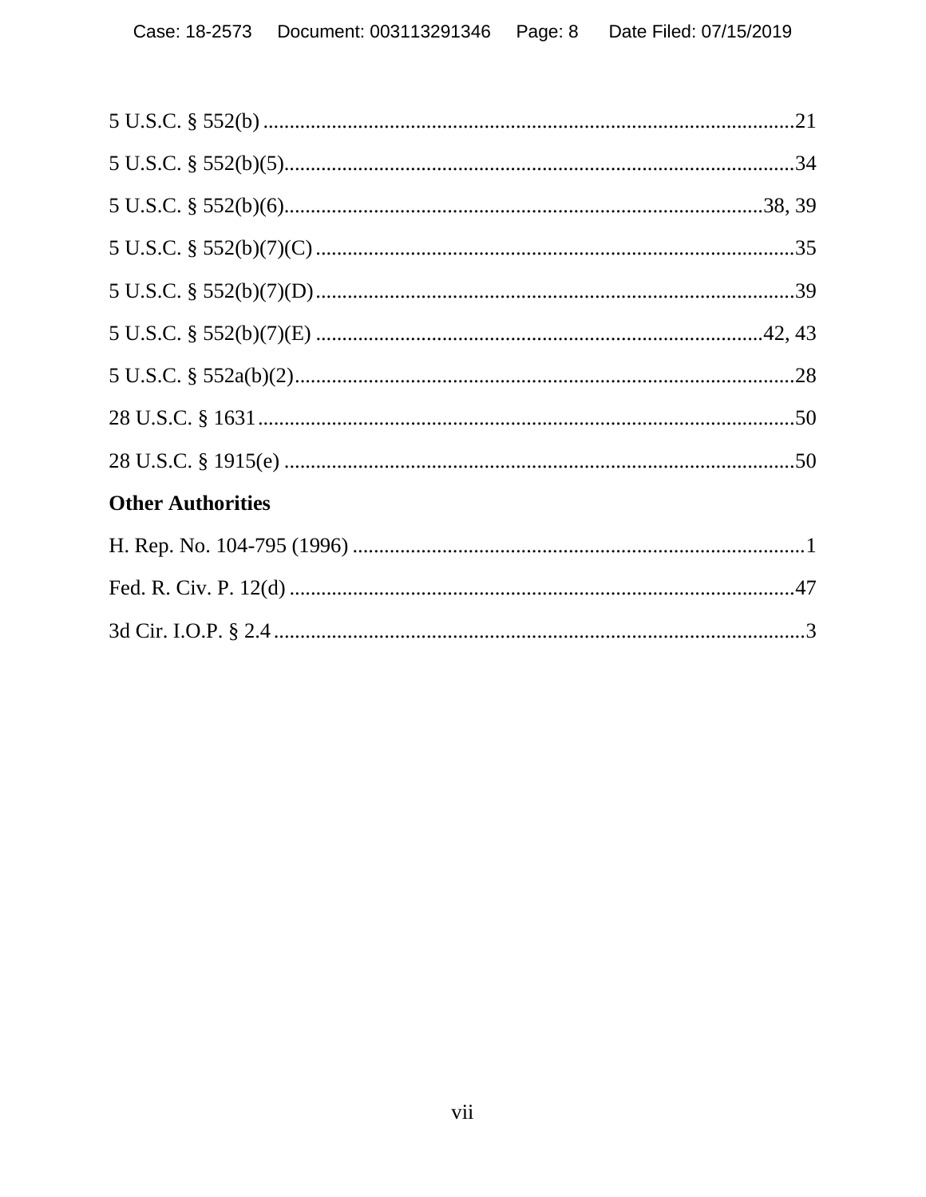5 U.S.C. § 552(b) ....................................................................................................21

5 U.S.C. § 552(b)(5)................................................................................................34

5 U.S.C. § 552(b)(6)..........................................................................................38, 39

5 U.S.C. § 552(b)(7)(C) ..........................................................................................35

5 U.S.C. § 552(b)(7)(D)..........................................................................................39

5 U.S.C. § 552(b)(7)(E) ..........................................................................................42, 43

5 U.S.C. § 552a(b)(2)...............................................................................................28

28 U.S.C. § 1631......................................................................................................50

28 U.S.C. § 1915(e) .................................................................................................50

**Other Authorities**

H. Rep. No. 104-795 (1996) .....................................................................................1

Fed. R. Civ. P. 12(d) ................................................................................................47

3d Cir. I.O.P. § 2.4 .....................................................................................................3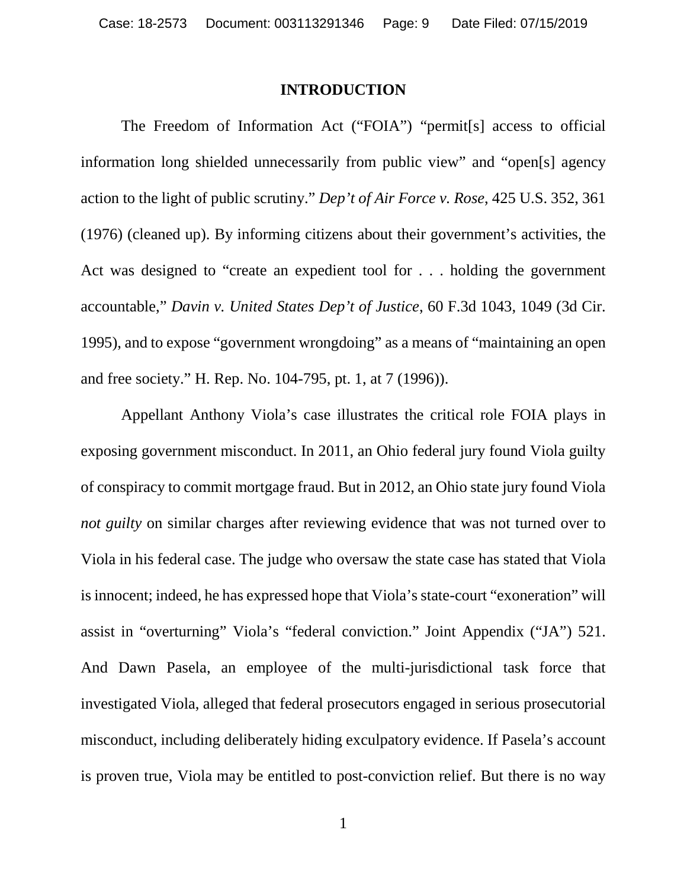# INTRODUCTION

The Freedom of Information Act ("FOIA") "permit[s] access to official information long shielded unnecessarily from public view" and "open[s] agency action to the light of public scrutiny." *Dep't of Air Force v. Rose*, 425 U.S. 352, 361 (1976) (cleaned up). By informing citizens about their government's activities, the Act was designed to "create an expedient tool for . . . holding the government accountable," *Davin v. United States Dep't of Justice*, 60 F.3d 1043, 1049 (3d Cir. 1995), and to expose "government wrongdoing" as a means of "maintaining an open and free society." H. Rep. No. 104-795, pt. 1, at 7 (1996)).

Appellant Anthony Viola's case illustrates the critical role FOIA plays in exposing government misconduct. In 2011, an Ohio federal jury found Viola guilty of conspiracy to commit mortgage fraud. But in 2012, an Ohio state jury found Viola *not guilty* on similar charges after reviewing evidence that was not turned over to Viola in his federal case. The judge who oversaw the state case has stated that Viola is innocent; indeed, he has expressed hope that Viola's state-court "exoneration" will assist in "overturning" Viola's "federal conviction." Joint Appendix ("JA") 521. And Dawn Pasela, an employee of the multi-jurisdictional task force that investigated Viola, alleged that federal prosecutors engaged in serious prosecutorial misconduct, including deliberately hiding exculpatory evidence. If Pasela's account is proven true, Viola may be entitled to post-conviction relief. But there is no way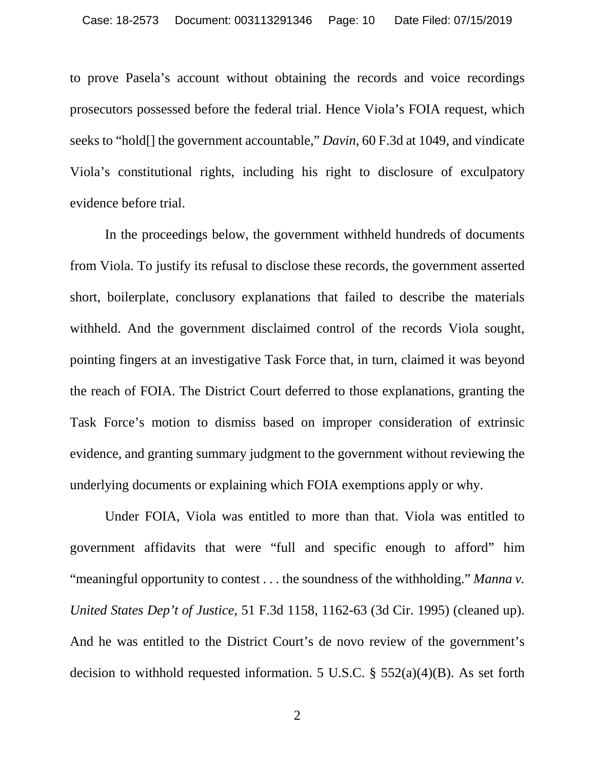to prove Pasela's account without obtaining the records and voice recordings prosecutors possessed before the federal trial. Hence Viola's FOIA request, which seeks to "hold[] the government accountable," *Davin*, 60 F.3d at 1049, and vindicate Viola's constitutional rights, including his right to disclosure of exculpatory evidence before trial.

In the proceedings below, the government withheld hundreds of documents from Viola. To justify its refusal to disclose these records, the government asserted short, boilerplate, conclusory explanations that failed to describe the materials withheld. And the government disclaimed control of the records Viola sought, pointing fingers at an investigative Task Force that, in turn, claimed it was beyond the reach of FOIA. The District Court deferred to those explanations, granting the Task Force's motion to dismiss based on improper consideration of extrinsic evidence, and granting summary judgment to the government without reviewing the underlying documents or explaining which FOIA exemptions apply or why.

Under FOIA, Viola was entitled to more than that. Viola was entitled to government affidavits that were "full and specific enough to afford" him "meaningful opportunity to contest . . . the soundness of the withholding." *Manna v. United States Dep't of Justice*, 51 F.3d 1158, 1162-63 (3d Cir. 1995) (cleaned up). And he was entitled to the District Court's de novo review of the government's decision to withhold requested information. 5 U.S.C. § 552(a)(4)(B). As set forth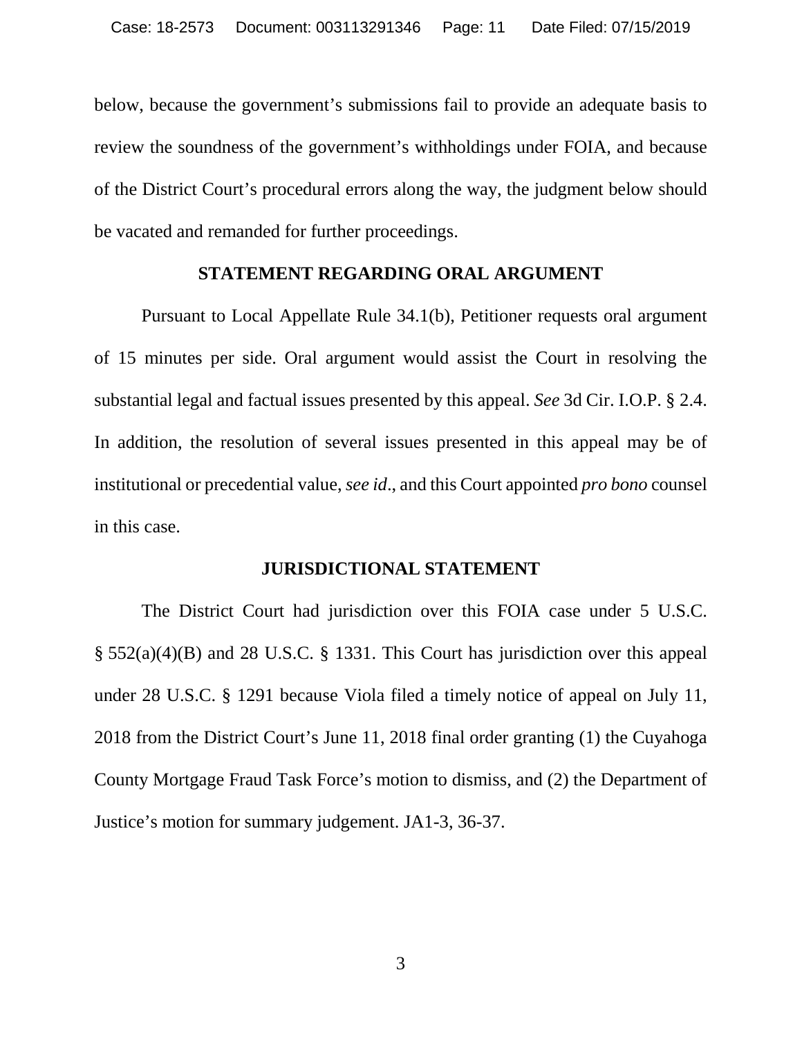below, because the government's submissions fail to provide an adequate basis to review the soundness of the government's withholdings under FOIA, and because of the District Court's procedural errors along the way, the judgment below should be vacated and remanded for further proceedings.

## STATEMENT REGARDING ORAL ARGUMENT

Pursuant to Local Appellate Rule 34.1(b), Petitioner requests oral argument of 15 minutes per side. Oral argument would assist the Court in resolving the substantial legal and factual issues presented by this appeal. *See* 3d Cir. I.O.P. § 2.4. In addition, the resolution of several issues presented in this appeal may be of institutional or precedential value, *see id*., and this Court appointed *pro bono* counsel in this case.

## JURISDICTIONAL STATEMENT

The District Court had jurisdiction over this FOIA case under 5 U.S.C. § 552(a)(4)(B) and 28 U.S.C. § 1331. This Court has jurisdiction over this appeal under 28 U.S.C. § 1291 because Viola filed a timely notice of appeal on July 11, 2018 from the District Court's June 11, 2018 final order granting (1) the Cuyahoga County Mortgage Fraud Task Force's motion to dismiss, and (2) the Department of Justice's motion for summary judgement. JA1-3, 36-37.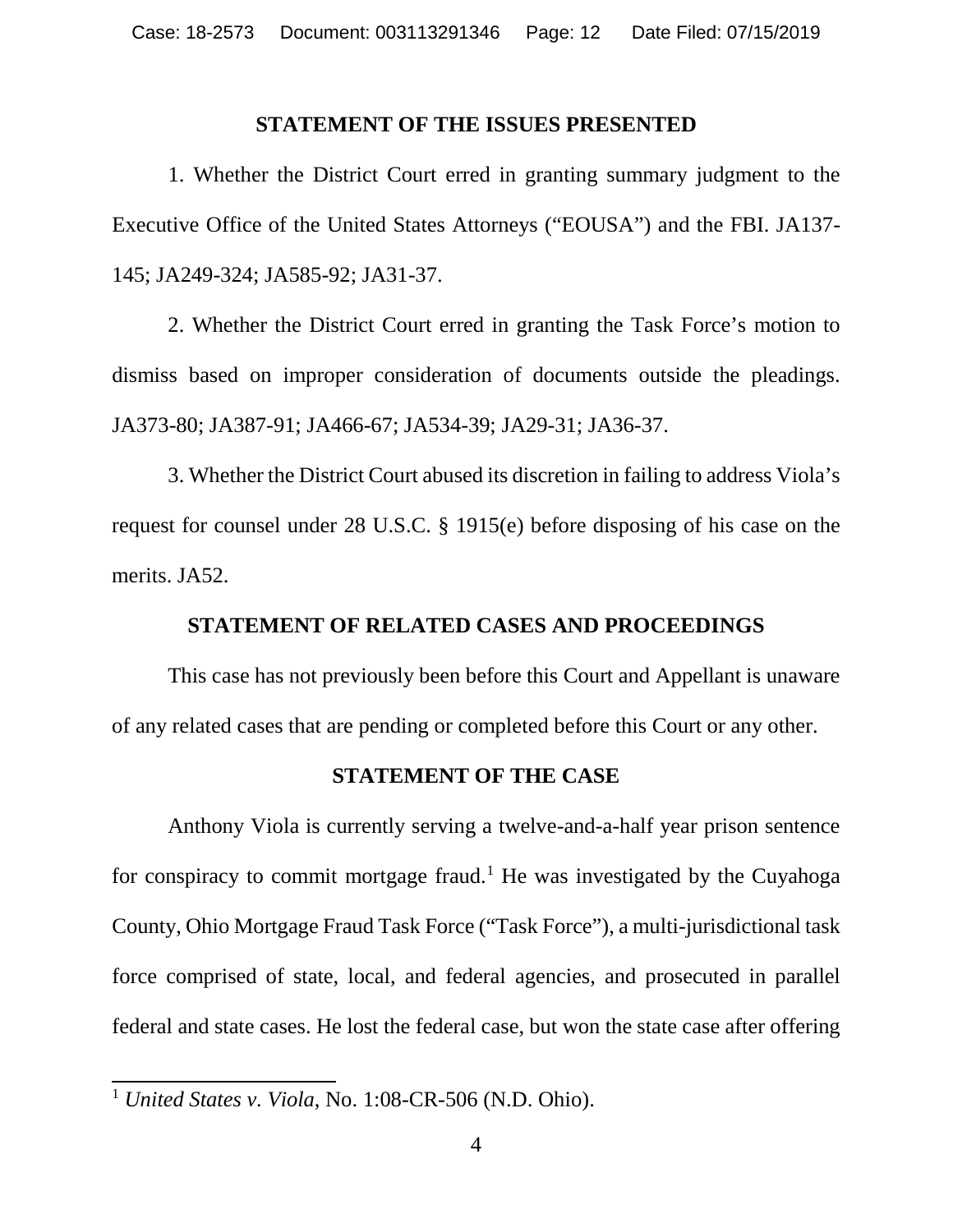## STATEMENT OF THE ISSUES PRESENTED

1. Whether the District Court erred in granting summary judgment to the Executive Office of the United States Attorneys ("EOUSA") and the FBI. JA137-145; JA249-324; JA585-92; JA31-37.

2. Whether the District Court erred in granting the Task Force's motion to dismiss based on improper consideration of documents outside the pleadings. JA373-80; JA387-91; JA466-67; JA534-39; JA29-31; JA36-37.

3. Whether the District Court abused its discretion in failing to address Viola's request for counsel under 28 U.S.C. § 1915(e) before disposing of his case on the merits. JA52.

## STATEMENT OF RELATED CASES AND PROCEEDINGS

This case has not previously been before this Court and Appellant is unaware of any related cases that are pending or completed before this Court or any other.

## STATEMENT OF THE CASE

Anthony Viola is currently serving a twelve-and-a-half year prison sentence for conspiracy to commit mortgage fraud.[1] He was investigated by the Cuyahoga County, Ohio Mortgage Fraud Task Force ("Task Force"), a multi-jurisdictional task force comprised of state, local, and federal agencies, and prosecuted in parallel federal and state cases. He lost the federal case, but won the state case after offering

[1] *United States v. Viola*, No. 1:08-CR-506 (N.D. Ohio).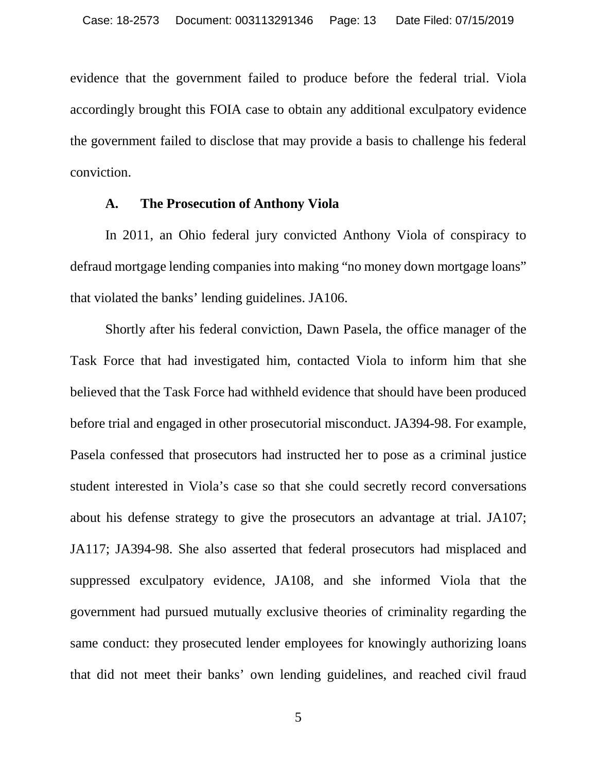evidence that the government failed to produce before the federal trial. Viola accordingly brought this FOIA case to obtain any additional exculpatory evidence the government failed to disclose that may provide a basis to challenge his federal conviction.

### A. The Prosecution of Anthony Viola

In 2011, an Ohio federal jury convicted Anthony Viola of conspiracy to defraud mortgage lending companies into making "no money down mortgage loans" that violated the banks' lending guidelines. JA106.

Shortly after his federal conviction, Dawn Pasela, the office manager of the Task Force that had investigated him, contacted Viola to inform him that she believed that the Task Force had withheld evidence that should have been produced before trial and engaged in other prosecutorial misconduct. JA394-98. For example, Pasela confessed that prosecutors had instructed her to pose as a criminal justice student interested in Viola's case so that she could secretly record conversations about his defense strategy to give the prosecutors an advantage at trial. JA107; JA117; JA394-98. She also asserted that federal prosecutors had misplaced and suppressed exculpatory evidence, JA108, and she informed Viola that the government had pursued mutually exclusive theories of criminality regarding the same conduct: they prosecuted lender employees for knowingly authorizing loans that did not meet their banks' own lending guidelines, and reached civil fraud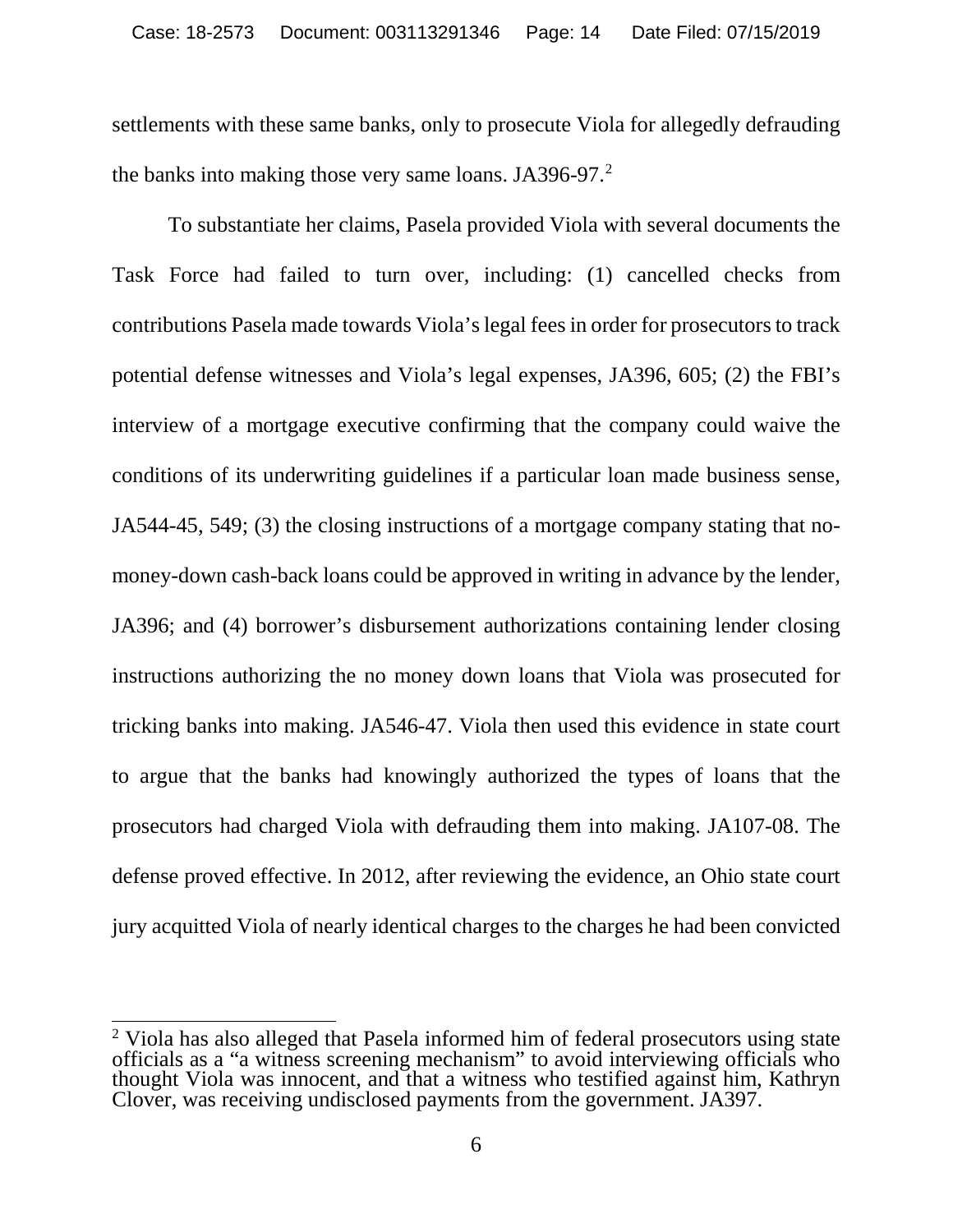settlements with these same banks, only to prosecute Viola for allegedly defrauding the banks into making those very same loans. JA396-97.[2]

To substantiate her claims, Pasela provided Viola with several documents the Task Force had failed to turn over, including: (1) cancelled checks from contributions Pasela made towards Viola's legal fees in order for prosecutors to track potential defense witnesses and Viola's legal expenses, JA396, 605; (2) the FBI's interview of a mortgage executive confirming that the company could waive the conditions of its underwriting guidelines if a particular loan made business sense, JA544-45, 549; (3) the closing instructions of a mortgage company stating that no-money-down cash-back loans could be approved in writing in advance by the lender, JA396; and (4) borrower's disbursement authorizations containing lender closing instructions authorizing the no money down loans that Viola was prosecuted for tricking banks into making. JA546-47. Viola then used this evidence in state court to argue that the banks had knowingly authorized the types of loans that the prosecutors had charged Viola with defrauding them into making. JA107-08. The defense proved effective. In 2012, after reviewing the evidence, an Ohio state court jury acquitted Viola of nearly identical charges to the charges he had been convicted

---

[2] Viola has also alleged that Pasela informed him of federal prosecutors using state officials as a "a witness screening mechanism" to avoid interviewing officials who thought Viola was innocent, and that a witness who testified against him, Kathryn Clover, was receiving undisclosed payments from the government. JA397.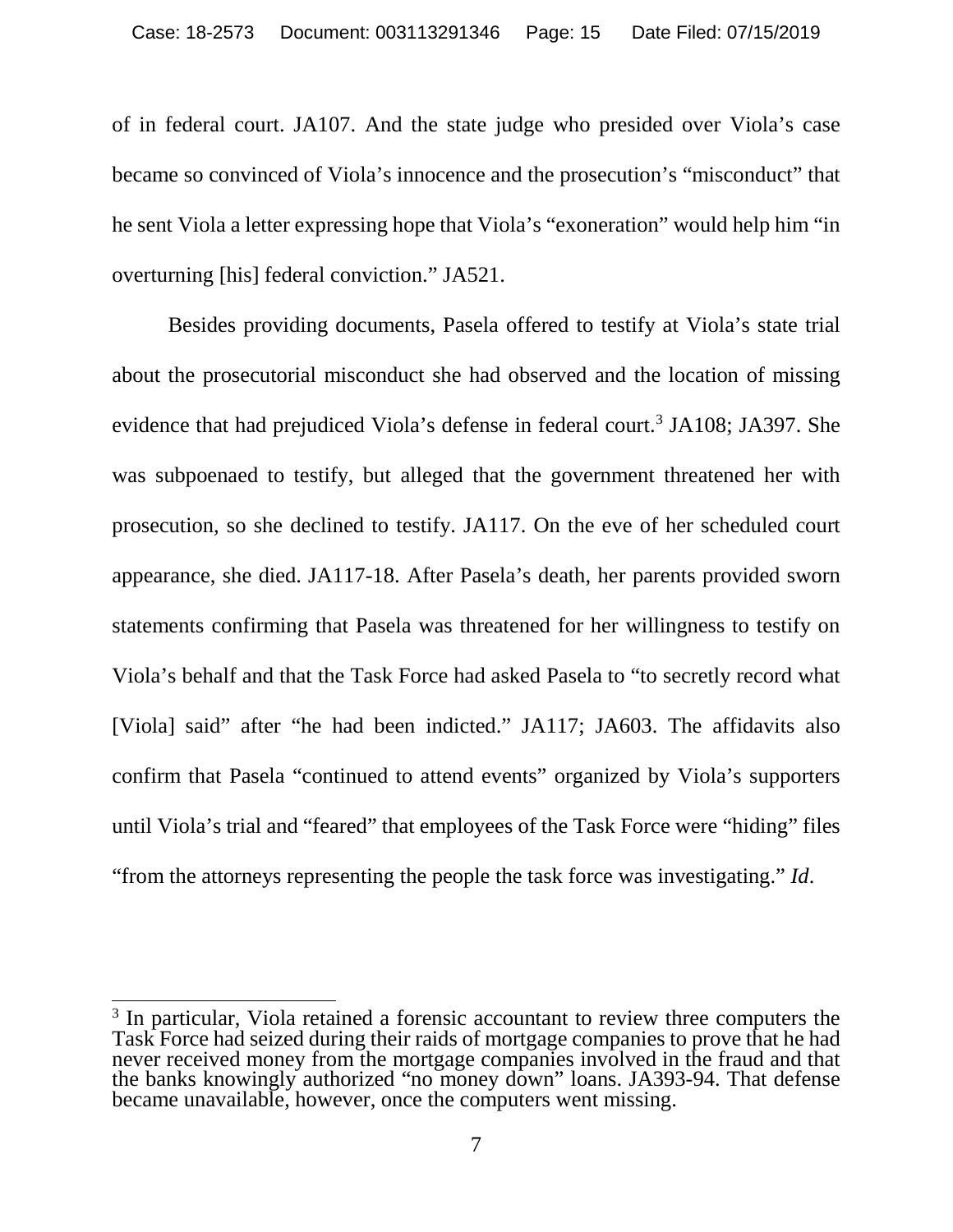of in federal court. JA107. And the state judge who presided over Viola's case became so convinced of Viola's innocence and the prosecution's "misconduct" that he sent Viola a letter expressing hope that Viola's "exoneration" would help him "in overturning [his] federal conviction." JA521.

Besides providing documents, Pasela offered to testify at Viola's state trial about the prosecutorial misconduct she had observed and the location of missing evidence that had prejudiced Viola's defense in federal court.[3] JA108; JA397. She was subpoenaed to testify, but alleged that the government threatened her with prosecution, so she declined to testify. JA117. On the eve of her scheduled court appearance, she died. JA117-18. After Pasela's death, her parents provided sworn statements confirming that Pasela was threatened for her willingness to testify on Viola's behalf and that the Task Force had asked Pasela to "to secretly record what [Viola] said" after "he had been indicted." JA117; JA603. The affidavits also confirm that Pasela "continued to attend events" organized by Viola's supporters until Viola's trial and "feared" that employees of the Task Force were "hiding" files "from the attorneys representing the people the task force was investigating." *Id*.

---

[3] In particular, Viola retained a forensic accountant to review three computers the Task Force had seized during their raids of mortgage companies to prove that he had never received money from the mortgage companies involved in the fraud and that the banks knowingly authorized "no money down" loans. JA393-94. That defense became unavailable, however, once the computers went missing.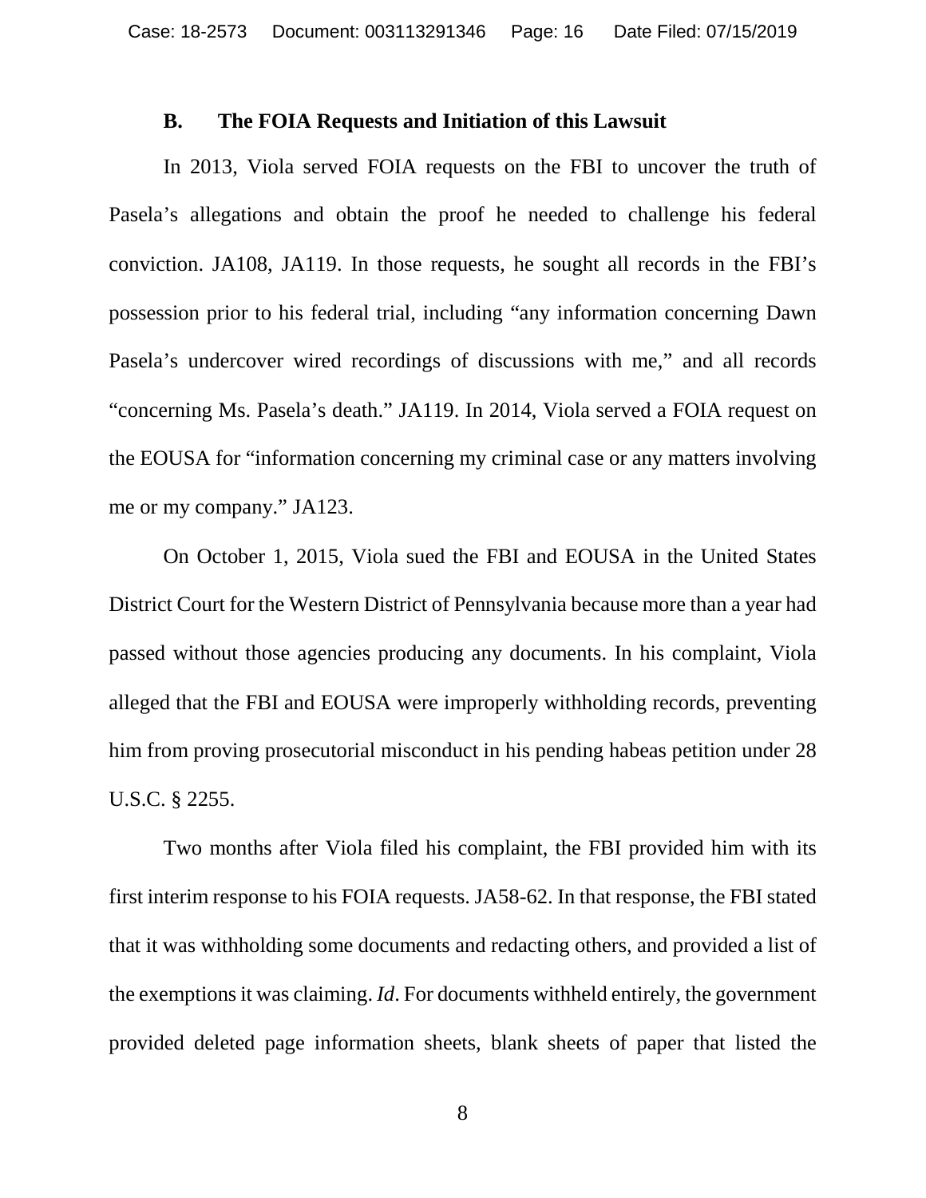### B. The FOIA Requests and Initiation of this Lawsuit

In 2013, Viola served FOIA requests on the FBI to uncover the truth of Pasela's allegations and obtain the proof he needed to challenge his federal conviction. JA108, JA119. In those requests, he sought all records in the FBI's possession prior to his federal trial, including "any information concerning Dawn Pasela's undercover wired recordings of discussions with me," and all records "concerning Ms. Pasela's death." JA119. In 2014, Viola served a FOIA request on the EOUSA for "information concerning my criminal case or any matters involving me or my company." JA123.

On October 1, 2015, Viola sued the FBI and EOUSA in the United States District Court for the Western District of Pennsylvania because more than a year had passed without those agencies producing any documents. In his complaint, Viola alleged that the FBI and EOUSA were improperly withholding records, preventing him from proving prosecutorial misconduct in his pending habeas petition under 28 U.S.C. § 2255.

Two months after Viola filed his complaint, the FBI provided him with its first interim response to his FOIA requests. JA58-62. In that response, the FBI stated that it was withholding some documents and redacting others, and provided a list of the exemptions it was claiming. *Id*. For documents withheld entirely, the government provided deleted page information sheets, blank sheets of paper that listed the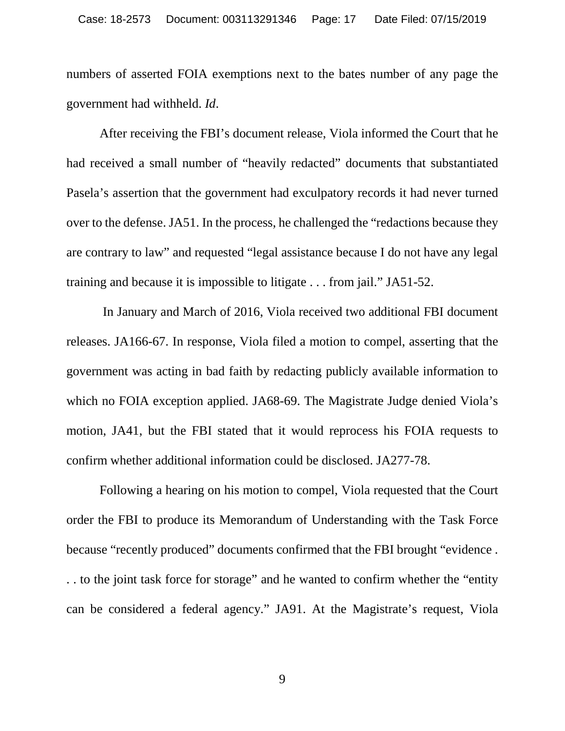numbers of asserted FOIA exemptions next to the bates number of any page the government had withheld. *Id*.

After receiving the FBI's document release, Viola informed the Court that he had received a small number of "heavily redacted" documents that substantiated Pasela's assertion that the government had exculpatory records it had never turned over to the defense. JA51. In the process, he challenged the "redactions because they are contrary to law" and requested "legal assistance because I do not have any legal training and because it is impossible to litigate . . . from jail." JA51-52.

In January and March of 2016, Viola received two additional FBI document releases. JA166-67. In response, Viola filed a motion to compel, asserting that the government was acting in bad faith by redacting publicly available information to which no FOIA exception applied. JA68-69. The Magistrate Judge denied Viola's motion, JA41, but the FBI stated that it would reprocess his FOIA requests to confirm whether additional information could be disclosed. JA277-78.

Following a hearing on his motion to compel, Viola requested that the Court order the FBI to produce its Memorandum of Understanding with the Task Force because "recently produced" documents confirmed that the FBI brought "evidence . . . to the joint task force for storage" and he wanted to confirm whether the "entity can be considered a federal agency." JA91. At the Magistrate's request, Viola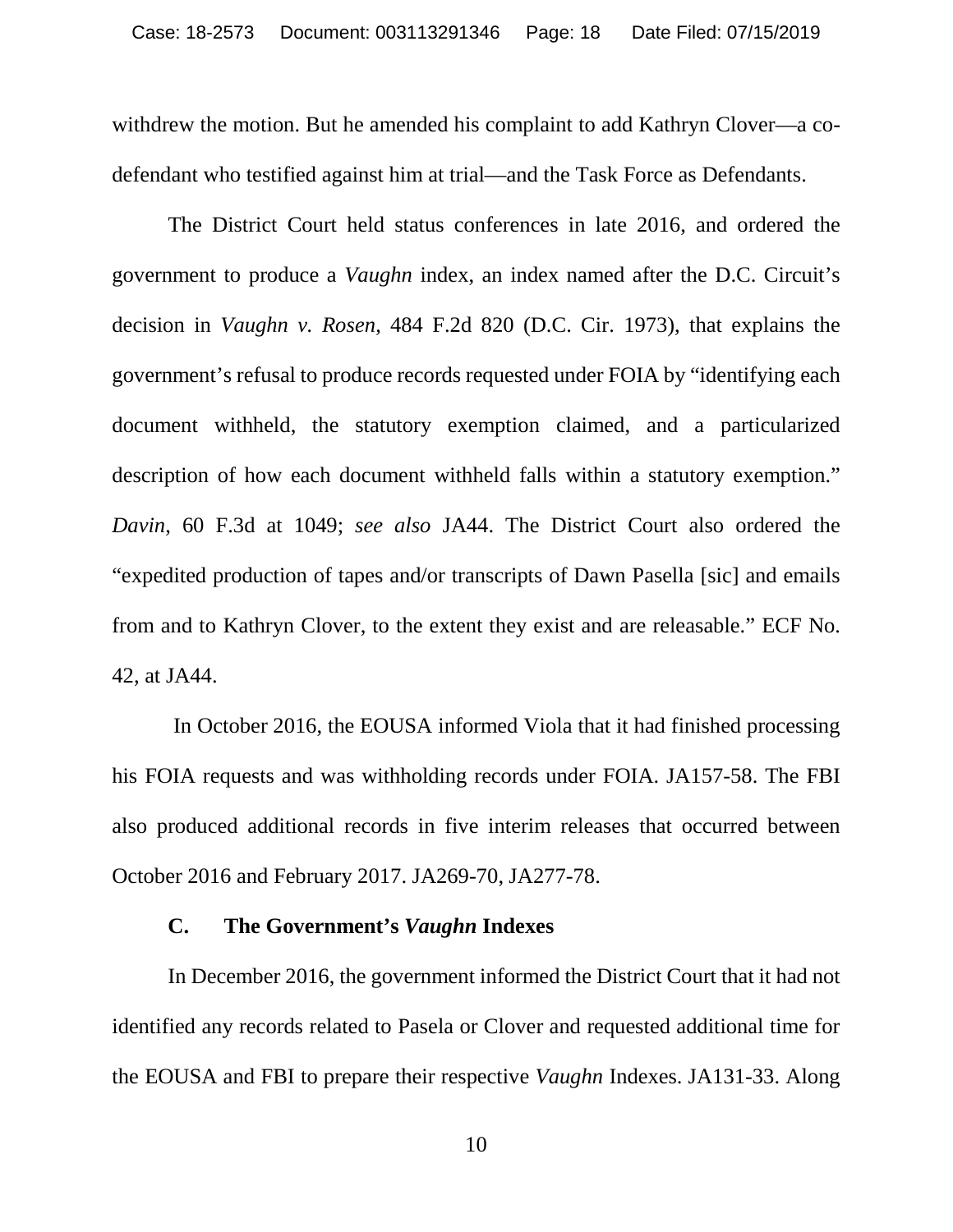withdrew the motion. But he amended his complaint to add Kathryn Clover—a co-defendant who testified against him at trial—and the Task Force as Defendants.

The District Court held status conferences in late 2016, and ordered the government to produce a *Vaughn* index, an index named after the D.C. Circuit's decision in *Vaughn v. Rosen*, 484 F.2d 820 (D.C. Cir. 1973), that explains the government's refusal to produce records requested under FOIA by "identifying each document withheld, the statutory exemption claimed, and a particularized description of how each document withheld falls within a statutory exemption." *Davin*, 60 F.3d at 1049; *see also* JA44. The District Court also ordered the "expedited production of tapes and/or transcripts of Dawn Pasella [sic] and emails from and to Kathryn Clover, to the extent they exist and are releasable." ECF No. 42, at JA44.

In October 2016, the EOUSA informed Viola that it had finished processing his FOIA requests and was withholding records under FOIA. JA157-58. The FBI also produced additional records in five interim releases that occurred between October 2016 and February 2017. JA269-70, JA277-78.

### C. The Government's *Vaughn* Indexes

In December 2016, the government informed the District Court that it had not identified any records related to Pasela or Clover and requested additional time for the EOUSA and FBI to prepare their respective *Vaughn* Indexes. JA131-33. Along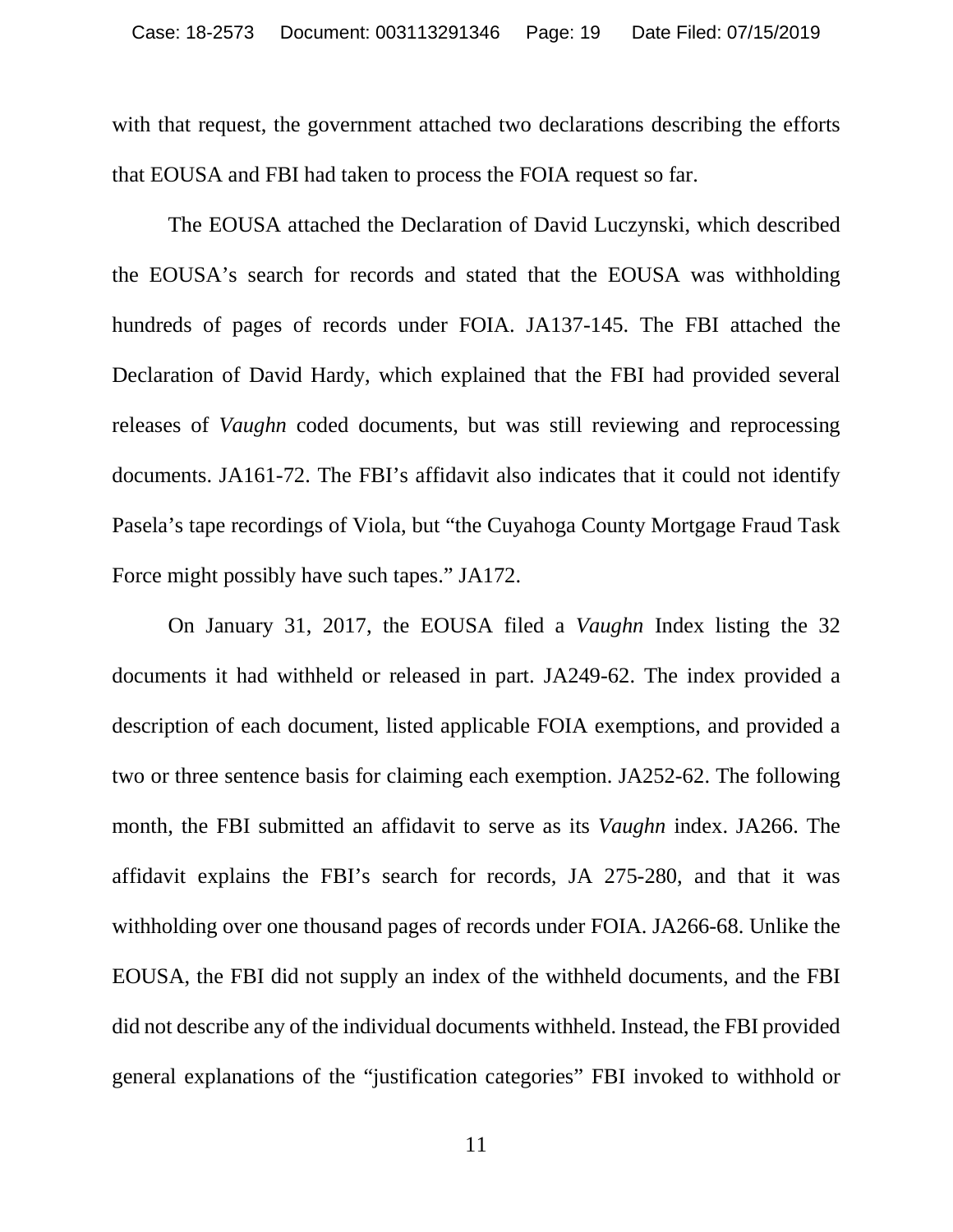with that request, the government attached two declarations describing the efforts that EOUSA and FBI had taken to process the FOIA request so far.

The EOUSA attached the Declaration of David Luczynski, which described the EOUSA's search for records and stated that the EOUSA was withholding hundreds of pages of records under FOIA. JA137-145. The FBI attached the Declaration of David Hardy, which explained that the FBI had provided several releases of *Vaughn* coded documents, but was still reviewing and reprocessing documents. JA161-72. The FBI's affidavit also indicates that it could not identify Pasela's tape recordings of Viola, but "the Cuyahoga County Mortgage Fraud Task Force might possibly have such tapes." JA172.

On January 31, 2017, the EOUSA filed a *Vaughn* Index listing the 32 documents it had withheld or released in part. JA249-62. The index provided a description of each document, listed applicable FOIA exemptions, and provided a two or three sentence basis for claiming each exemption. JA252-62. The following month, the FBI submitted an affidavit to serve as its *Vaughn* index. JA266. The affidavit explains the FBI's search for records, JA 275-280, and that it was withholding over one thousand pages of records under FOIA. JA266-68. Unlike the EOUSA, the FBI did not supply an index of the withheld documents, and the FBI did not describe any of the individual documents withheld. Instead, the FBI provided general explanations of the "justification categories" FBI invoked to withhold or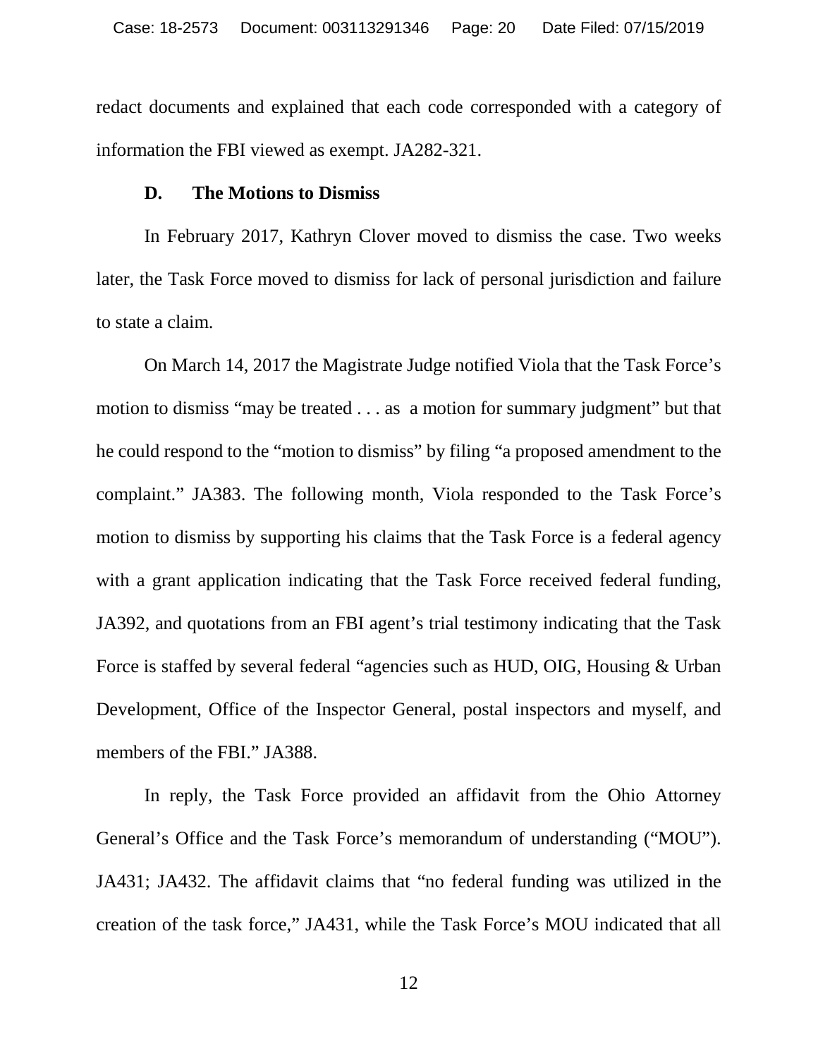redact documents and explained that each code corresponded with a category of information the FBI viewed as exempt. JA282-321.

### D. The Motions to Dismiss

In February 2017, Kathryn Clover moved to dismiss the case. Two weeks later, the Task Force moved to dismiss for lack of personal jurisdiction and failure to state a claim.

On March 14, 2017 the Magistrate Judge notified Viola that the Task Force's motion to dismiss "may be treated . . . as a motion for summary judgment" but that he could respond to the "motion to dismiss" by filing "a proposed amendment to the complaint." JA383. The following month, Viola responded to the Task Force's motion to dismiss by supporting his claims that the Task Force is a federal agency with a grant application indicating that the Task Force received federal funding, JA392, and quotations from an FBI agent's trial testimony indicating that the Task Force is staffed by several federal "agencies such as HUD, OIG, Housing & Urban Development, Office of the Inspector General, postal inspectors and myself, and members of the FBI." JA388.

In reply, the Task Force provided an affidavit from the Ohio Attorney General's Office and the Task Force's memorandum of understanding ("MOU"). JA431; JA432. The affidavit claims that "no federal funding was utilized in the creation of the task force," JA431, while the Task Force's MOU indicated that all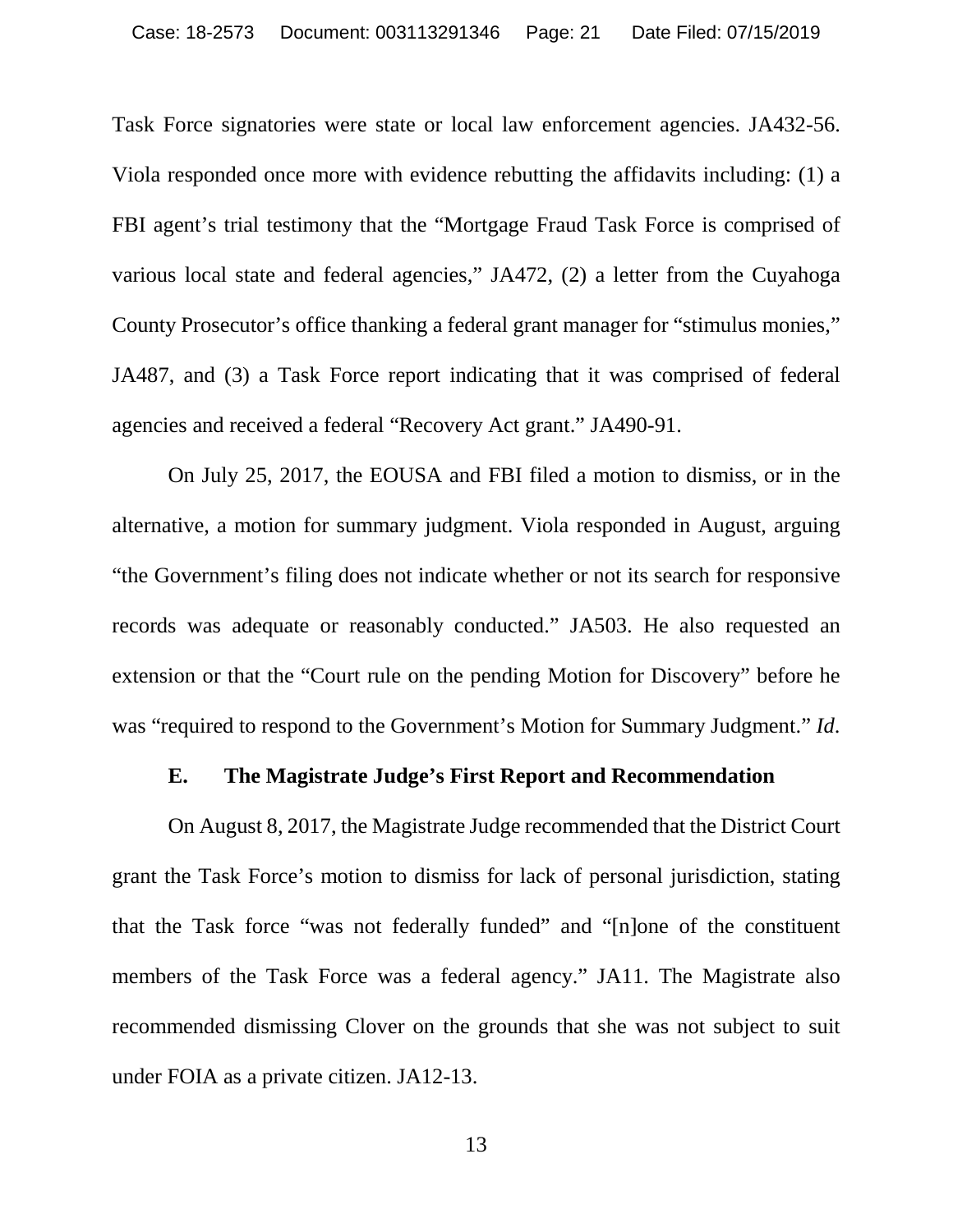Task Force signatories were state or local law enforcement agencies. JA432-56. Viola responded once more with evidence rebutting the affidavits including: (1) a FBI agent's trial testimony that the "Mortgage Fraud Task Force is comprised of various local state and federal agencies," JA472, (2) a letter from the Cuyahoga County Prosecutor's office thanking a federal grant manager for "stimulus monies," JA487, and (3) a Task Force report indicating that it was comprised of federal agencies and received a federal "Recovery Act grant." JA490-91.

On July 25, 2017, the EOUSA and FBI filed a motion to dismiss, or in the alternative, a motion for summary judgment. Viola responded in August, arguing "the Government's filing does not indicate whether or not its search for responsive records was adequate or reasonably conducted." JA503. He also requested an extension or that the "Court rule on the pending Motion for Discovery" before he was "required to respond to the Government's Motion for Summary Judgment." *Id*.

### E. The Magistrate Judge's First Report and Recommendation

On August 8, 2017, the Magistrate Judge recommended that the District Court grant the Task Force's motion to dismiss for lack of personal jurisdiction, stating that the Task force "was not federally funded" and "[n]one of the constituent members of the Task Force was a federal agency." JA11. The Magistrate also recommended dismissing Clover on the grounds that she was not subject to suit under FOIA as a private citizen. JA12-13.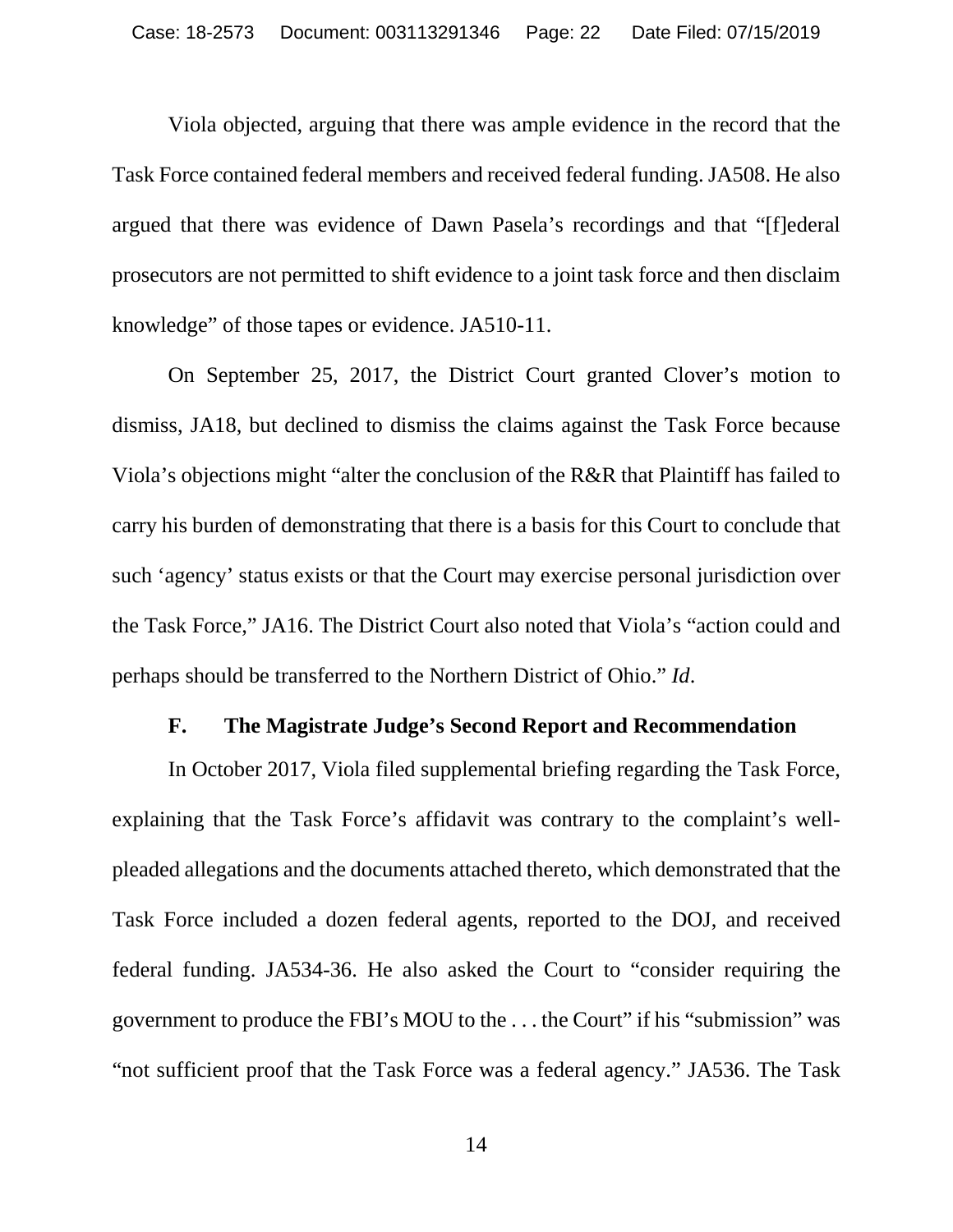Viola objected, arguing that there was ample evidence in the record that the Task Force contained federal members and received federal funding. JA508. He also argued that there was evidence of Dawn Pasela's recordings and that "[f]ederal prosecutors are not permitted to shift evidence to a joint task force and then disclaim knowledge" of those tapes or evidence. JA510-11.

On September 25, 2017, the District Court granted Clover's motion to dismiss, JA18, but declined to dismiss the claims against the Task Force because Viola's objections might "alter the conclusion of the R&R that Plaintiff has failed to carry his burden of demonstrating that there is a basis for this Court to conclude that such 'agency' status exists or that the Court may exercise personal jurisdiction over the Task Force," JA16. The District Court also noted that Viola's "action could and perhaps should be transferred to the Northern District of Ohio." *Id*.

### F. The Magistrate Judge's Second Report and Recommendation

In October 2017, Viola filed supplemental briefing regarding the Task Force, explaining that the Task Force's affidavit was contrary to the complaint's well-pleaded allegations and the documents attached thereto, which demonstrated that the Task Force included a dozen federal agents, reported to the DOJ, and received federal funding. JA534-36. He also asked the Court to "consider requiring the government to produce the FBI's MOU to the . . . the Court" if his "submission" was "not sufficient proof that the Task Force was a federal agency." JA536. The Task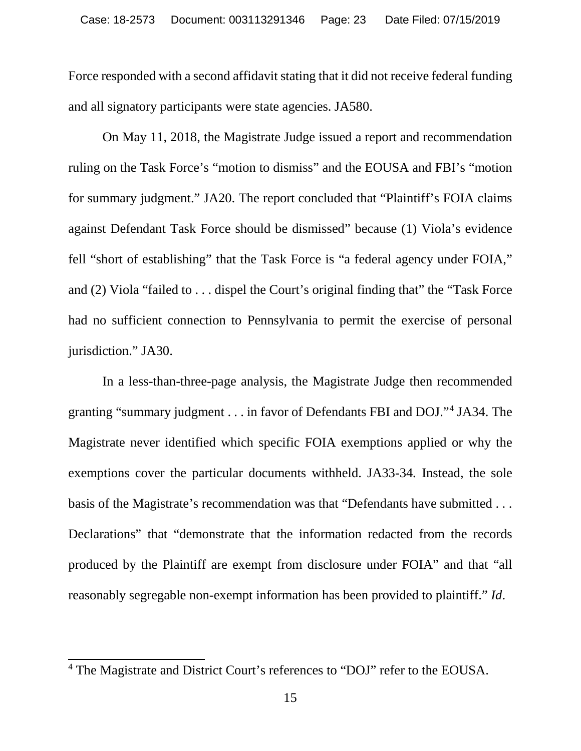Force responded with a second affidavit stating that it did not receive federal funding and all signatory participants were state agencies. JA580.

On May 11, 2018, the Magistrate Judge issued a report and recommendation ruling on the Task Force's "motion to dismiss" and the EOUSA and FBI's "motion for summary judgment." JA20. The report concluded that "Plaintiff's FOIA claims against Defendant Task Force should be dismissed" because (1) Viola's evidence fell "short of establishing" that the Task Force is "a federal agency under FOIA," and (2) Viola "failed to . . . dispel the Court's original finding that" the "Task Force had no sufficient connection to Pennsylvania to permit the exercise of personal jurisdiction." JA30.

In a less-than-three-page analysis, the Magistrate Judge then recommended granting "summary judgment . . . in favor of Defendants FBI and DOJ."[4] JA34. The Magistrate never identified which specific FOIA exemptions applied or why the exemptions cover the particular documents withheld. JA33-34. Instead, the sole basis of the Magistrate's recommendation was that "Defendants have submitted . . . Declarations" that "demonstrate that the information redacted from the records produced by the Plaintiff are exempt from disclosure under FOIA" and that "all reasonably segregable non-exempt information has been provided to plaintiff." *Id*.

---

[4] The Magistrate and District Court's references to "DOJ" refer to the EOUSA.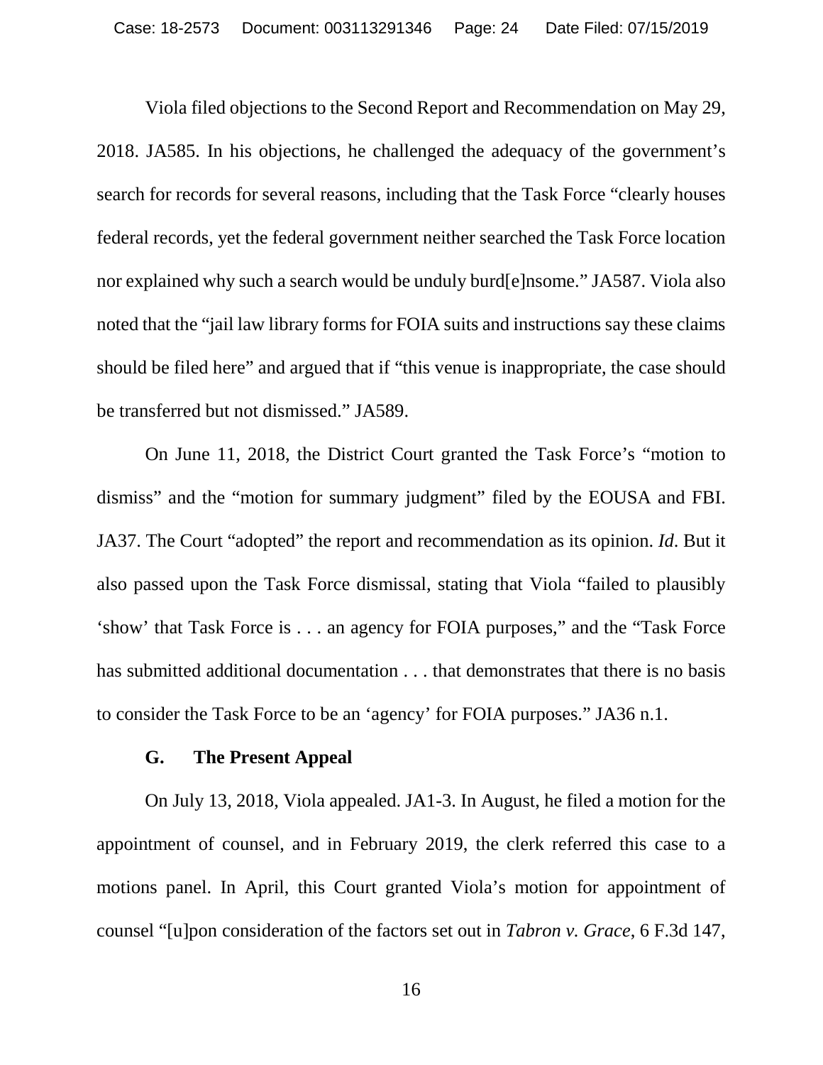Viola filed objections to the Second Report and Recommendation on May 29, 2018. JA585. In his objections, he challenged the adequacy of the government's search for records for several reasons, including that the Task Force "clearly houses federal records, yet the federal government neither searched the Task Force location nor explained why such a search would be unduly burd[e]nsome." JA587. Viola also noted that the "jail law library forms for FOIA suits and instructions say these claims should be filed here" and argued that if "this venue is inappropriate, the case should be transferred but not dismissed." JA589.

On June 11, 2018, the District Court granted the Task Force's "motion to dismiss" and the "motion for summary judgment" filed by the EOUSA and FBI. JA37. The Court "adopted" the report and recommendation as its opinion. *Id*. But it also passed upon the Task Force dismissal, stating that Viola "failed to plausibly 'show' that Task Force is . . . an agency for FOIA purposes," and the "Task Force has submitted additional documentation . . . that demonstrates that there is no basis to consider the Task Force to be an 'agency' for FOIA purposes." JA36 n.1.

### G. The Present Appeal

On July 13, 2018, Viola appealed. JA1-3. In August, he filed a motion for the appointment of counsel, and in February 2019, the clerk referred this case to a motions panel. In April, this Court granted Viola's motion for appointment of counsel "[u]pon consideration of the factors set out in *Tabron v. Grace*, 6 F.3d 147,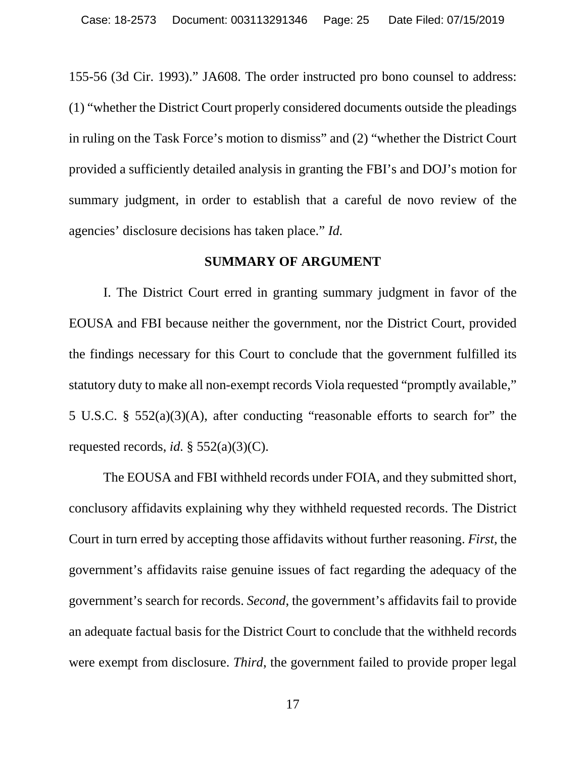155-56 (3d Cir. 1993)." JA608. The order instructed pro bono counsel to address: (1) "whether the District Court properly considered documents outside the pleadings in ruling on the Task Force's motion to dismiss" and (2) "whether the District Court provided a sufficiently detailed analysis in granting the FBI's and DOJ's motion for summary judgment, in order to establish that a careful de novo review of the agencies' disclosure decisions has taken place." *Id.*

## SUMMARY OF ARGUMENT

I. The District Court erred in granting summary judgment in favor of the EOUSA and FBI because neither the government, nor the District Court, provided the findings necessary for this Court to conclude that the government fulfilled its statutory duty to make all non-exempt records Viola requested "promptly available," 5 U.S.C. § 552(a)(3)(A), after conducting "reasonable efforts to search for" the requested records, *id.* § 552(a)(3)(C).

The EOUSA and FBI withheld records under FOIA, and they submitted short, conclusory affidavits explaining why they withheld requested records. The District Court in turn erred by accepting those affidavits without further reasoning. *First*, the government's affidavits raise genuine issues of fact regarding the adequacy of the government's search for records. *Second*, the government's affidavits fail to provide an adequate factual basis for the District Court to conclude that the withheld records were exempt from disclosure. *Third*, the government failed to provide proper legal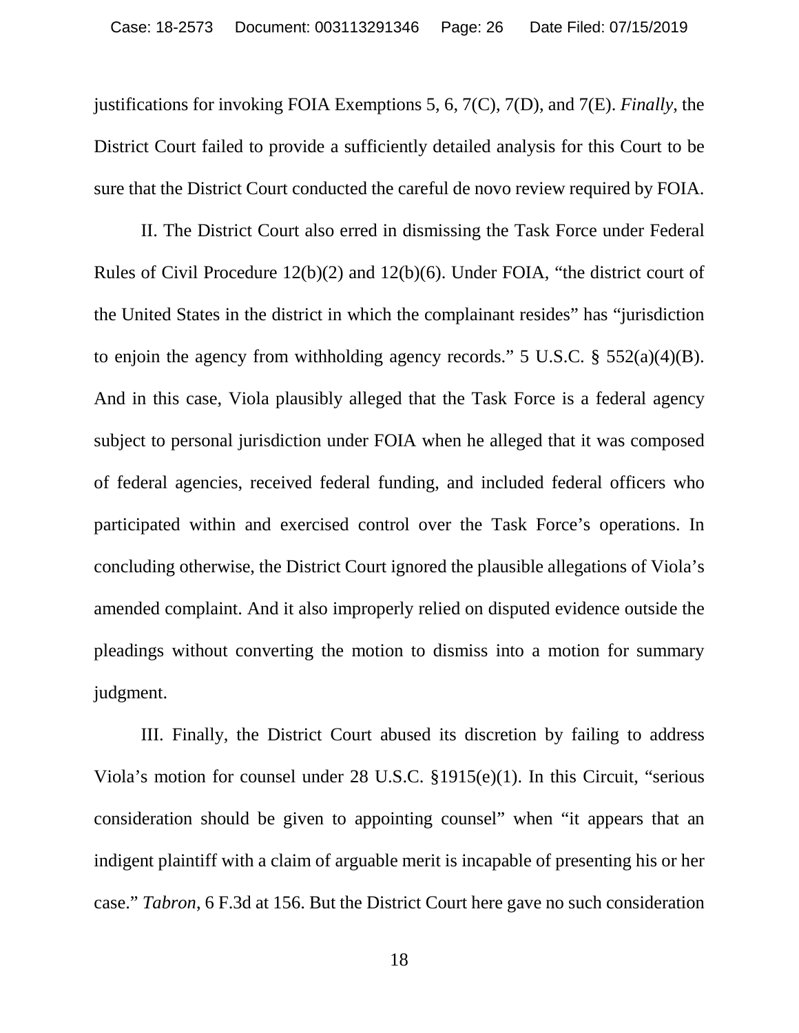justifications for invoking FOIA Exemptions 5, 6, 7(C), 7(D), and 7(E). *Finally*, the District Court failed to provide a sufficiently detailed analysis for this Court to be sure that the District Court conducted the careful de novo review required by FOIA.

II. The District Court also erred in dismissing the Task Force under Federal Rules of Civil Procedure 12(b)(2) and 12(b)(6). Under FOIA, "the district court of the United States in the district in which the complainant resides" has "jurisdiction to enjoin the agency from withholding agency records." 5 U.S.C. § 552(a)(4)(B). And in this case, Viola plausibly alleged that the Task Force is a federal agency subject to personal jurisdiction under FOIA when he alleged that it was composed of federal agencies, received federal funding, and included federal officers who participated within and exercised control over the Task Force's operations. In concluding otherwise, the District Court ignored the plausible allegations of Viola's amended complaint. And it also improperly relied on disputed evidence outside the pleadings without converting the motion to dismiss into a motion for summary judgment.

III. Finally, the District Court abused its discretion by failing to address Viola's motion for counsel under 28 U.S.C. §1915(e)(1). In this Circuit, "serious consideration should be given to appointing counsel" when "it appears that an indigent plaintiff with a claim of arguable merit is incapable of presenting his or her case." *Tabron*, 6 F.3d at 156. But the District Court here gave no such consideration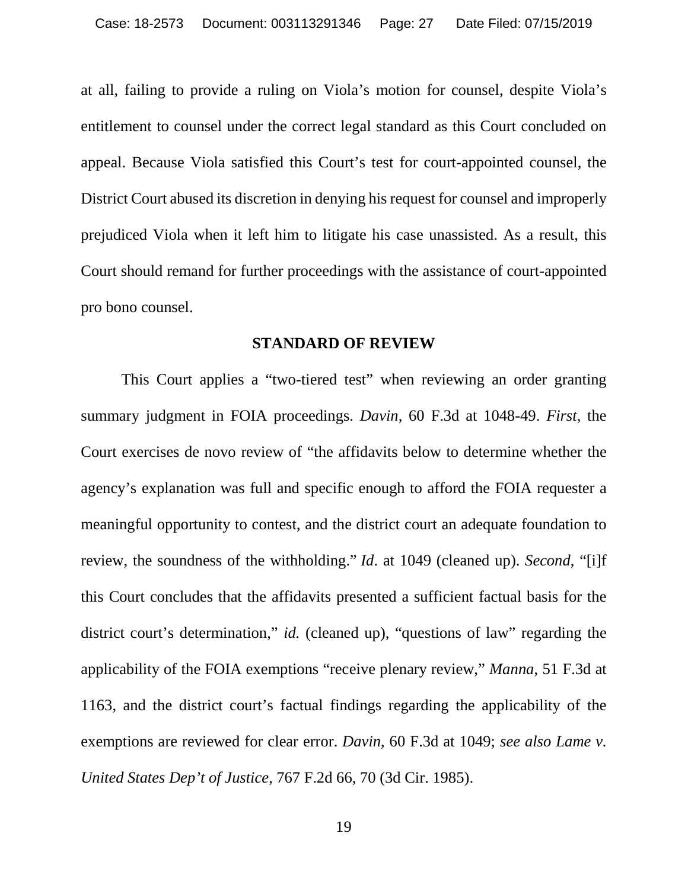at all, failing to provide a ruling on Viola's motion for counsel, despite Viola's entitlement to counsel under the correct legal standard as this Court concluded on appeal. Because Viola satisfied this Court's test for court-appointed counsel, the District Court abused its discretion in denying his request for counsel and improperly prejudiced Viola when it left him to litigate his case unassisted. As a result, this Court should remand for further proceedings with the assistance of court-appointed pro bono counsel.

## STANDARD OF REVIEW

This Court applies a "two-tiered test" when reviewing an order granting summary judgment in FOIA proceedings. *Davin*, 60 F.3d at 1048-49. *First*, the Court exercises de novo review of "the affidavits below to determine whether the agency's explanation was full and specific enough to afford the FOIA requester a meaningful opportunity to contest, and the district court an adequate foundation to review, the soundness of the withholding." *Id*. at 1049 (cleaned up). *Second*, "[i]f this Court concludes that the affidavits presented a sufficient factual basis for the district court's determination," *id.* (cleaned up), "questions of law" regarding the applicability of the FOIA exemptions "receive plenary review," *Manna*, 51 F.3d at 1163, and the district court's factual findings regarding the applicability of the exemptions are reviewed for clear error. *Davin*, 60 F.3d at 1049; *see also Lame v. United States Dep't of Justice*, 767 F.2d 66, 70 (3d Cir. 1985).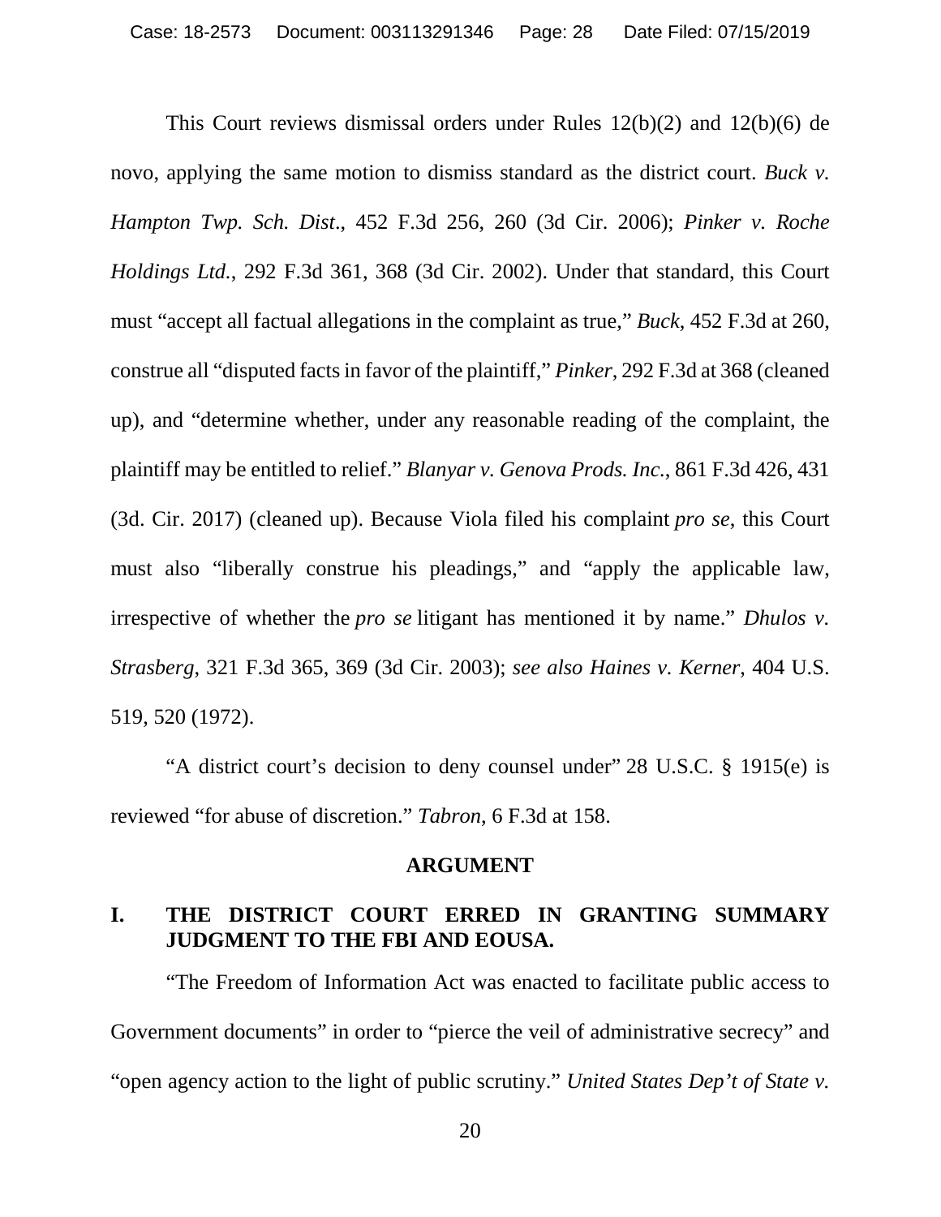This Court reviews dismissal orders under Rules 12(b)(2) and 12(b)(6) de novo, applying the same motion to dismiss standard as the district court. *Buck v. Hampton Twp. Sch. Dist*., 452 F.3d 256, 260 (3d Cir. 2006); *Pinker v. Roche Holdings Ltd.*, 292 F.3d 361, 368 (3d Cir. 2002). Under that standard, this Court must "accept all factual allegations in the complaint as true," *Buck*, 452 F.3d at 260, construe all "disputed facts in favor of the plaintiff," *Pinker*, 292 F.3d at 368 (cleaned up), and "determine whether, under any reasonable reading of the complaint, the plaintiff may be entitled to relief." *Blanyar v. Genova Prods. Inc.*, 861 F.3d 426, 431 (3d. Cir. 2017) (cleaned up). Because Viola filed his complaint *pro se*, this Court must also "liberally construe his pleadings," and "apply the applicable law, irrespective of whether the *pro se* litigant has mentioned it by name." *Dhulos v. Strasberg*, 321 F.3d 365, 369 (3d Cir. 2003); *see also Haines v. Kerner*, 404 U.S. 519, 520 (1972).

"A district court's decision to deny counsel under" 28 U.S.C. § 1915(e) is reviewed "for abuse of discretion." *Tabron*, 6 F.3d at 158.

## ARGUMENT

### I. THE DISTRICT COURT ERRED IN GRANTING SUMMARY JUDGMENT TO THE FBI AND EOUSA.

"The Freedom of Information Act was enacted to facilitate public access to Government documents" in order to "pierce the veil of administrative secrecy" and "open agency action to the light of public scrutiny." *United States Dep't of State v.*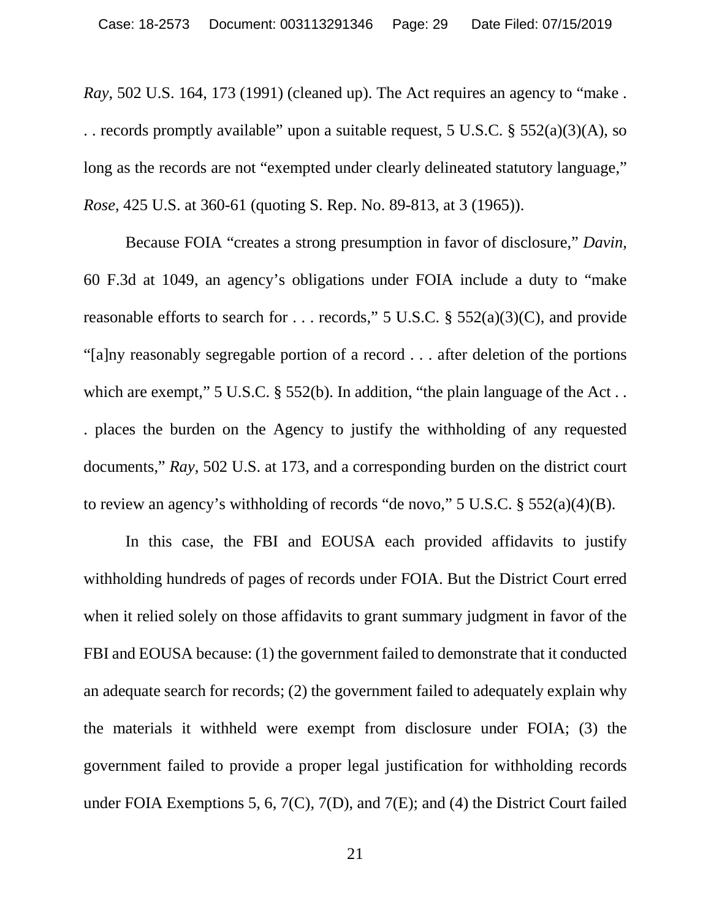*Ray*, 502 U.S. 164, 173 (1991) (cleaned up). The Act requires an agency to "make . . . records promptly available" upon a suitable request, 5 U.S.C. § 552(a)(3)(A), so long as the records are not "exempted under clearly delineated statutory language," *Rose*, 425 U.S. at 360-61 (quoting S. Rep. No. 89-813, at 3 (1965)).

Because FOIA "creates a strong presumption in favor of disclosure," *Davin*, 60 F.3d at 1049, an agency's obligations under FOIA include a duty to "make reasonable efforts to search for . . . records," 5 U.S.C. § 552(a)(3)(C), and provide "[a]ny reasonably segregable portion of a record . . . after deletion of the portions which are exempt," 5 U.S.C. § 552(b). In addition, "the plain language of the Act . . . places the burden on the Agency to justify the withholding of any requested documents," *Ray*, 502 U.S. at 173, and a corresponding burden on the district court to review an agency's withholding of records "de novo," 5 U.S.C. § 552(a)(4)(B).

In this case, the FBI and EOUSA each provided affidavits to justify withholding hundreds of pages of records under FOIA. But the District Court erred when it relied solely on those affidavits to grant summary judgment in favor of the FBI and EOUSA because: (1) the government failed to demonstrate that it conducted an adequate search for records; (2) the government failed to adequately explain why the materials it withheld were exempt from disclosure under FOIA; (3) the government failed to provide a proper legal justification for withholding records under FOIA Exemptions 5, 6, 7(C), 7(D), and 7(E); and (4) the District Court failed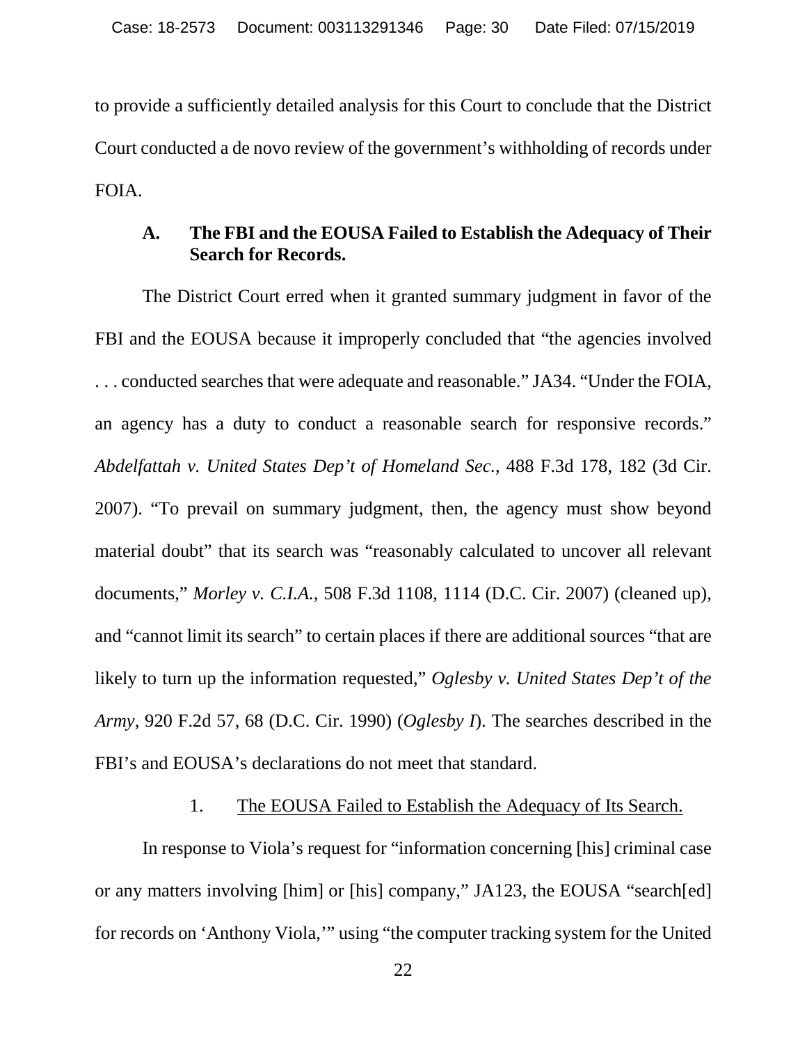to provide a sufficiently detailed analysis for this Court to conclude that the District Court conducted a de novo review of the government's withholding of records under FOIA.

### A. The FBI and the EOUSA Failed to Establish the Adequacy of Their Search for Records.

The District Court erred when it granted summary judgment in favor of the FBI and the EOUSA because it improperly concluded that "the agencies involved . . . conducted searches that were adequate and reasonable." JA34. "Under the FOIA, an agency has a duty to conduct a reasonable search for responsive records." *Abdelfattah v. United States Dep't of Homeland Sec.*, 488 F.3d 178, 182 (3d Cir. 2007). "To prevail on summary judgment, then, the agency must show beyond material doubt" that its search was "reasonably calculated to uncover all relevant documents," *Morley v. C.I.A.*, 508 F.3d 1108, 1114 (D.C. Cir. 2007) (cleaned up), and "cannot limit its search" to certain places if there are additional sources "that are likely to turn up the information requested," *Oglesby v. United States Dep't of the Army*, 920 F.2d 57, 68 (D.C. Cir. 1990) (*Oglesby I*). The searches described in the FBI's and EOUSA's declarations do not meet that standard.

#### 1. The EOUSA Failed to Establish the Adequacy of Its Search.

In response to Viola's request for "information concerning [his] criminal case or any matters involving [him] or [his] company," JA123, the EOUSA "search[ed] for records on 'Anthony Viola,'" using "the computer tracking system for the United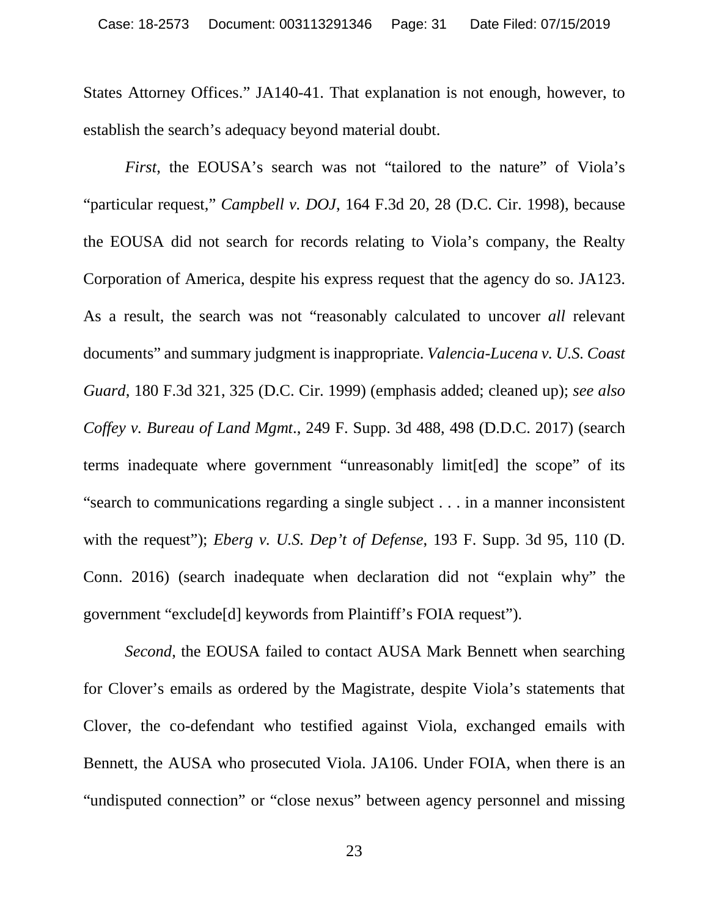States Attorney Offices." JA140-41. That explanation is not enough, however, to establish the search's adequacy beyond material doubt.

*First*, the EOUSA's search was not "tailored to the nature" of Viola's "particular request," *Campbell v. DOJ*, 164 F.3d 20, 28 (D.C. Cir. 1998), because the EOUSA did not search for records relating to Viola's company, the Realty Corporation of America, despite his express request that the agency do so. JA123. As a result, the search was not "reasonably calculated to uncover *all* relevant documents" and summary judgment is inappropriate. *Valencia-Lucena v. U.S. Coast Guard*, 180 F.3d 321, 325 (D.C. Cir. 1999) (emphasis added; cleaned up); *see also Coffey v. Bureau of Land Mgmt.*, 249 F. Supp. 3d 488, 498 (D.D.C. 2017) (search terms inadequate where government "unreasonably limit[ed] the scope" of its "search to communications regarding a single subject . . . in a manner inconsistent with the request"); *Eberg v. U.S. Dep't of Defense*, 193 F. Supp. 3d 95, 110 (D. Conn. 2016) (search inadequate when declaration did not "explain why" the government "exclude[d] keywords from Plaintiff's FOIA request").

*Second*, the EOUSA failed to contact AUSA Mark Bennett when searching for Clover's emails as ordered by the Magistrate, despite Viola's statements that Clover, the co-defendant who testified against Viola, exchanged emails with Bennett, the AUSA who prosecuted Viola. JA106. Under FOIA, when there is an "undisputed connection" or "close nexus" between agency personnel and missing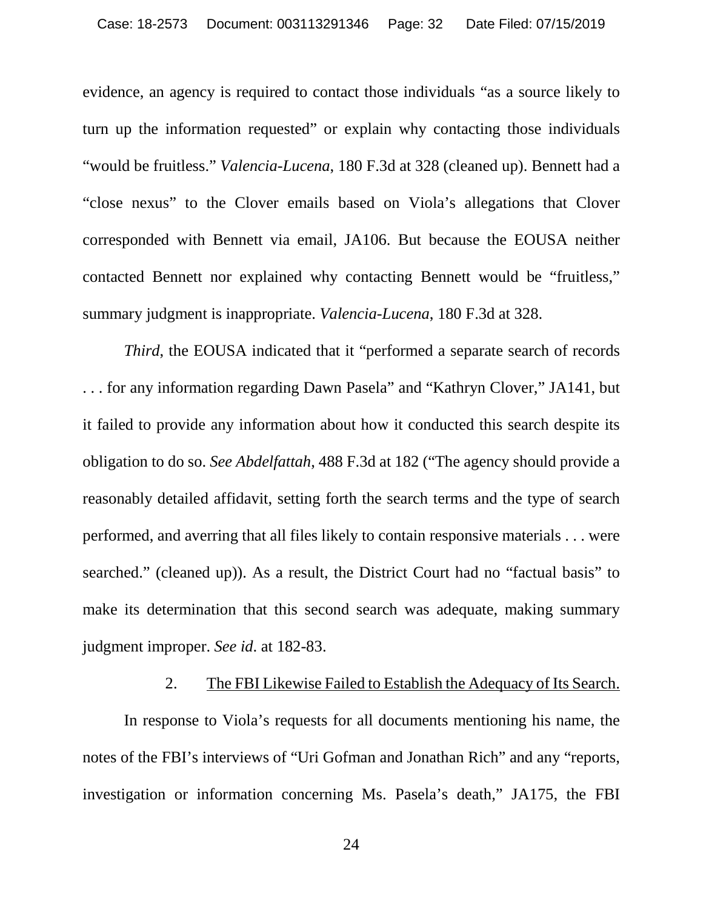evidence, an agency is required to contact those individuals "as a source likely to turn up the information requested" or explain why contacting those individuals "would be fruitless." *Valencia-Lucena*, 180 F.3d at 328 (cleaned up). Bennett had a "close nexus" to the Clover emails based on Viola's allegations that Clover corresponded with Bennett via email, JA106. But because the EOUSA neither contacted Bennett nor explained why contacting Bennett would be "fruitless," summary judgment is inappropriate. *Valencia-Lucena*, 180 F.3d at 328.

*Third*, the EOUSA indicated that it "performed a separate search of records . . . for any information regarding Dawn Pasela" and "Kathryn Clover," JA141, but it failed to provide any information about how it conducted this search despite its obligation to do so. *See Abdelfattah*, 488 F.3d at 182 ("The agency should provide a reasonably detailed affidavit, setting forth the search terms and the type of search performed, and averring that all files likely to contain responsive materials . . . were searched." (cleaned up)). As a result, the District Court had no "factual basis" to make its determination that this second search was adequate, making summary judgment improper. *See id*. at 182-83.

### 2. The FBI Likewise Failed to Establish the Adequacy of Its Search.

In response to Viola's requests for all documents mentioning his name, the notes of the FBI's interviews of "Uri Gofman and Jonathan Rich" and any "reports, investigation or information concerning Ms. Pasela's death," JA175, the FBI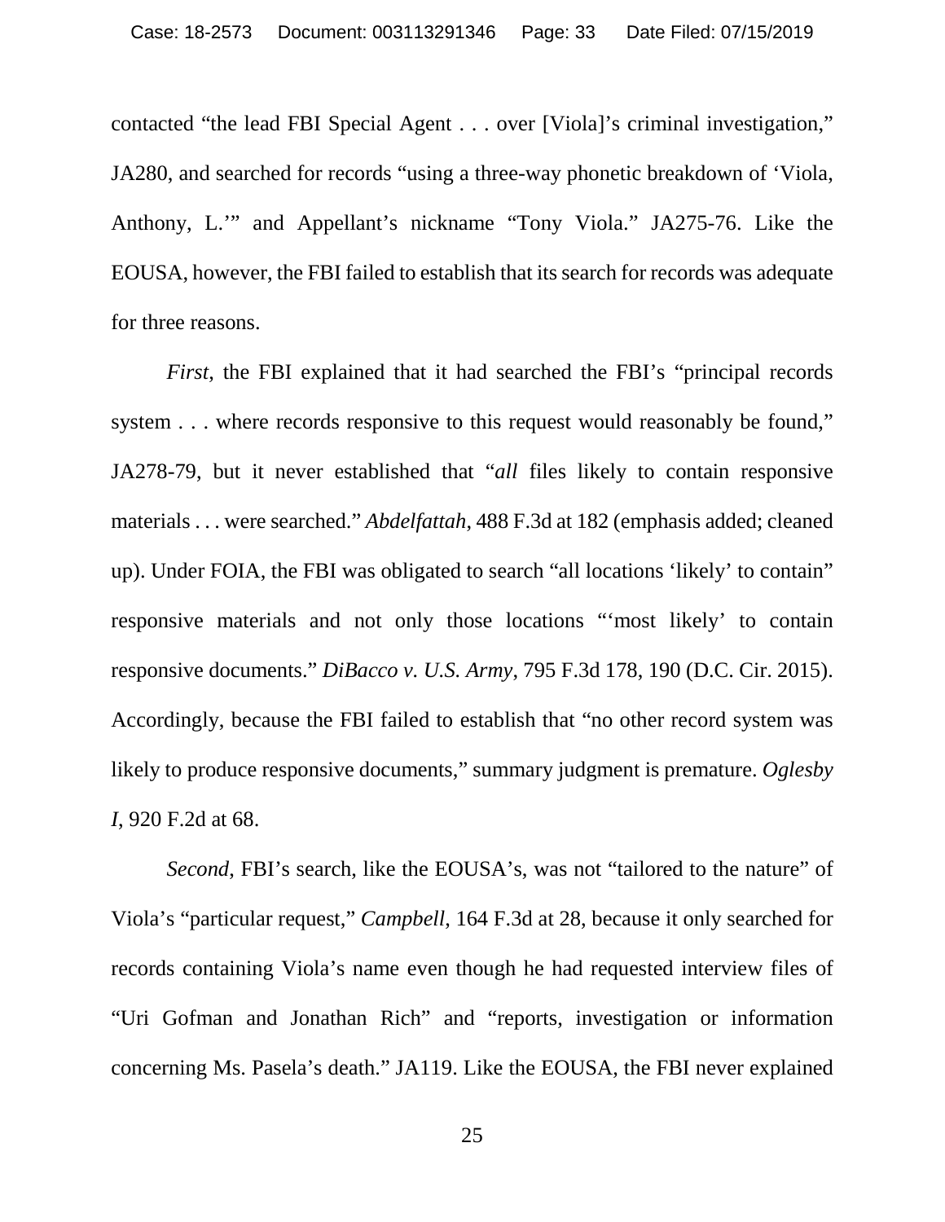contacted "the lead FBI Special Agent . . . over [Viola]'s criminal investigation," JA280, and searched for records "using a three-way phonetic breakdown of 'Viola, Anthony, L.'" and Appellant's nickname "Tony Viola." JA275-76. Like the EOUSA, however, the FBI failed to establish that its search for records was adequate for three reasons.

*First*, the FBI explained that it had searched the FBI's "principal records system . . . where records responsive to this request would reasonably be found," JA278-79, but it never established that "*all* files likely to contain responsive materials . . . were searched." *Abdelfattah*, 488 F.3d at 182 (emphasis added; cleaned up). Under FOIA, the FBI was obligated to search "all locations 'likely' to contain" responsive materials and not only those locations "'most likely' to contain responsive documents." *DiBacco v. U.S. Army*, 795 F.3d 178, 190 (D.C. Cir. 2015). Accordingly, because the FBI failed to establish that "no other record system was likely to produce responsive documents," summary judgment is premature. *Oglesby I*, 920 F.2d at 68.

*Second*, FBI's search, like the EOUSA's, was not "tailored to the nature" of Viola's "particular request," *Campbell*, 164 F.3d at 28, because it only searched for records containing Viola's name even though he had requested interview files of "Uri Gofman and Jonathan Rich" and "reports, investigation or information concerning Ms. Pasela's death." JA119. Like the EOUSA, the FBI never explained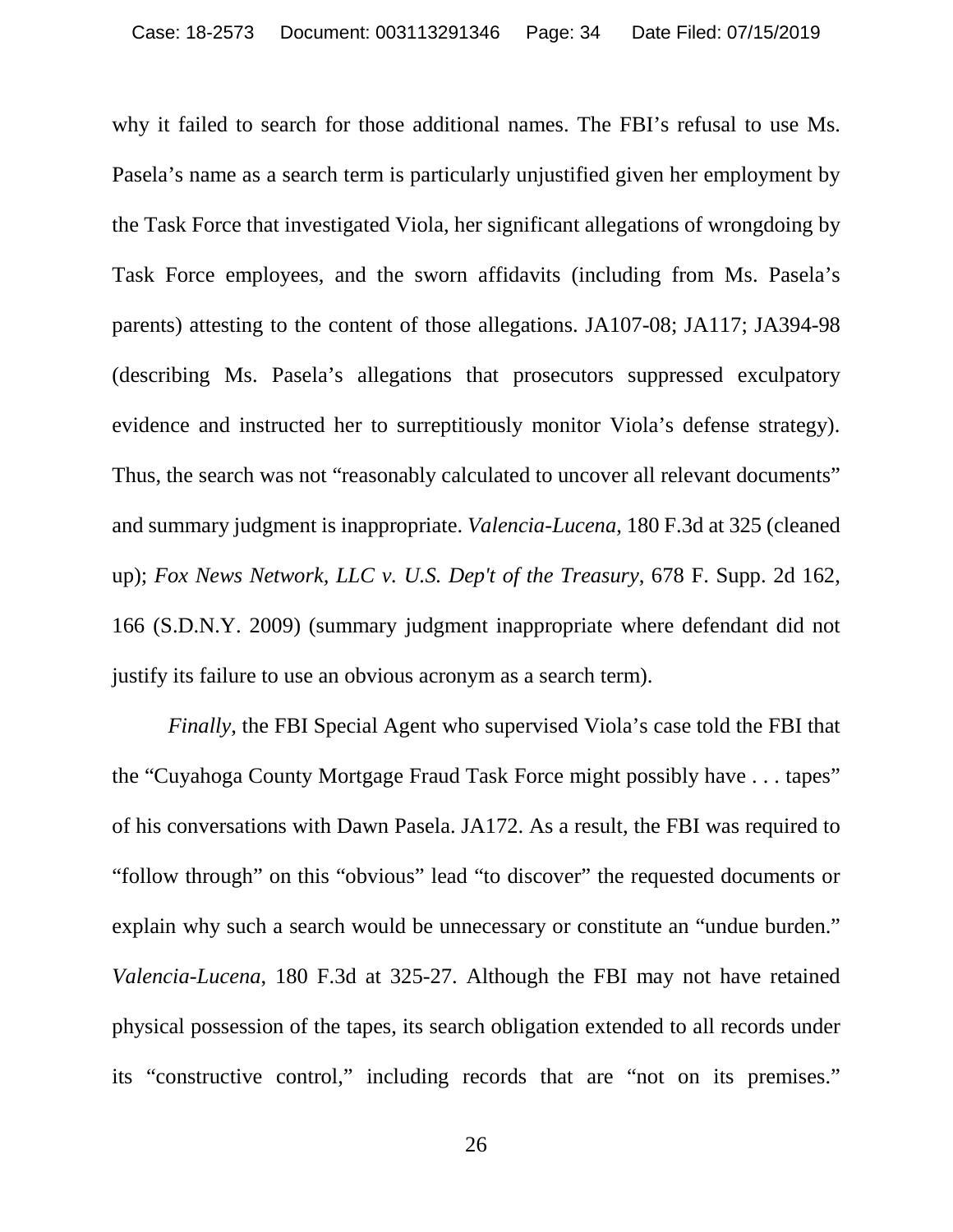why it failed to search for those additional names. The FBI's refusal to use Ms. Pasela's name as a search term is particularly unjustified given her employment by the Task Force that investigated Viola, her significant allegations of wrongdoing by Task Force employees, and the sworn affidavits (including from Ms. Pasela's parents) attesting to the content of those allegations. JA107-08; JA117; JA394-98 (describing Ms. Pasela's allegations that prosecutors suppressed exculpatory evidence and instructed her to surreptitiously monitor Viola's defense strategy). Thus, the search was not "reasonably calculated to uncover all relevant documents" and summary judgment is inappropriate. *Valencia-Lucena*, 180 F.3d at 325 (cleaned up); *Fox News Network, LLC v. U.S. Dep't of the Treasury*, 678 F. Supp. 2d 162, 166 (S.D.N.Y. 2009) (summary judgment inappropriate where defendant did not justify its failure to use an obvious acronym as a search term).

*Finally*, the FBI Special Agent who supervised Viola's case told the FBI that the "Cuyahoga County Mortgage Fraud Task Force might possibly have . . . tapes" of his conversations with Dawn Pasela. JA172. As a result, the FBI was required to "follow through" on this "obvious" lead "to discover" the requested documents or explain why such a search would be unnecessary or constitute an "undue burden." *Valencia-Lucena*, 180 F.3d at 325-27. Although the FBI may not have retained physical possession of the tapes, its search obligation extended to all records under its "constructive control," including records that are "not on its premises."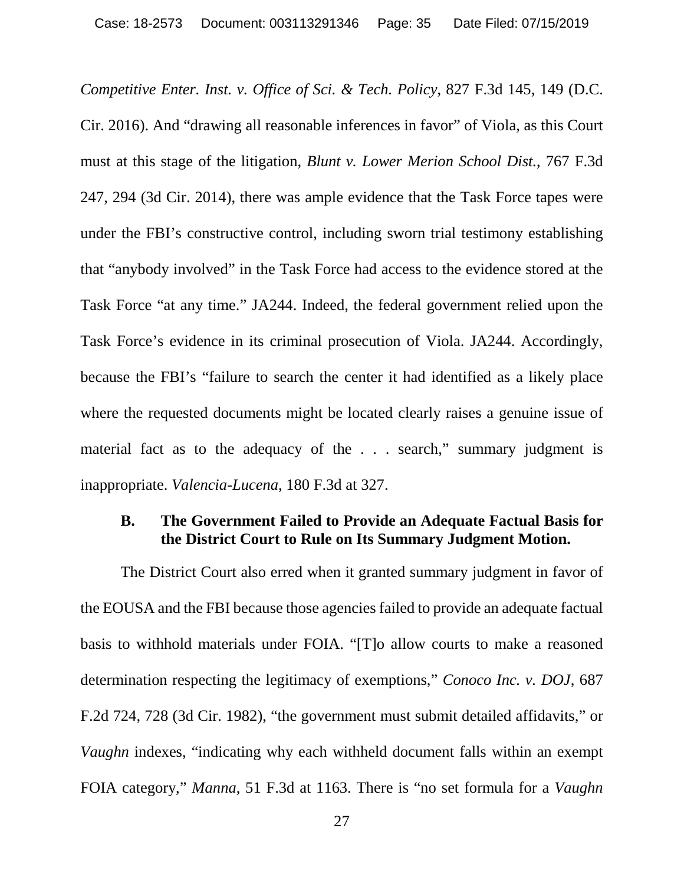*Competitive Enter. Inst. v. Office of Sci. & Tech. Policy*, 827 F.3d 145, 149 (D.C. Cir. 2016). And "drawing all reasonable inferences in favor" of Viola, as this Court must at this stage of the litigation, *Blunt v. Lower Merion School Dist.*, 767 F.3d 247, 294 (3d Cir. 2014), there was ample evidence that the Task Force tapes were under the FBI's constructive control, including sworn trial testimony establishing that "anybody involved" in the Task Force had access to the evidence stored at the Task Force "at any time." JA244. Indeed, the federal government relied upon the Task Force's evidence in its criminal prosecution of Viola. JA244. Accordingly, because the FBI's "failure to search the center it had identified as a likely place where the requested documents might be located clearly raises a genuine issue of material fact as to the adequacy of the . . . search," summary judgment is inappropriate. *Valencia-Lucena*, 180 F.3d at 327.

### B. The Government Failed to Provide an Adequate Factual Basis for the District Court to Rule on Its Summary Judgment Motion.

The District Court also erred when it granted summary judgment in favor of the EOUSA and the FBI because those agencies failed to provide an adequate factual basis to withhold materials under FOIA. "[T]o allow courts to make a reasoned determination respecting the legitimacy of exemptions," *Conoco Inc. v. DOJ*, 687 F.2d 724, 728 (3d Cir. 1982), "the government must submit detailed affidavits," or *Vaughn* indexes, "indicating why each withheld document falls within an exempt FOIA category," *Manna*, 51 F.3d at 1163. There is "no set formula for a *Vaughn*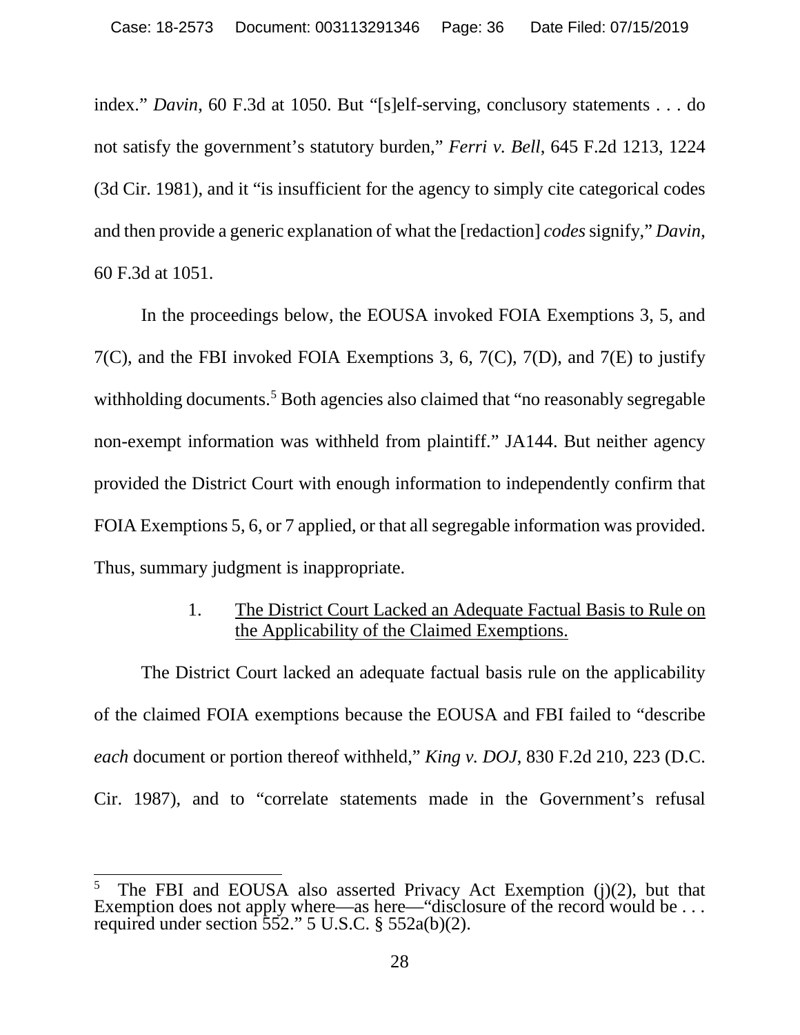index." *Davin*, 60 F.3d at 1050. But "[s]elf-serving, conclusory statements . . . do not satisfy the government's statutory burden," *Ferri v. Bell*, 645 F.2d 1213, 1224 (3d Cir. 1981), and it "is insufficient for the agency to simply cite categorical codes and then provide a generic explanation of what the [redaction] *codes* signify," *Davin*, 60 F.3d at 1051.

In the proceedings below, the EOUSA invoked FOIA Exemptions 3, 5, and 7(C), and the FBI invoked FOIA Exemptions 3, 6, 7(C), 7(D), and 7(E) to justify withholding documents.[5] Both agencies also claimed that "no reasonably segregable non-exempt information was withheld from plaintiff." JA144. But neither agency provided the District Court with enough information to independently confirm that FOIA Exemptions 5, 6, or 7 applied, or that all segregable information was provided. Thus, summary judgment is inappropriate.

### 1. The District Court Lacked an Adequate Factual Basis to Rule on the Applicability of the Claimed Exemptions.

The District Court lacked an adequate factual basis rule on the applicability of the claimed FOIA exemptions because the EOUSA and FBI failed to "describe *each* document or portion thereof withheld," *King v. DOJ*, 830 F.2d 210, 223 (D.C. Cir. 1987), and to "correlate statements made in the Government's refusal

---

[5] The FBI and EOUSA also asserted Privacy Act Exemption (j)(2), but that Exemption does not apply where—as here—"disclosure of the record would be . . . required under section 552." 5 U.S.C. § 552a(b)(2).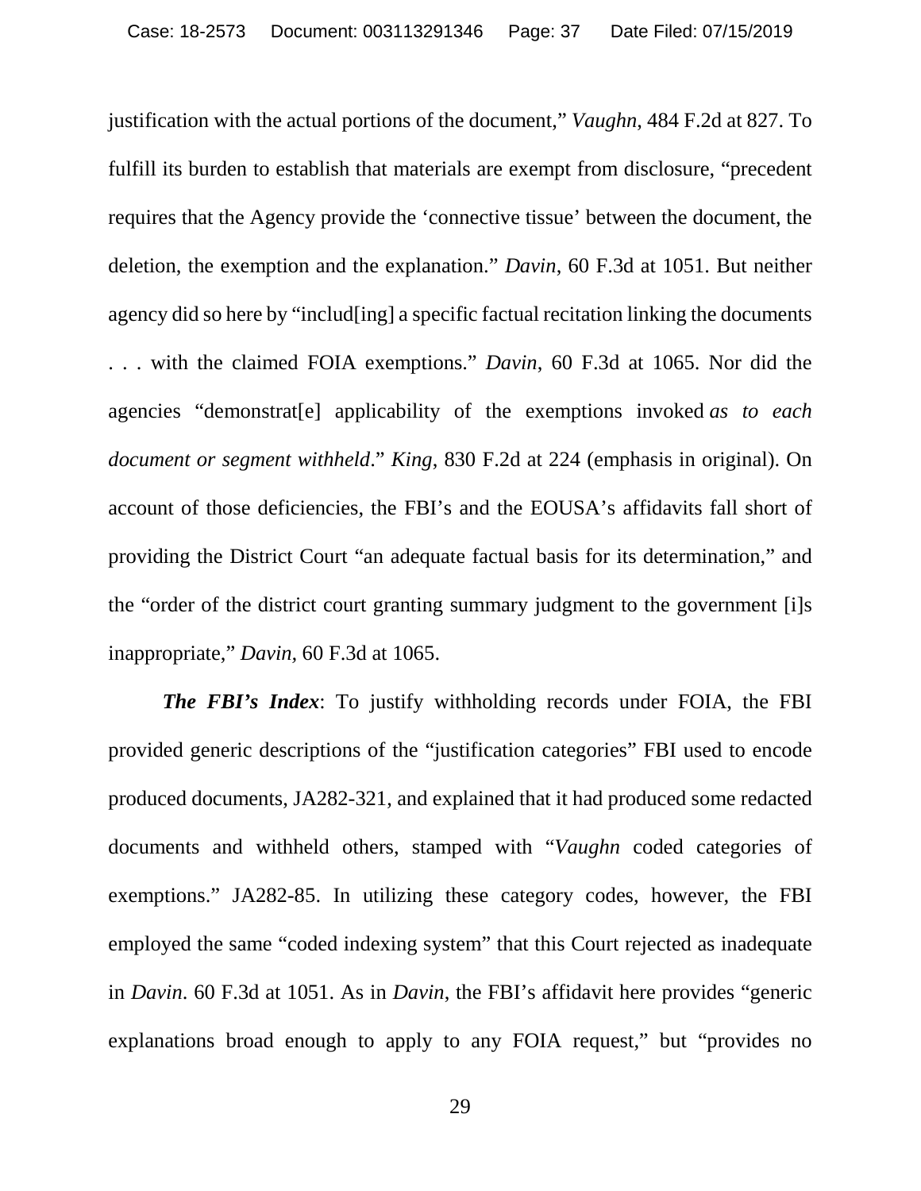justification with the actual portions of the document," *Vaughn*, 484 F.2d at 827. To fulfill its burden to establish that materials are exempt from disclosure, "precedent requires that the Agency provide the 'connective tissue' between the document, the deletion, the exemption and the explanation." *Davin*, 60 F.3d at 1051. But neither agency did so here by "includ[ing] a specific factual recitation linking the documents . . . with the claimed FOIA exemptions." *Davin*, 60 F.3d at 1065. Nor did the agencies "demonstrat[e] applicability of the exemptions invoked *as to each document or segment withheld*." *King*, 830 F.2d at 224 (emphasis in original). On account of those deficiencies, the FBI's and the EOUSA's affidavits fall short of providing the District Court "an adequate factual basis for its determination," and the "order of the district court granting summary judgment to the government [i]s inappropriate," *Davin,* 60 F.3d at 1065.

***The FBI's Index***: To justify withholding records under FOIA, the FBI provided generic descriptions of the "justification categories" FBI used to encode produced documents, JA282-321, and explained that it had produced some redacted documents and withheld others, stamped with "*Vaughn* coded categories of exemptions." JA282-85. In utilizing these category codes, however, the FBI employed the same "coded indexing system" that this Court rejected as inadequate in *Davin*. 60 F.3d at 1051. As in *Davin*, the FBI's affidavit here provides "generic explanations broad enough to apply to any FOIA request," but "provides no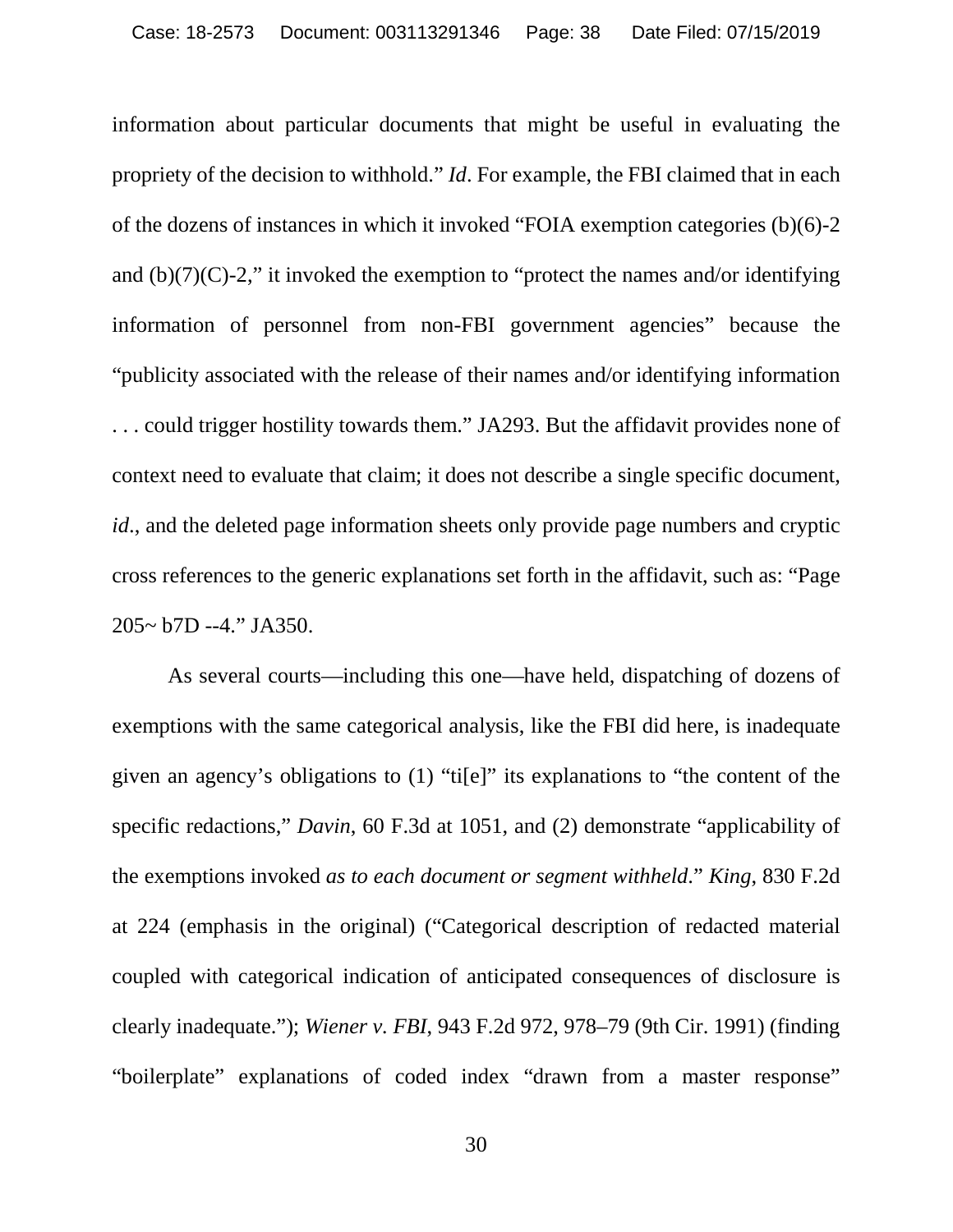information about particular documents that might be useful in evaluating the propriety of the decision to withhold." *Id*. For example, the FBI claimed that in each of the dozens of instances in which it invoked "FOIA exemption categories (b)(6)-2 and (b)(7)(C)-2," it invoked the exemption to "protect the names and/or identifying information of personnel from non-FBI government agencies" because the "publicity associated with the release of their names and/or identifying information . . . could trigger hostility towards them." JA293. But the affidavit provides none of context need to evaluate that claim; it does not describe a single specific document, *id*., and the deleted page information sheets only provide page numbers and cryptic cross references to the generic explanations set forth in the affidavit, such as: "Page 205~ b7D --4." JA350.

As several courts—including this one—have held, dispatching of dozens of exemptions with the same categorical analysis, like the FBI did here, is inadequate given an agency's obligations to (1) "ti[e]" its explanations to "the content of the specific redactions," *Davin*, 60 F.3d at 1051, and (2) demonstrate "applicability of the exemptions invoked *as to each document or segment withheld*." *King*, 830 F.2d at 224 (emphasis in the original) ("Categorical description of redacted material coupled with categorical indication of anticipated consequences of disclosure is clearly inadequate."); *Wiener v. FBI*, 943 F.2d 972, 978–79 (9th Cir. 1991) (finding "boilerplate" explanations of coded index "drawn from a master response"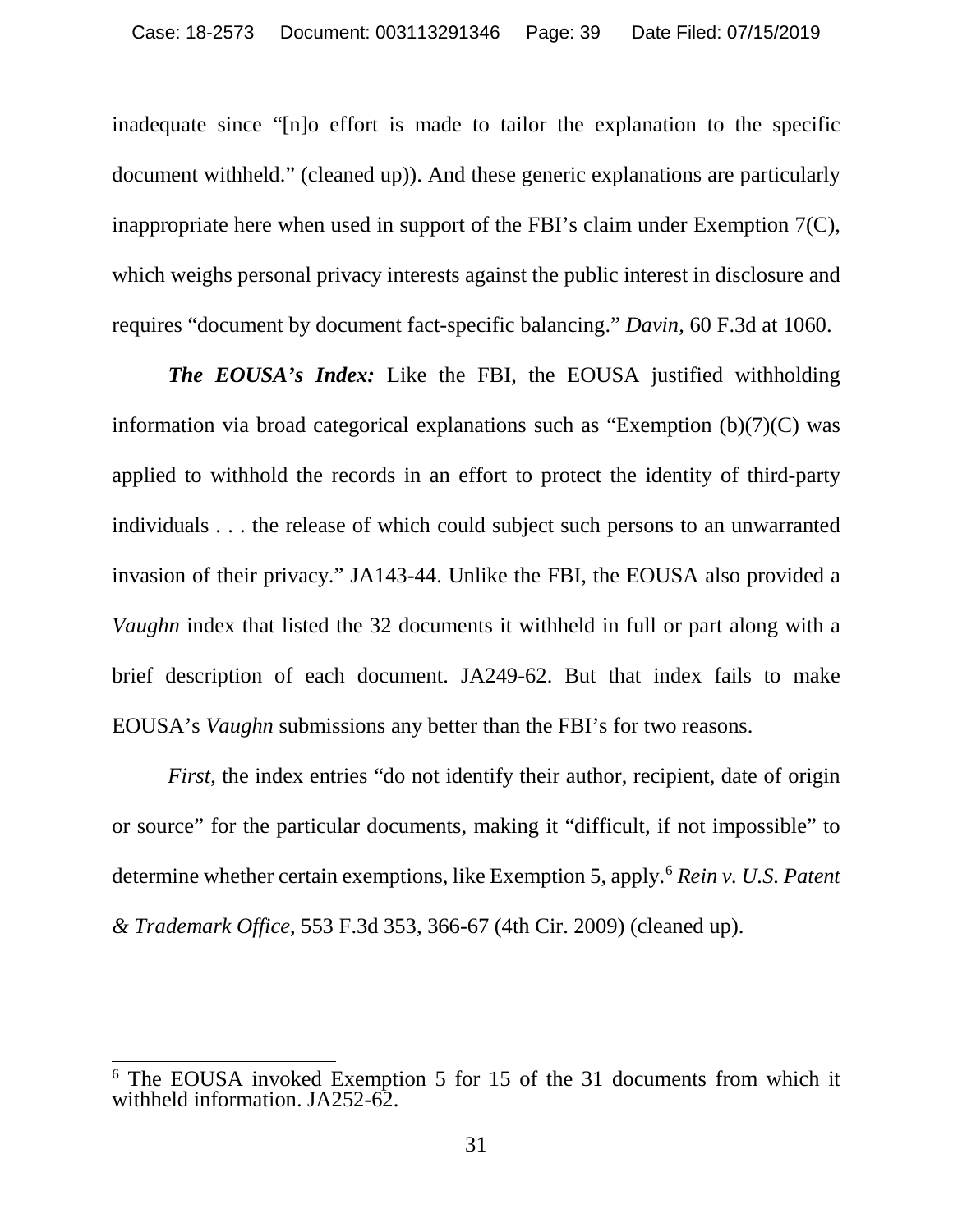inadequate since "[n]o effort is made to tailor the explanation to the specific document withheld." (cleaned up)). And these generic explanations are particularly inappropriate here when used in support of the FBI's claim under Exemption 7(C), which weighs personal privacy interests against the public interest in disclosure and requires "document by document fact-specific balancing." *Davin*, 60 F.3d at 1060.

***The EOUSA's Index:*** Like the FBI, the EOUSA justified withholding information via broad categorical explanations such as "Exemption (b)(7)(C) was applied to withhold the records in an effort to protect the identity of third-party individuals . . . the release of which could subject such persons to an unwarranted invasion of their privacy." JA143-44. Unlike the FBI, the EOUSA also provided a *Vaughn* index that listed the 32 documents it withheld in full or part along with a brief description of each document. JA249-62. But that index fails to make EOUSA's *Vaughn* submissions any better than the FBI's for two reasons.

*First*, the index entries "do not identify their author, recipient, date of origin or source" for the particular documents, making it "difficult, if not impossible" to determine whether certain exemptions, like Exemption 5, apply.[6] *Rein v. U.S. Patent & Trademark Office*, 553 F.3d 353, 366-67 (4th Cir. 2009) (cleaned up).

---

[6] The EOUSA invoked Exemption 5 for 15 of the 31 documents from which it withheld information. JA252-62.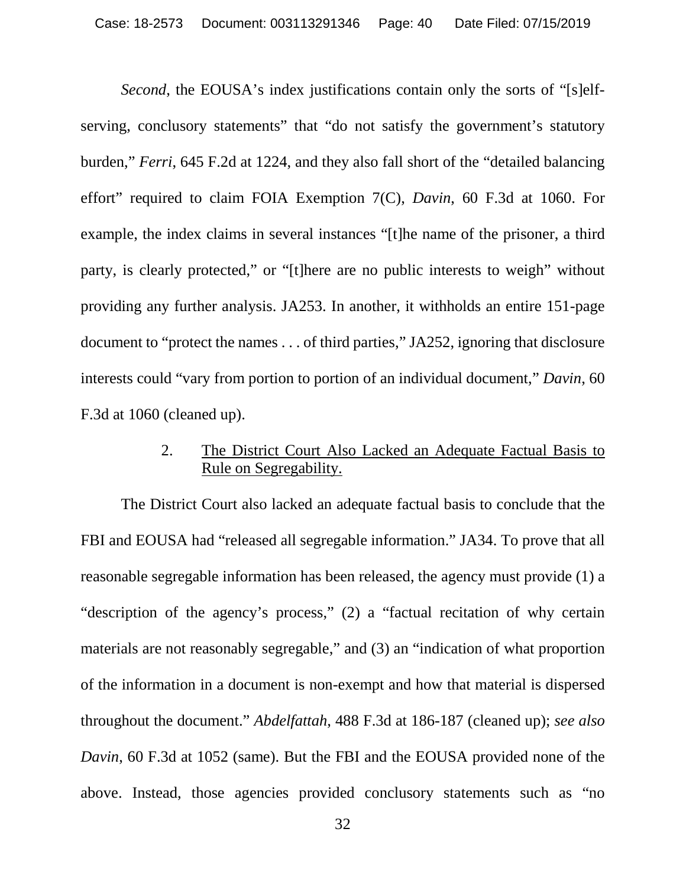*Second*, the EOUSA's index justifications contain only the sorts of "[s]elf-serving, conclusory statements" that "do not satisfy the government's statutory burden," *Ferri*, 645 F.2d at 1224, and they also fall short of the "detailed balancing effort" required to claim FOIA Exemption 7(C), *Davin*, 60 F.3d at 1060. For example, the index claims in several instances "[t]he name of the prisoner, a third party, is clearly protected," or "[t]here are no public interests to weigh" without providing any further analysis. JA253. In another, it withholds an entire 151-page document to "protect the names . . . of third parties," JA252, ignoring that disclosure interests could "vary from portion to portion of an individual document," *Davin*, 60 F.3d at 1060 (cleaned up).

### 2. The District Court Also Lacked an Adequate Factual Basis to Rule on Segregability.

The District Court also lacked an adequate factual basis to conclude that the FBI and EOUSA had "released all segregable information." JA34. To prove that all reasonable segregable information has been released, the agency must provide (1) a "description of the agency's process," (2) a "factual recitation of why certain materials are not reasonably segregable," and (3) an "indication of what proportion of the information in a document is non-exempt and how that material is dispersed throughout the document." *Abdelfattah*, 488 F.3d at 186-187 (cleaned up); *see also Davin*, 60 F.3d at 1052 (same). But the FBI and the EOUSA provided none of the above. Instead, those agencies provided conclusory statements such as "no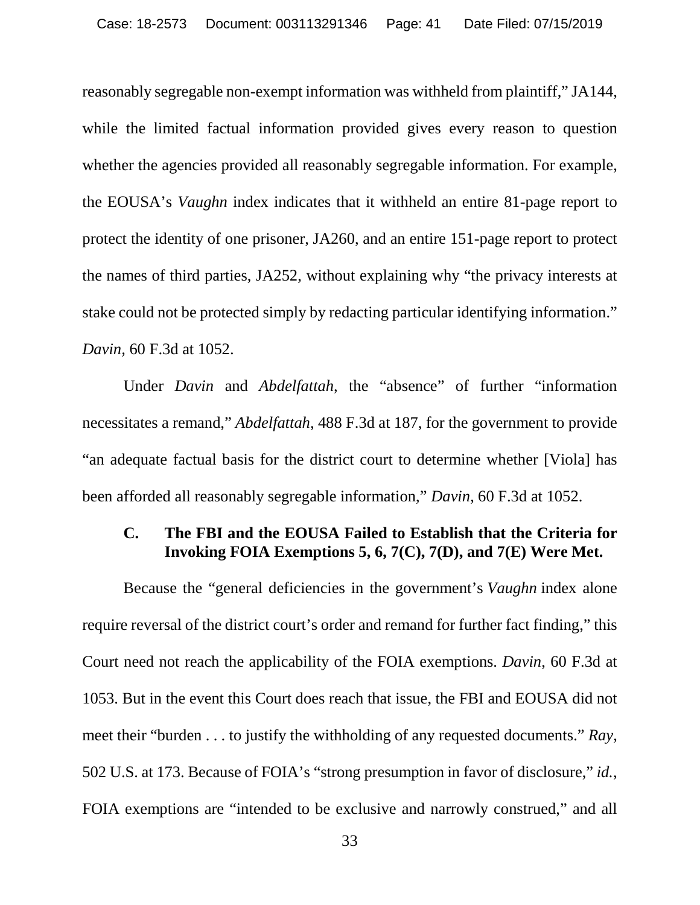reasonably segregable non-exempt information was withheld from plaintiff," JA144, while the limited factual information provided gives every reason to question whether the agencies provided all reasonably segregable information. For example, the EOUSA's *Vaughn* index indicates that it withheld an entire 81-page report to protect the identity of one prisoner, JA260, and an entire 151-page report to protect the names of third parties, JA252, without explaining why "the privacy interests at stake could not be protected simply by redacting particular identifying information." *Davin*, 60 F.3d at 1052.

Under *Davin* and *Abdelfattah*, the "absence" of further "information necessitates a remand," *Abdelfattah*, 488 F.3d at 187, for the government to provide "an adequate factual basis for the district court to determine whether [Viola] has been afforded all reasonably segregable information," *Davin*, 60 F.3d at 1052.

### C. The FBI and the EOUSA Failed to Establish that the Criteria for Invoking FOIA Exemptions 5, 6, 7(C), 7(D), and 7(E) Were Met.

Because the "general deficiencies in the government's *Vaughn* index alone require reversal of the district court's order and remand for further fact finding," this Court need not reach the applicability of the FOIA exemptions. *Davin*, 60 F.3d at 1053. But in the event this Court does reach that issue, the FBI and EOUSA did not meet their "burden . . . to justify the withholding of any requested documents." *Ray*, 502 U.S. at 173. Because of FOIA's "strong presumption in favor of disclosure," *id.*, FOIA exemptions are "intended to be exclusive and narrowly construed," and all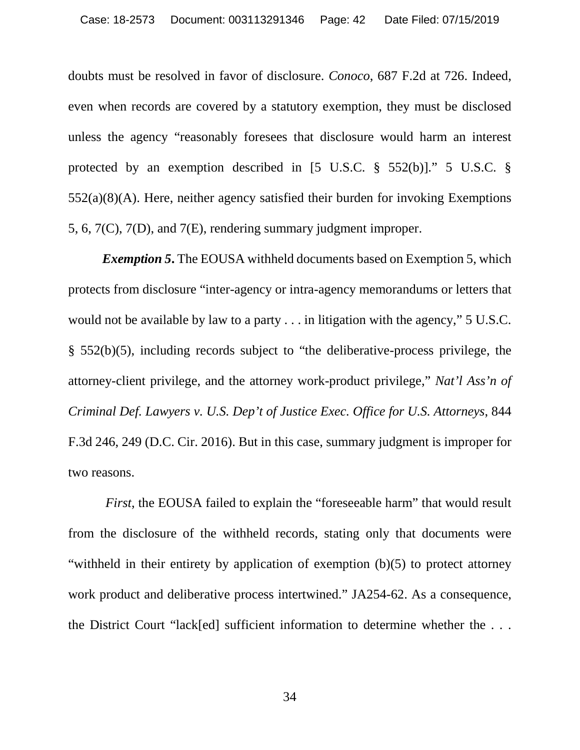doubts must be resolved in favor of disclosure. *Conoco*, 687 F.2d at 726. Indeed, even when records are covered by a statutory exemption, they must be disclosed unless the agency "reasonably foresees that disclosure would harm an interest protected by an exemption described in [5 U.S.C. § 552(b)]." 5 U.S.C. § 552(a)(8)(A). Here, neither agency satisfied their burden for invoking Exemptions 5, 6, 7(C), 7(D), and 7(E), rendering summary judgment improper.

***Exemption 5*****.** The EOUSA withheld documents based on Exemption 5, which protects from disclosure "inter-agency or intra-agency memorandums or letters that would not be available by law to a party . . . in litigation with the agency," 5 U.S.C. § 552(b)(5), including records subject to "the deliberative-process privilege, the attorney-client privilege, and the attorney work-product privilege," *Nat'l Ass'n of Criminal Def. Lawyers v. U.S. Dep't of Justice Exec. Office for U.S. Attorneys*, 844 F.3d 246, 249 (D.C. Cir. 2016). But in this case, summary judgment is improper for two reasons.

*First*, the EOUSA failed to explain the "foreseeable harm" that would result from the disclosure of the withheld records, stating only that documents were "withheld in their entirety by application of exemption (b)(5) to protect attorney work product and deliberative process intertwined." JA254-62. As a consequence, the District Court "lack[ed] sufficient information to determine whether the . . .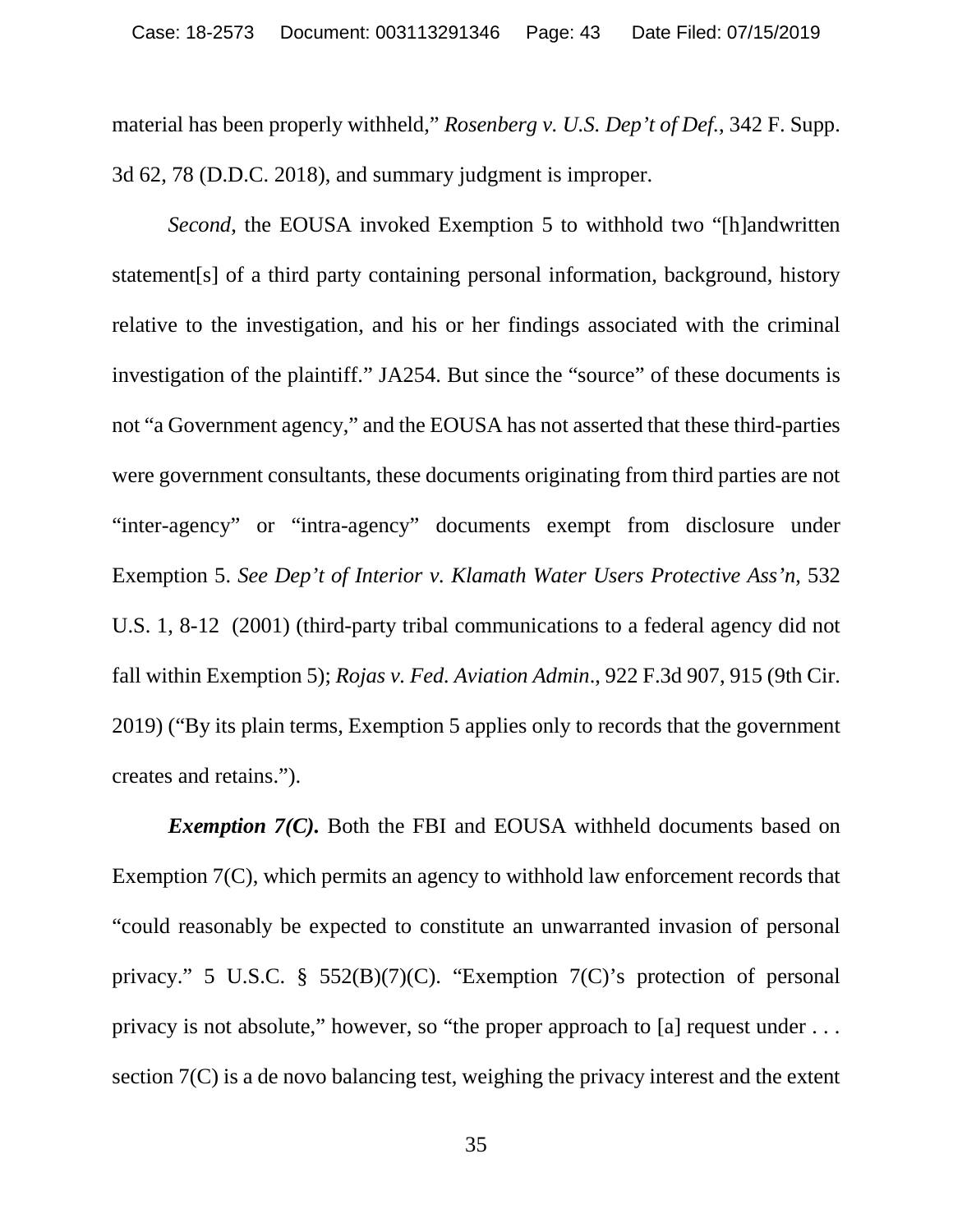material has been properly withheld," *Rosenberg v. U.S. Dep't of Def.*, 342 F. Supp. 3d 62, 78 (D.D.C. 2018), and summary judgment is improper.

*Second*, the EOUSA invoked Exemption 5 to withhold two "[h]andwritten statement[s] of a third party containing personal information, background, history relative to the investigation, and his or her findings associated with the criminal investigation of the plaintiff." JA254. But since the "source" of these documents is not "a Government agency," and the EOUSA has not asserted that these third-parties were government consultants, these documents originating from third parties are not "inter-agency" or "intra-agency" documents exempt from disclosure under Exemption 5. *See Dep't of Interior v. Klamath Water Users Protective Ass'n*, 532 U.S. 1, 8-12 (2001) (third-party tribal communications to a federal agency did not fall within Exemption 5); *Rojas v. Fed. Aviation Admin*., 922 F.3d 907, 915 (9th Cir. 2019) ("By its plain terms, Exemption 5 applies only to records that the government creates and retains.").

***Exemption 7(C).*** Both the FBI and EOUSA withheld documents based on Exemption 7(C), which permits an agency to withhold law enforcement records that "could reasonably be expected to constitute an unwarranted invasion of personal privacy." 5 U.S.C. § 552(B)(7)(C). "Exemption 7(C)'s protection of personal privacy is not absolute," however, so "the proper approach to [a] request under . . . section 7(C) is a de novo balancing test, weighing the privacy interest and the extent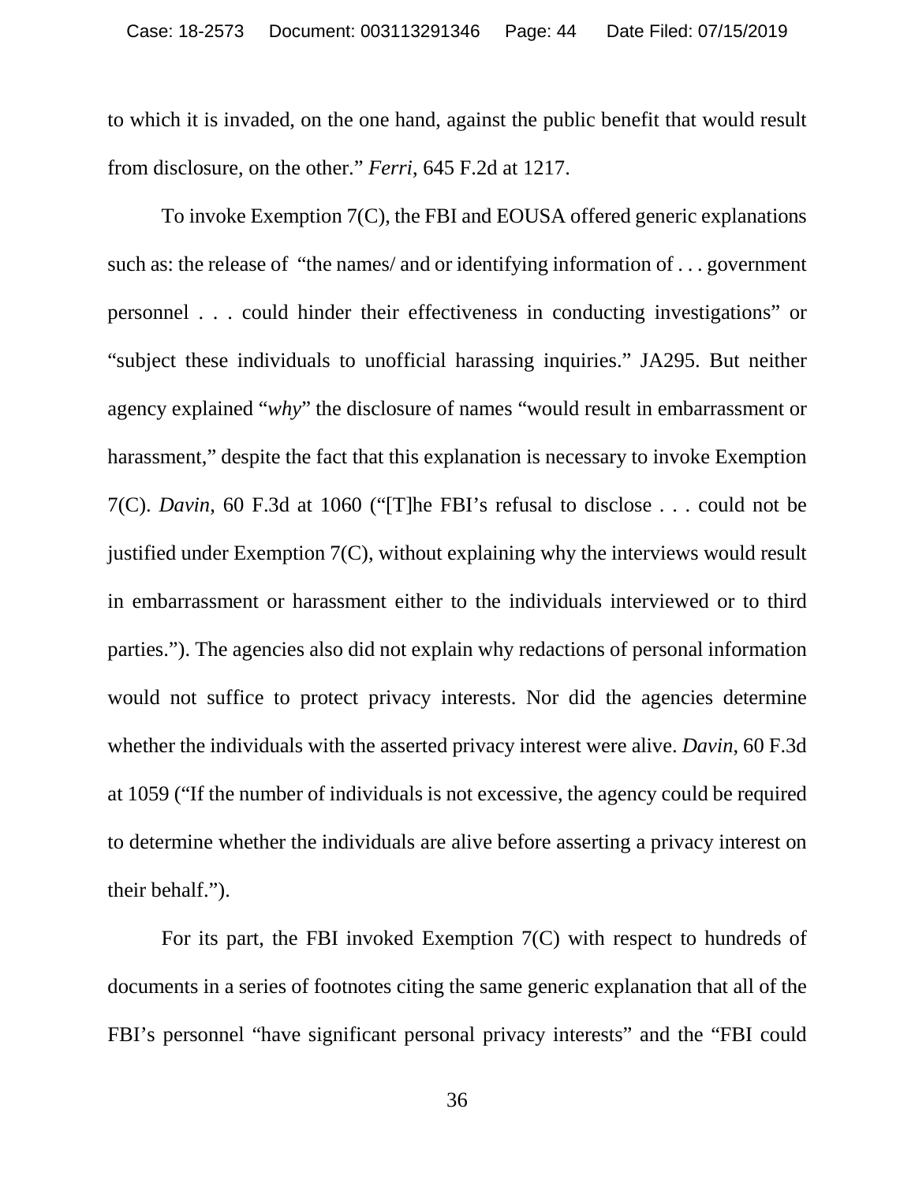to which it is invaded, on the one hand, against the public benefit that would result from disclosure, on the other." *Ferri*, 645 F.2d at 1217.

To invoke Exemption 7(C), the FBI and EOUSA offered generic explanations such as: the release of "the names/ and or identifying information of . . . government personnel . . . could hinder their effectiveness in conducting investigations" or "subject these individuals to unofficial harassing inquiries." JA295. But neither agency explained "*why*" the disclosure of names "would result in embarrassment or harassment," despite the fact that this explanation is necessary to invoke Exemption 7(C). *Davin*, 60 F.3d at 1060 ("[T]he FBI's refusal to disclose . . . could not be justified under Exemption 7(C), without explaining why the interviews would result in embarrassment or harassment either to the individuals interviewed or to third parties."). The agencies also did not explain why redactions of personal information would not suffice to protect privacy interests. Nor did the agencies determine whether the individuals with the asserted privacy interest were alive. *Davin*, 60 F.3d at 1059 ("If the number of individuals is not excessive, the agency could be required to determine whether the individuals are alive before asserting a privacy interest on their behalf.").

For its part, the FBI invoked Exemption 7(C) with respect to hundreds of documents in a series of footnotes citing the same generic explanation that all of the FBI's personnel "have significant personal privacy interests" and the "FBI could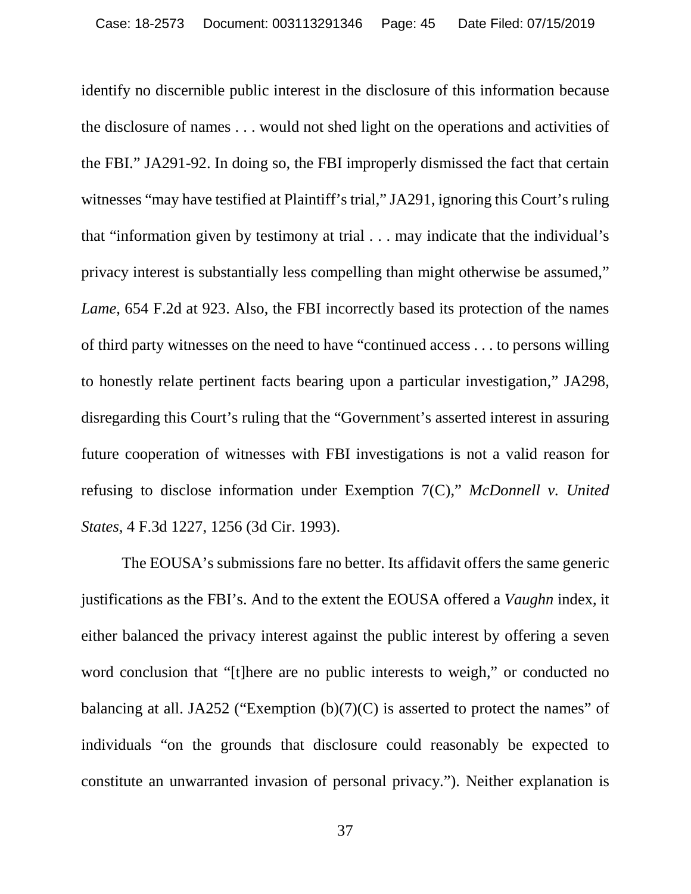identify no discernible public interest in the disclosure of this information because the disclosure of names . . . would not shed light on the operations and activities of the FBI." JA291-92. In doing so, the FBI improperly dismissed the fact that certain witnesses "may have testified at Plaintiff's trial," JA291, ignoring this Court's ruling that "information given by testimony at trial . . . may indicate that the individual's privacy interest is substantially less compelling than might otherwise be assumed," *Lame*, 654 F.2d at 923. Also, the FBI incorrectly based its protection of the names of third party witnesses on the need to have "continued access . . . to persons willing to honestly relate pertinent facts bearing upon a particular investigation," JA298, disregarding this Court's ruling that the "Government's asserted interest in assuring future cooperation of witnesses with FBI investigations is not a valid reason for refusing to disclose information under Exemption 7(C)," *McDonnell v. United States*, 4 F.3d 1227, 1256 (3d Cir. 1993).

The EOUSA's submissions fare no better. Its affidavit offers the same generic justifications as the FBI's. And to the extent the EOUSA offered a *Vaughn* index, it either balanced the privacy interest against the public interest by offering a seven word conclusion that "[t]here are no public interests to weigh," or conducted no balancing at all. JA252 ("Exemption (b)(7)(C) is asserted to protect the names" of individuals "on the grounds that disclosure could reasonably be expected to constitute an unwarranted invasion of personal privacy."). Neither explanation is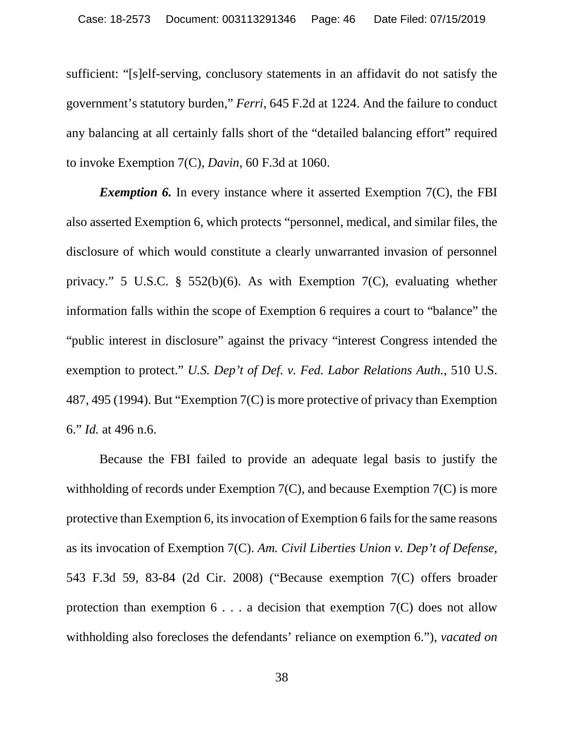sufficient: "[s]elf-serving, conclusory statements in an affidavit do not satisfy the government's statutory burden," *Ferri*, 645 F.2d at 1224. And the failure to conduct any balancing at all certainly falls short of the "detailed balancing effort" required to invoke Exemption 7(C), *Davin*, 60 F.3d at 1060.

***Exemption 6.*** In every instance where it asserted Exemption 7(C), the FBI also asserted Exemption 6, which protects "personnel, medical, and similar files, the disclosure of which would constitute a clearly unwarranted invasion of personnel privacy." 5 U.S.C. § 552(b)(6). As with Exemption 7(C), evaluating whether information falls within the scope of Exemption 6 requires a court to "balance" the "public interest in disclosure" against the privacy "interest Congress intended the exemption to protect." *U.S. Dep't of Def. v. Fed. Labor Relations Auth.*, 510 U.S. 487, 495 (1994). But "Exemption 7(C) is more protective of privacy than Exemption 6." *Id.* at 496 n.6.

Because the FBI failed to provide an adequate legal basis to justify the withholding of records under Exemption 7(C), and because Exemption 7(C) is more protective than Exemption 6, its invocation of Exemption 6 fails for the same reasons as its invocation of Exemption 7(C). *Am. Civil Liberties Union v. Dep't of Defense*, 543 F.3d 59, 83-84 (2d Cir. 2008) ("Because exemption 7(C) offers broader protection than exemption 6 . . . a decision that exemption 7(C) does not allow withholding also forecloses the defendants' reliance on exemption 6."), *vacated on*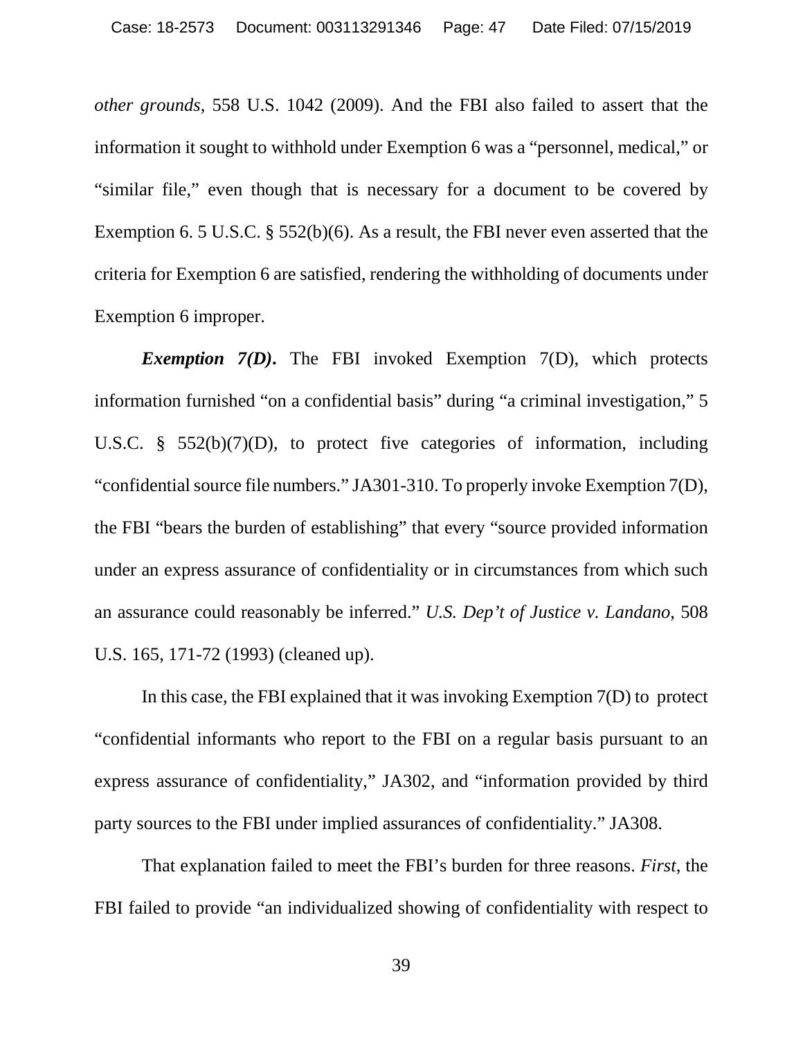*other grounds*, 558 U.S. 1042 (2009). And the FBI also failed to assert that the information it sought to withhold under Exemption 6 was a "personnel, medical," or "similar file," even though that is necessary for a document to be covered by Exemption 6. 5 U.S.C. § 552(b)(6). As a result, the FBI never even asserted that the criteria for Exemption 6 are satisfied, rendering the withholding of documents under Exemption 6 improper.

***Exemption 7(D)*.** The FBI invoked Exemption 7(D), which protects information furnished "on a confidential basis" during "a criminal investigation," 5 U.S.C. § 552(b)(7)(D), to protect five categories of information, including "confidential source file numbers." JA301-310. To properly invoke Exemption 7(D), the FBI "bears the burden of establishing" that every "source provided information under an express assurance of confidentiality or in circumstances from which such an assurance could reasonably be inferred." *U.S. Dep't of Justice v. Landano*, 508 U.S. 165, 171-72 (1993) (cleaned up).

In this case, the FBI explained that it was invoking Exemption 7(D) to protect "confidential informants who report to the FBI on a regular basis pursuant to an express assurance of confidentiality," JA302, and "information provided by third party sources to the FBI under implied assurances of confidentiality." JA308.

That explanation failed to meet the FBI's burden for three reasons. *First*, the FBI failed to provide "an individualized showing of confidentiality with respect to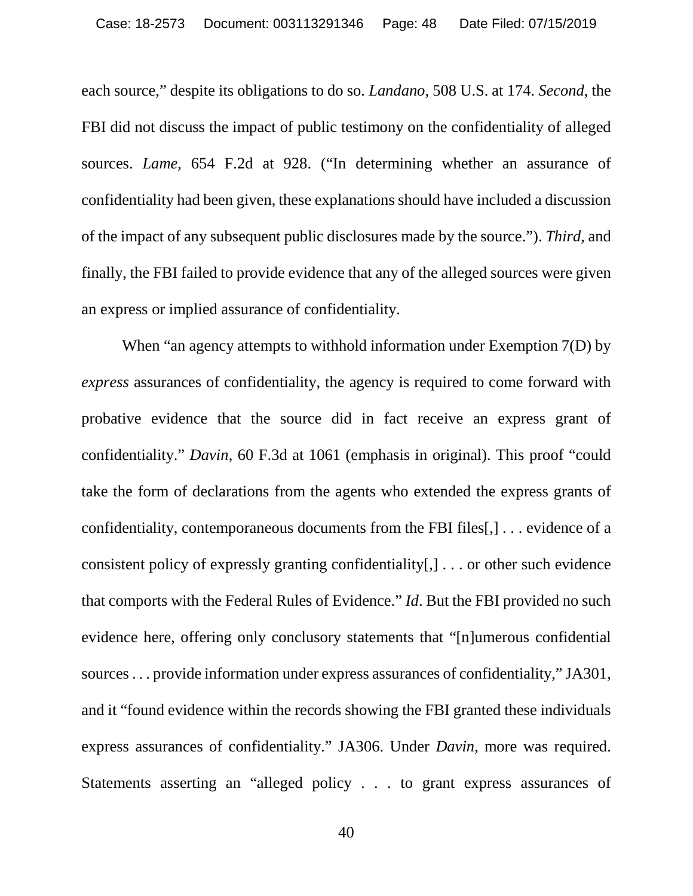each source," despite its obligations to do so. *Landano*, 508 U.S. at 174. *Second*, the FBI did not discuss the impact of public testimony on the confidentiality of alleged sources. *Lame*, 654 F.2d at 928. ("In determining whether an assurance of confidentiality had been given, these explanations should have included a discussion of the impact of any subsequent public disclosures made by the source."). *Third*, and finally, the FBI failed to provide evidence that any of the alleged sources were given an express or implied assurance of confidentiality.

When "an agency attempts to withhold information under Exemption 7(D) by *express* assurances of confidentiality, the agency is required to come forward with probative evidence that the source did in fact receive an express grant of confidentiality." *Davin*, 60 F.3d at 1061 (emphasis in original). This proof "could take the form of declarations from the agents who extended the express grants of confidentiality, contemporaneous documents from the FBI files[,] . . . evidence of a consistent policy of expressly granting confidentiality[,] . . . or other such evidence that comports with the Federal Rules of Evidence." *Id*. But the FBI provided no such evidence here, offering only conclusory statements that "[n]umerous confidential sources . . . provide information under express assurances of confidentiality," JA301, and it "found evidence within the records showing the FBI granted these individuals express assurances of confidentiality." JA306. Under *Davin*, more was required. Statements asserting an "alleged policy . . . to grant express assurances of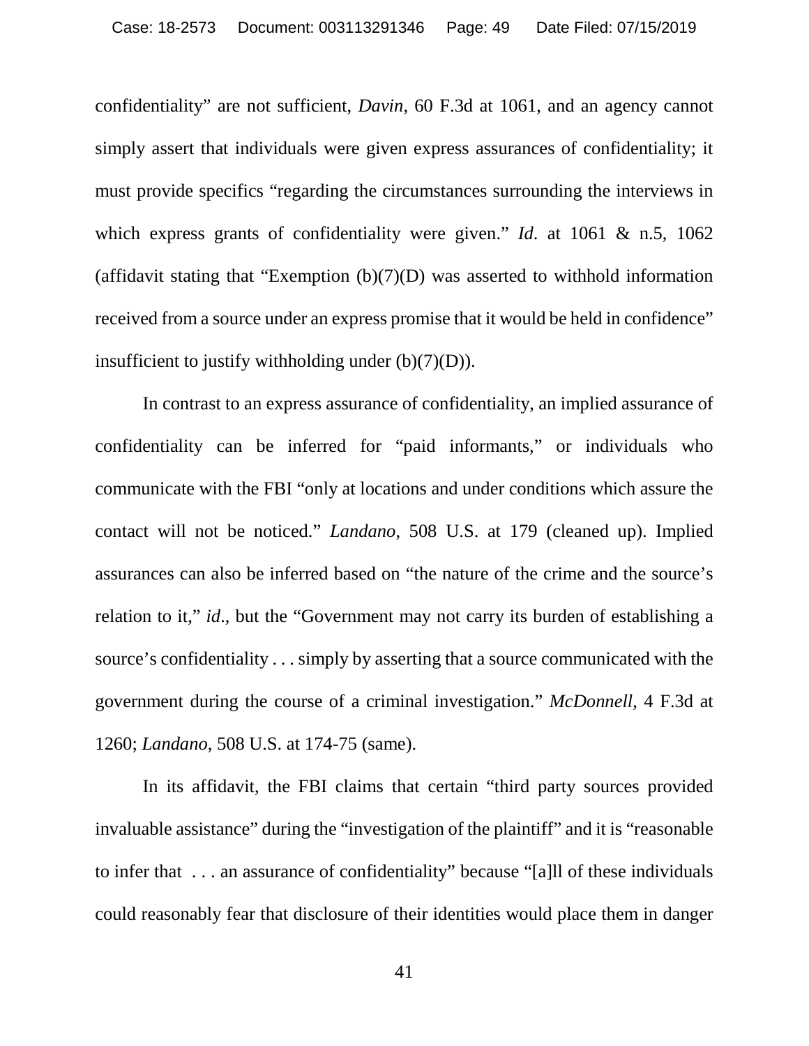confidentiality" are not sufficient, *Davin*, 60 F.3d at 1061, and an agency cannot simply assert that individuals were given express assurances of confidentiality; it must provide specifics "regarding the circumstances surrounding the interviews in which express grants of confidentiality were given." *Id*. at 1061 & n.5, 1062 (affidavit stating that "Exemption (b)(7)(D) was asserted to withhold information received from a source under an express promise that it would be held in confidence" insufficient to justify withholding under (b)(7)(D)).

In contrast to an express assurance of confidentiality, an implied assurance of confidentiality can be inferred for "paid informants," or individuals who communicate with the FBI "only at locations and under conditions which assure the contact will not be noticed." *Landano*, 508 U.S. at 179 (cleaned up). Implied assurances can also be inferred based on "the nature of the crime and the source's relation to it," *id*., but the "Government may not carry its burden of establishing a source's confidentiality . . . simply by asserting that a source communicated with the government during the course of a criminal investigation." *McDonnell*, 4 F.3d at 1260; *Landano*, 508 U.S. at 174-75 (same).

In its affidavit, the FBI claims that certain "third party sources provided invaluable assistance" during the "investigation of the plaintiff" and it is "reasonable to infer that . . . an assurance of confidentiality" because "[a]ll of these individuals could reasonably fear that disclosure of their identities would place them in danger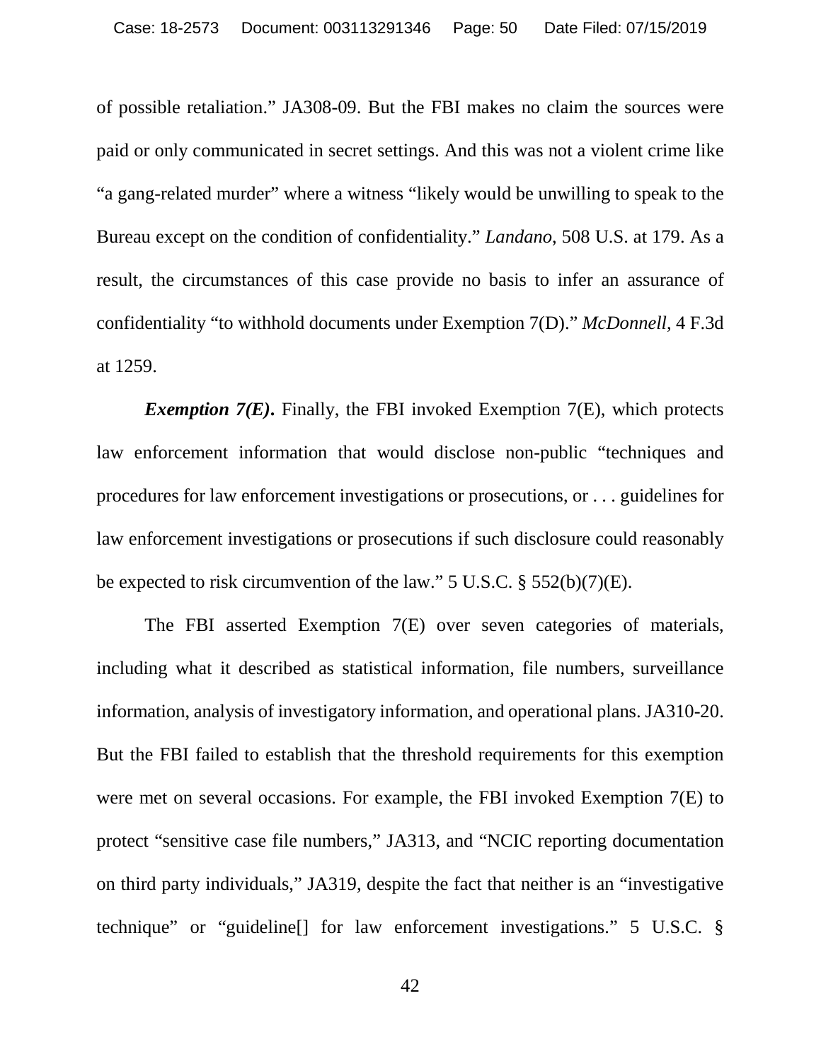of possible retaliation." JA308-09. But the FBI makes no claim the sources were paid or only communicated in secret settings. And this was not a violent crime like "a gang-related murder" where a witness "likely would be unwilling to speak to the Bureau except on the condition of confidentiality." *Landano*, 508 U.S. at 179. As a result, the circumstances of this case provide no basis to infer an assurance of confidentiality "to withhold documents under Exemption 7(D)." *McDonnell*, 4 F.3d at 1259.

***Exemption 7(E)*.** Finally, the FBI invoked Exemption 7(E), which protects law enforcement information that would disclose non-public "techniques and procedures for law enforcement investigations or prosecutions, or . . . guidelines for law enforcement investigations or prosecutions if such disclosure could reasonably be expected to risk circumvention of the law." 5 U.S.C. § 552(b)(7)(E).

The FBI asserted Exemption 7(E) over seven categories of materials, including what it described as statistical information, file numbers, surveillance information, analysis of investigatory information, and operational plans. JA310-20. But the FBI failed to establish that the threshold requirements for this exemption were met on several occasions. For example, the FBI invoked Exemption 7(E) to protect "sensitive case file numbers," JA313, and "NCIC reporting documentation on third party individuals," JA319, despite the fact that neither is an "investigative technique" or "guideline[] for law enforcement investigations." 5 U.S.C. §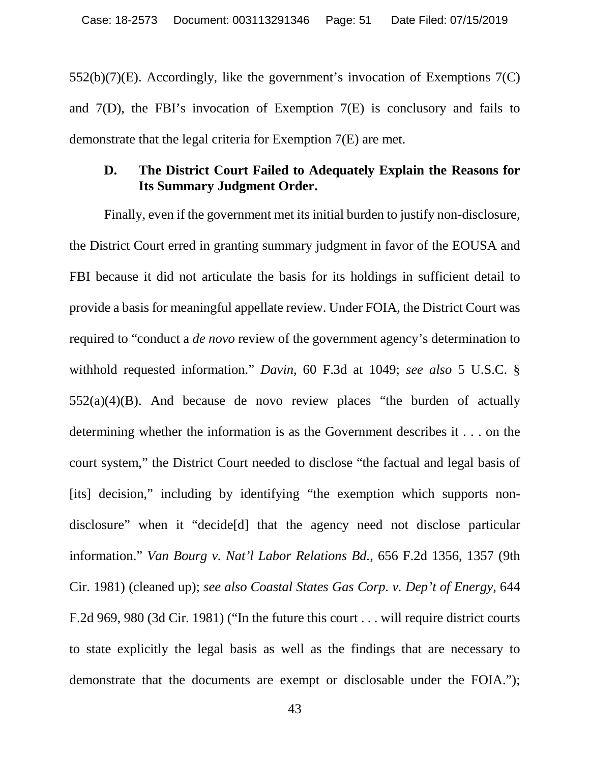552(b)(7)(E). Accordingly, like the government's invocation of Exemptions 7(C) and 7(D), the FBI's invocation of Exemption 7(E) is conclusory and fails to demonstrate that the legal criteria for Exemption 7(E) are met.

### D. The District Court Failed to Adequately Explain the Reasons for Its Summary Judgment Order.

Finally, even if the government met its initial burden to justify non-disclosure, the District Court erred in granting summary judgment in favor of the EOUSA and FBI because it did not articulate the basis for its holdings in sufficient detail to provide a basis for meaningful appellate review. Under FOIA, the District Court was required to "conduct a *de novo* review of the government agency's determination to withhold requested information." *Davin*, 60 F.3d at 1049; *see also* 5 U.S.C. § 552(a)(4)(B). And because de novo review places "the burden of actually determining whether the information is as the Government describes it . . . on the court system," the District Court needed to disclose "the factual and legal basis of [its] decision," including by identifying "the exemption which supports non-disclosure" when it "decide[d] that the agency need not disclose particular information." *Van Bourg v. Nat'l Labor Relations Bd.*, 656 F.2d 1356, 1357 (9th Cir. 1981) (cleaned up); *see also Coastal States Gas Corp. v. Dep't of Energy*, 644 F.2d 969, 980 (3d Cir. 1981) ("In the future this court . . . will require district courts to state explicitly the legal basis as well as the findings that are necessary to demonstrate that the documents are exempt or disclosable under the FOIA.");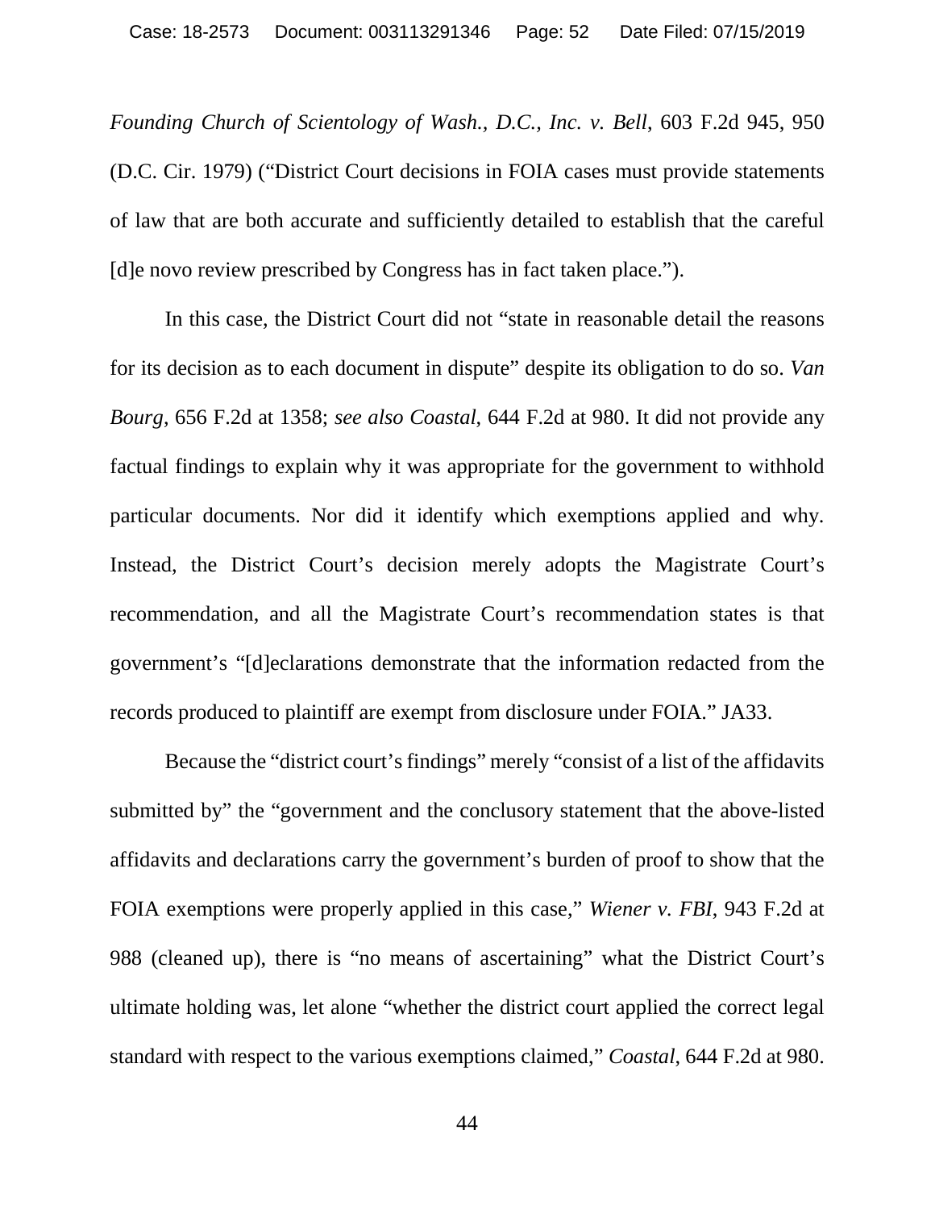*Founding Church of Scientology of Wash., D.C., Inc. v. Bell*, 603 F.2d 945, 950 (D.C. Cir. 1979) ("District Court decisions in FOIA cases must provide statements of law that are both accurate and sufficiently detailed to establish that the careful [d]e novo review prescribed by Congress has in fact taken place.").

In this case, the District Court did not "state in reasonable detail the reasons for its decision as to each document in dispute" despite its obligation to do so. *Van Bourg*, 656 F.2d at 1358; *see also Coastal*, 644 F.2d at 980. It did not provide any factual findings to explain why it was appropriate for the government to withhold particular documents. Nor did it identify which exemptions applied and why. Instead, the District Court's decision merely adopts the Magistrate Court's recommendation, and all the Magistrate Court's recommendation states is that government's "[d]eclarations demonstrate that the information redacted from the records produced to plaintiff are exempt from disclosure under FOIA." JA33.

Because the "district court's findings" merely "consist of a list of the affidavits submitted by" the "government and the conclusory statement that the above-listed affidavits and declarations carry the government's burden of proof to show that the FOIA exemptions were properly applied in this case," *Wiener v. FBI*, 943 F.2d at 988 (cleaned up), there is "no means of ascertaining" what the District Court's ultimate holding was, let alone "whether the district court applied the correct legal standard with respect to the various exemptions claimed," *Coastal*, 644 F.2d at 980.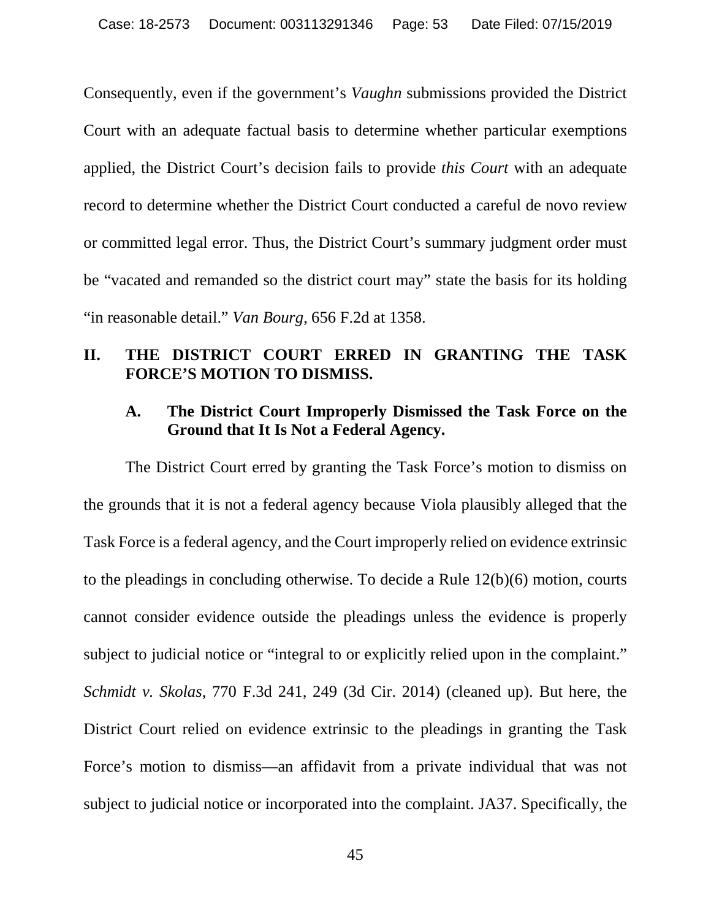Consequently, even if the government's *Vaughn* submissions provided the District Court with an adequate factual basis to determine whether particular exemptions applied, the District Court's decision fails to provide *this Court* with an adequate record to determine whether the District Court conducted a careful de novo review or committed legal error. Thus, the District Court's summary judgment order must be "vacated and remanded so the district court may" state the basis for its holding "in reasonable detail." *Van Bourg*, 656 F.2d at 1358.

## II. THE DISTRICT COURT ERRED IN GRANTING THE TASK FORCE'S MOTION TO DISMISS.

### A. The District Court Improperly Dismissed the Task Force on the Ground that It Is Not a Federal Agency.

The District Court erred by granting the Task Force's motion to dismiss on the grounds that it is not a federal agency because Viola plausibly alleged that the Task Force is a federal agency, and the Court improperly relied on evidence extrinsic to the pleadings in concluding otherwise. To decide a Rule 12(b)(6) motion, courts cannot consider evidence outside the pleadings unless the evidence is properly subject to judicial notice or "integral to or explicitly relied upon in the complaint." *Schmidt v. Skolas*, 770 F.3d 241, 249 (3d Cir. 2014) (cleaned up). But here, the District Court relied on evidence extrinsic to the pleadings in granting the Task Force's motion to dismiss—an affidavit from a private individual that was not subject to judicial notice or incorporated into the complaint. JA37. Specifically, the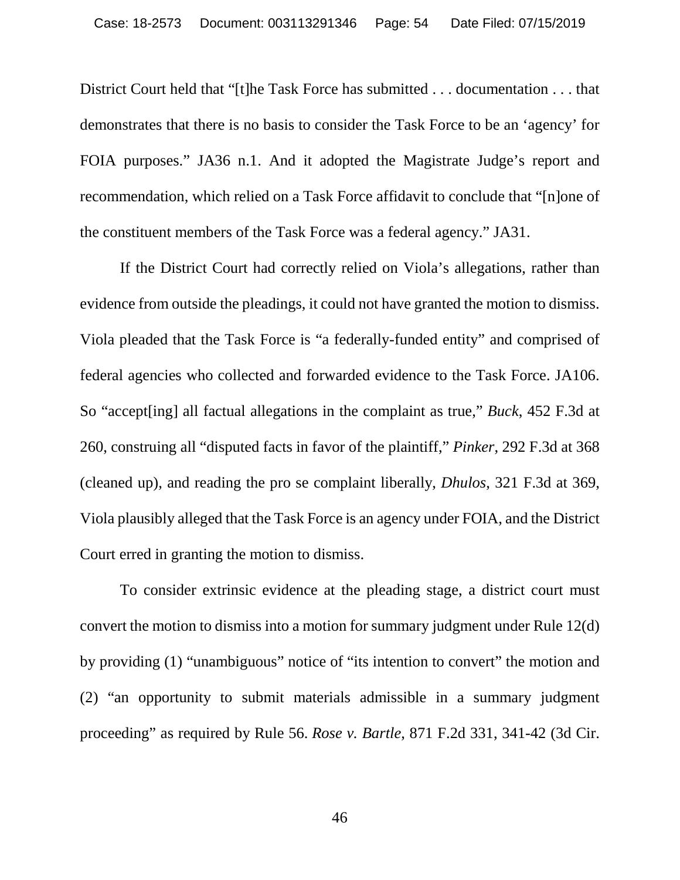District Court held that "[t]he Task Force has submitted . . . documentation . . . that demonstrates that there is no basis to consider the Task Force to be an 'agency' for FOIA purposes." JA36 n.1. And it adopted the Magistrate Judge's report and recommendation, which relied on a Task Force affidavit to conclude that "[n]one of the constituent members of the Task Force was a federal agency." JA31.

If the District Court had correctly relied on Viola's allegations, rather than evidence from outside the pleadings, it could not have granted the motion to dismiss. Viola pleaded that the Task Force is "a federally-funded entity" and comprised of federal agencies who collected and forwarded evidence to the Task Force. JA106. So "accept[ing] all factual allegations in the complaint as true," *Buck*, 452 F.3d at 260, construing all "disputed facts in favor of the plaintiff," *Pinker*, 292 F.3d at 368 (cleaned up), and reading the pro se complaint liberally, *Dhulos*, 321 F.3d at 369, Viola plausibly alleged that the Task Force is an agency under FOIA, and the District Court erred in granting the motion to dismiss.

To consider extrinsic evidence at the pleading stage, a district court must convert the motion to dismiss into a motion for summary judgment under Rule 12(d) by providing (1) "unambiguous" notice of "its intention to convert" the motion and (2) "an opportunity to submit materials admissible in a summary judgment proceeding" as required by Rule 56. *Rose v. Bartle*, 871 F.2d 331, 341-42 (3d Cir.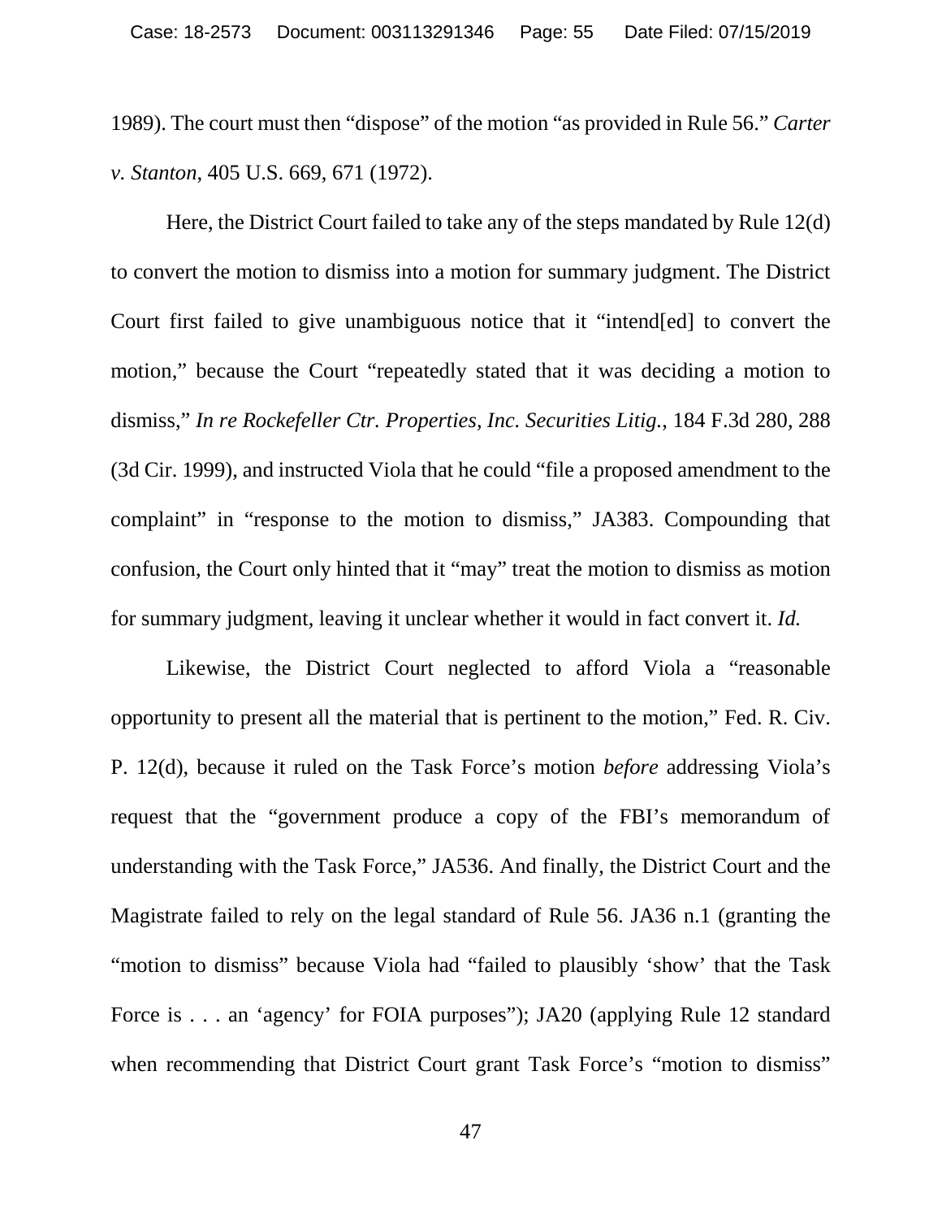1989). The court must then "dispose" of the motion "as provided in Rule 56." *Carter v. Stanton*, 405 U.S. 669, 671 (1972).

Here, the District Court failed to take any of the steps mandated by Rule 12(d) to convert the motion to dismiss into a motion for summary judgment. The District Court first failed to give unambiguous notice that it "intend[ed] to convert the motion," because the Court "repeatedly stated that it was deciding a motion to dismiss," *In re Rockefeller Ctr. Properties, Inc. Securities Litig.*, 184 F.3d 280, 288 (3d Cir. 1999), and instructed Viola that he could "file a proposed amendment to the complaint" in "response to the motion to dismiss," JA383. Compounding that confusion, the Court only hinted that it "may" treat the motion to dismiss as motion for summary judgment, leaving it unclear whether it would in fact convert it. *Id.*

Likewise, the District Court neglected to afford Viola a "reasonable opportunity to present all the material that is pertinent to the motion," Fed. R. Civ. P. 12(d), because it ruled on the Task Force's motion *before* addressing Viola's request that the "government produce a copy of the FBI's memorandum of understanding with the Task Force," JA536. And finally, the District Court and the Magistrate failed to rely on the legal standard of Rule 56. JA36 n.1 (granting the "motion to dismiss" because Viola had "failed to plausibly 'show' that the Task Force is . . . an 'agency' for FOIA purposes"); JA20 (applying Rule 12 standard when recommending that District Court grant Task Force's "motion to dismiss"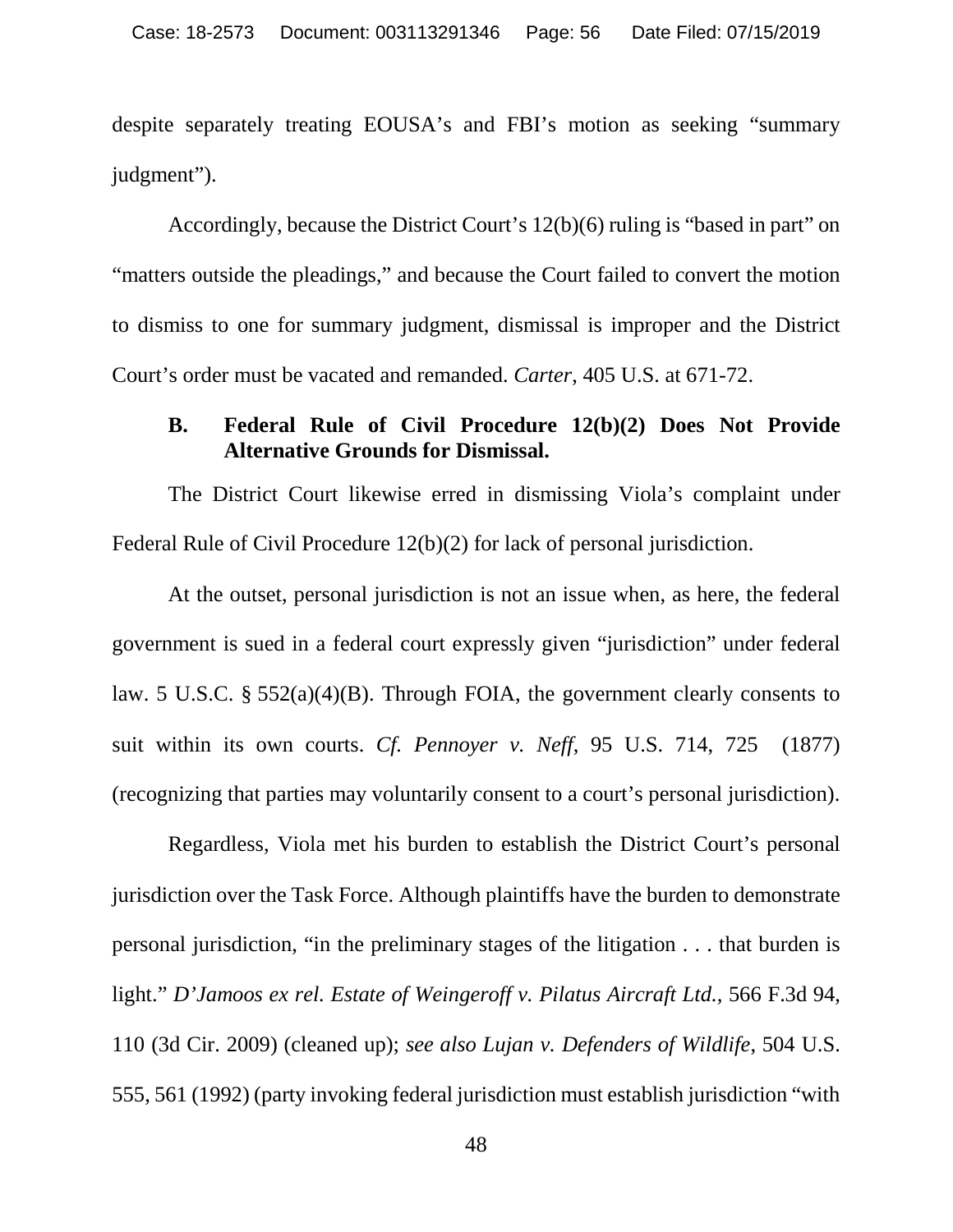despite separately treating EOUSA's and FBI's motion as seeking "summary judgment").

Accordingly, because the District Court's 12(b)(6) ruling is "based in part" on "matters outside the pleadings," and because the Court failed to convert the motion to dismiss to one for summary judgment, dismissal is improper and the District Court's order must be vacated and remanded. *Carter*, 405 U.S. at 671-72.

### B. Federal Rule of Civil Procedure 12(b)(2) Does Not Provide Alternative Grounds for Dismissal.

The District Court likewise erred in dismissing Viola's complaint under Federal Rule of Civil Procedure 12(b)(2) for lack of personal jurisdiction.

At the outset, personal jurisdiction is not an issue when, as here, the federal government is sued in a federal court expressly given "jurisdiction" under federal law. 5 U.S.C. § 552(a)(4)(B). Through FOIA, the government clearly consents to suit within its own courts. *Cf. Pennoyer v. Neff*, 95 U.S. 714, 725 (1877) (recognizing that parties may voluntarily consent to a court's personal jurisdiction).

Regardless, Viola met his burden to establish the District Court's personal jurisdiction over the Task Force. Although plaintiffs have the burden to demonstrate personal jurisdiction, "in the preliminary stages of the litigation . . . that burden is light." *D'Jamoos ex rel. Estate of Weingeroff v. Pilatus Aircraft Ltd.*, 566 F.3d 94, 110 (3d Cir. 2009) (cleaned up); *see also Lujan v. Defenders of Wildlife*, 504 U.S. 555, 561 (1992) (party invoking federal jurisdiction must establish jurisdiction "with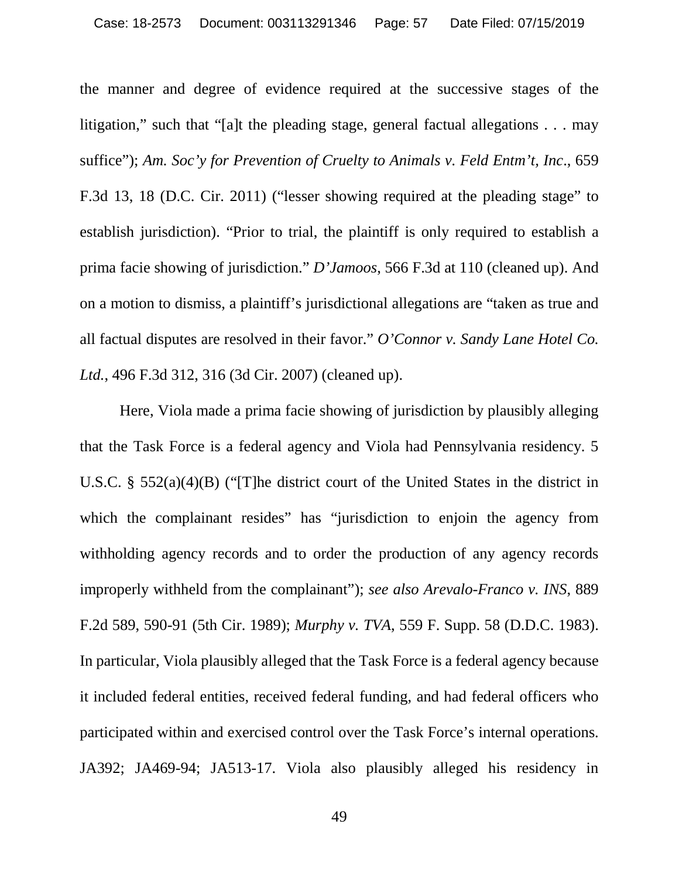the manner and degree of evidence required at the successive stages of the litigation," such that "[a]t the pleading stage, general factual allegations . . . may suffice"); *Am. Soc'y for Prevention of Cruelty to Animals v. Feld Entm't, Inc*., 659 F.3d 13, 18 (D.C. Cir. 2011) ("lesser showing required at the pleading stage" to establish jurisdiction). "Prior to trial, the plaintiff is only required to establish a prima facie showing of jurisdiction." *D'Jamoos*, 566 F.3d at 110 (cleaned up). And on a motion to dismiss, a plaintiff's jurisdictional allegations are "taken as true and all factual disputes are resolved in their favor." *O'Connor v. Sandy Lane Hotel Co. Ltd.*, 496 F.3d 312, 316 (3d Cir. 2007) (cleaned up).

Here, Viola made a prima facie showing of jurisdiction by plausibly alleging that the Task Force is a federal agency and Viola had Pennsylvania residency. 5 U.S.C. § 552(a)(4)(B) ("[T]he district court of the United States in the district in which the complainant resides" has "jurisdiction to enjoin the agency from withholding agency records and to order the production of any agency records improperly withheld from the complainant"); *see also Arevalo-Franco v. INS*, 889 F.2d 589, 590-91 (5th Cir. 1989); *Murphy v. TVA*, 559 F. Supp. 58 (D.D.C. 1983). In particular, Viola plausibly alleged that the Task Force is a federal agency because it included federal entities, received federal funding, and had federal officers who participated within and exercised control over the Task Force's internal operations. JA392; JA469-94; JA513-17. Viola also plausibly alleged his residency in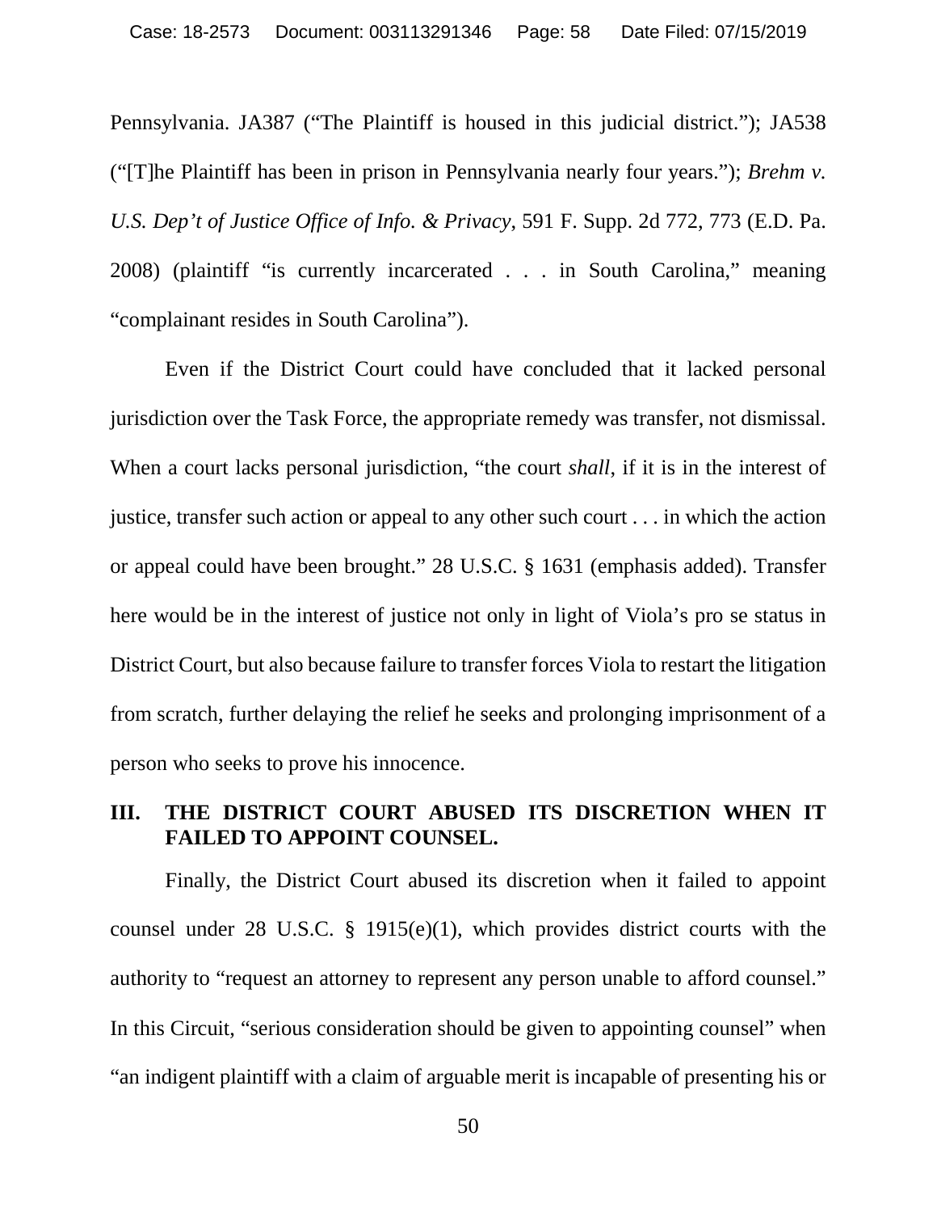Pennsylvania. JA387 ("The Plaintiff is housed in this judicial district."); JA538 ("[T]he Plaintiff has been in prison in Pennsylvania nearly four years."); *Brehm v. U.S. Dep't of Justice Office of Info. & Privacy*, 591 F. Supp. 2d 772, 773 (E.D. Pa. 2008) (plaintiff "is currently incarcerated . . . in South Carolina," meaning "complainant resides in South Carolina").

Even if the District Court could have concluded that it lacked personal jurisdiction over the Task Force, the appropriate remedy was transfer, not dismissal. When a court lacks personal jurisdiction, "the court *shall*, if it is in the interest of justice, transfer such action or appeal to any other such court . . . in which the action or appeal could have been brought." 28 U.S.C. § 1631 (emphasis added). Transfer here would be in the interest of justice not only in light of Viola's pro se status in District Court, but also because failure to transfer forces Viola to restart the litigation from scratch, further delaying the relief he seeks and prolonging imprisonment of a person who seeks to prove his innocence.

## III. THE DISTRICT COURT ABUSED ITS DISCRETION WHEN IT FAILED TO APPOINT COUNSEL.

Finally, the District Court abused its discretion when it failed to appoint counsel under 28 U.S.C. § 1915(e)(1), which provides district courts with the authority to "request an attorney to represent any person unable to afford counsel." In this Circuit, "serious consideration should be given to appointing counsel" when "an indigent plaintiff with a claim of arguable merit is incapable of presenting his or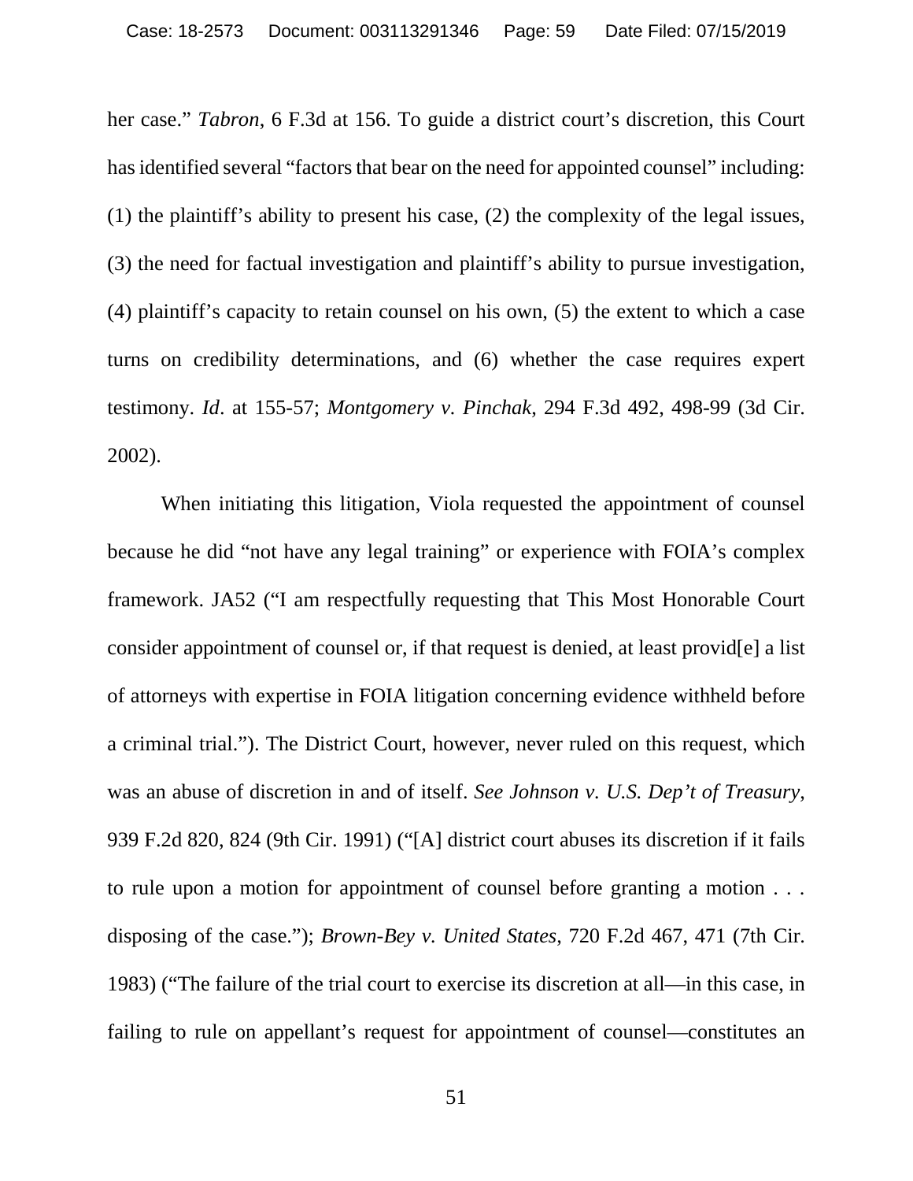her case." *Tabron*, 6 F.3d at 156. To guide a district court's discretion, this Court has identified several "factors that bear on the need for appointed counsel" including: (1) the plaintiff's ability to present his case, (2) the complexity of the legal issues, (3) the need for factual investigation and plaintiff's ability to pursue investigation, (4) plaintiff's capacity to retain counsel on his own, (5) the extent to which a case turns on credibility determinations, and (6) whether the case requires expert testimony. *Id*. at 155-57; *Montgomery v. Pinchak*, 294 F.3d 492, 498-99 (3d Cir. 2002).

When initiating this litigation, Viola requested the appointment of counsel because he did "not have any legal training" or experience with FOIA's complex framework. JA52 ("I am respectfully requesting that This Most Honorable Court consider appointment of counsel or, if that request is denied, at least provid[e] a list of attorneys with expertise in FOIA litigation concerning evidence withheld before a criminal trial."). The District Court, however, never ruled on this request, which was an abuse of discretion in and of itself. *See Johnson v. U.S. Dep't of Treasury*, 939 F.2d 820, 824 (9th Cir. 1991) ("[A] district court abuses its discretion if it fails to rule upon a motion for appointment of counsel before granting a motion . . . disposing of the case."); *Brown-Bey v. United States*, 720 F.2d 467, 471 (7th Cir. 1983) ("The failure of the trial court to exercise its discretion at all—in this case, in failing to rule on appellant's request for appointment of counsel—constitutes an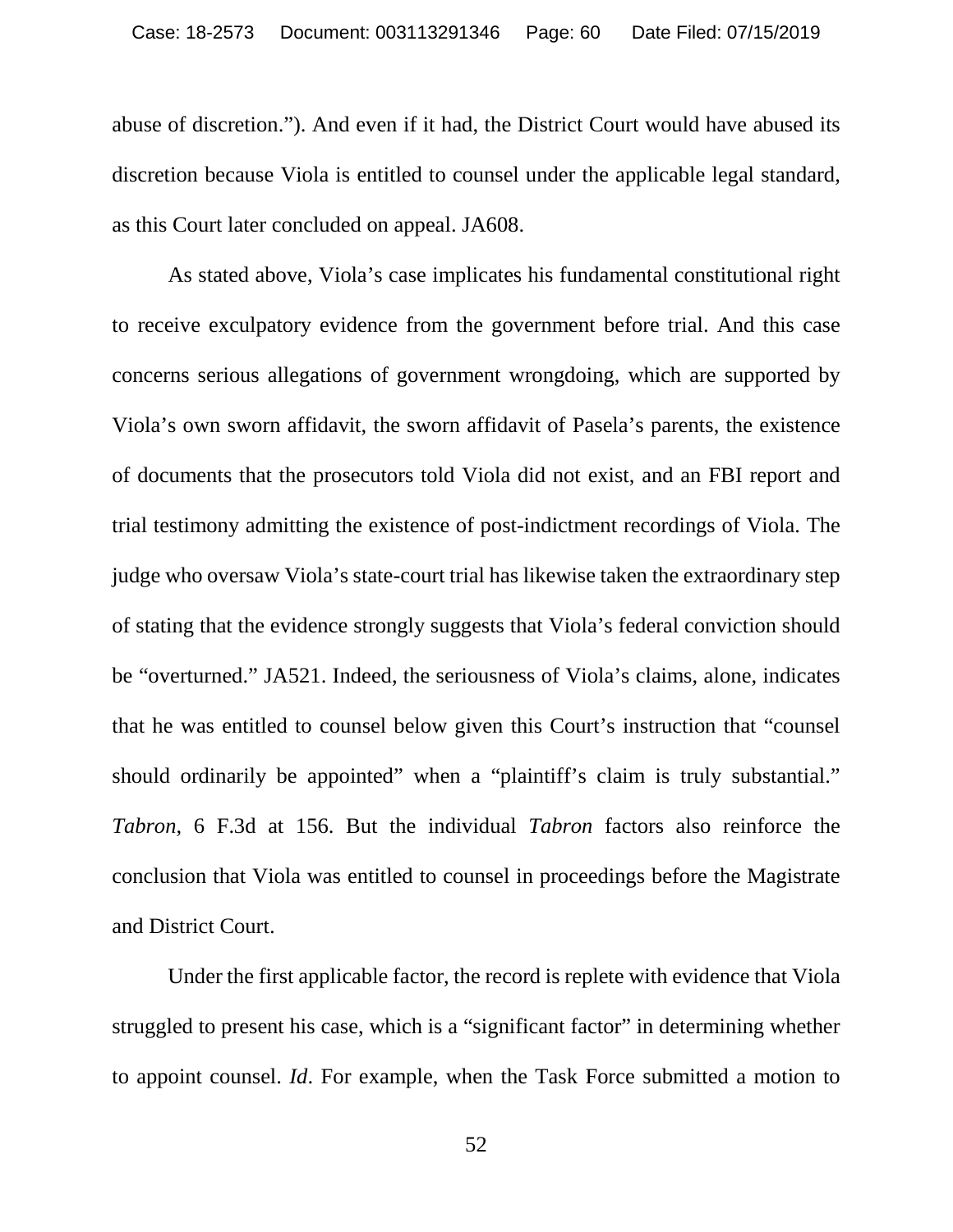abuse of discretion."). And even if it had, the District Court would have abused its discretion because Viola is entitled to counsel under the applicable legal standard, as this Court later concluded on appeal. JA608.

As stated above, Viola's case implicates his fundamental constitutional right to receive exculpatory evidence from the government before trial. And this case concerns serious allegations of government wrongdoing, which are supported by Viola's own sworn affidavit, the sworn affidavit of Pasela's parents, the existence of documents that the prosecutors told Viola did not exist, and an FBI report and trial testimony admitting the existence of post-indictment recordings of Viola. The judge who oversaw Viola's state-court trial has likewise taken the extraordinary step of stating that the evidence strongly suggests that Viola's federal conviction should be "overturned." JA521. Indeed, the seriousness of Viola's claims, alone, indicates that he was entitled to counsel below given this Court's instruction that "counsel should ordinarily be appointed" when a "plaintiff's claim is truly substantial." *Tabron*, 6 F.3d at 156. But the individual *Tabron* factors also reinforce the conclusion that Viola was entitled to counsel in proceedings before the Magistrate and District Court.

Under the first applicable factor, the record is replete with evidence that Viola struggled to present his case, which is a "significant factor" in determining whether to appoint counsel. *Id*. For example, when the Task Force submitted a motion to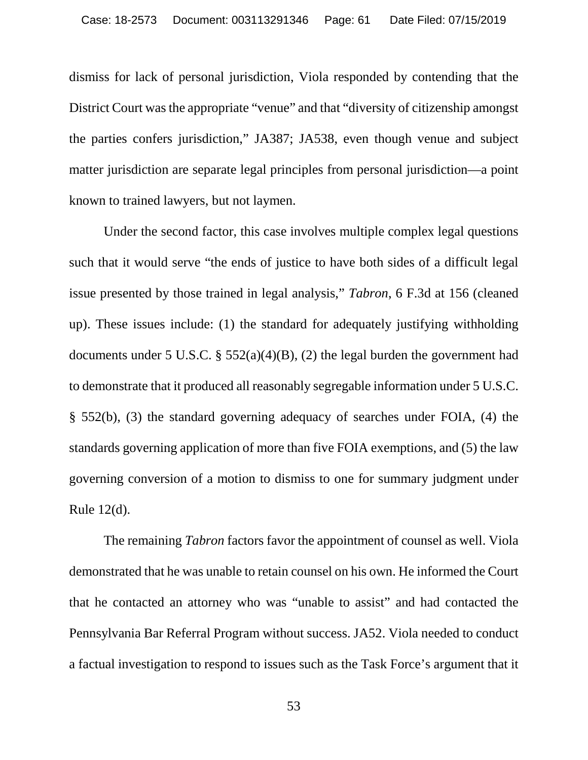dismiss for lack of personal jurisdiction, Viola responded by contending that the District Court was the appropriate "venue" and that "diversity of citizenship amongst the parties confers jurisdiction," JA387; JA538, even though venue and subject matter jurisdiction are separate legal principles from personal jurisdiction—a point known to trained lawyers, but not laymen.

Under the second factor, this case involves multiple complex legal questions such that it would serve "the ends of justice to have both sides of a difficult legal issue presented by those trained in legal analysis," *Tabron*, 6 F.3d at 156 (cleaned up). These issues include: (1) the standard for adequately justifying withholding documents under 5 U.S.C. § 552(a)(4)(B), (2) the legal burden the government had to demonstrate that it produced all reasonably segregable information under 5 U.S.C. § 552(b), (3) the standard governing adequacy of searches under FOIA, (4) the standards governing application of more than five FOIA exemptions, and (5) the law governing conversion of a motion to dismiss to one for summary judgment under Rule 12(d).

The remaining *Tabron* factors favor the appointment of counsel as well. Viola demonstrated that he was unable to retain counsel on his own. He informed the Court that he contacted an attorney who was "unable to assist" and had contacted the Pennsylvania Bar Referral Program without success. JA52. Viola needed to conduct a factual investigation to respond to issues such as the Task Force's argument that it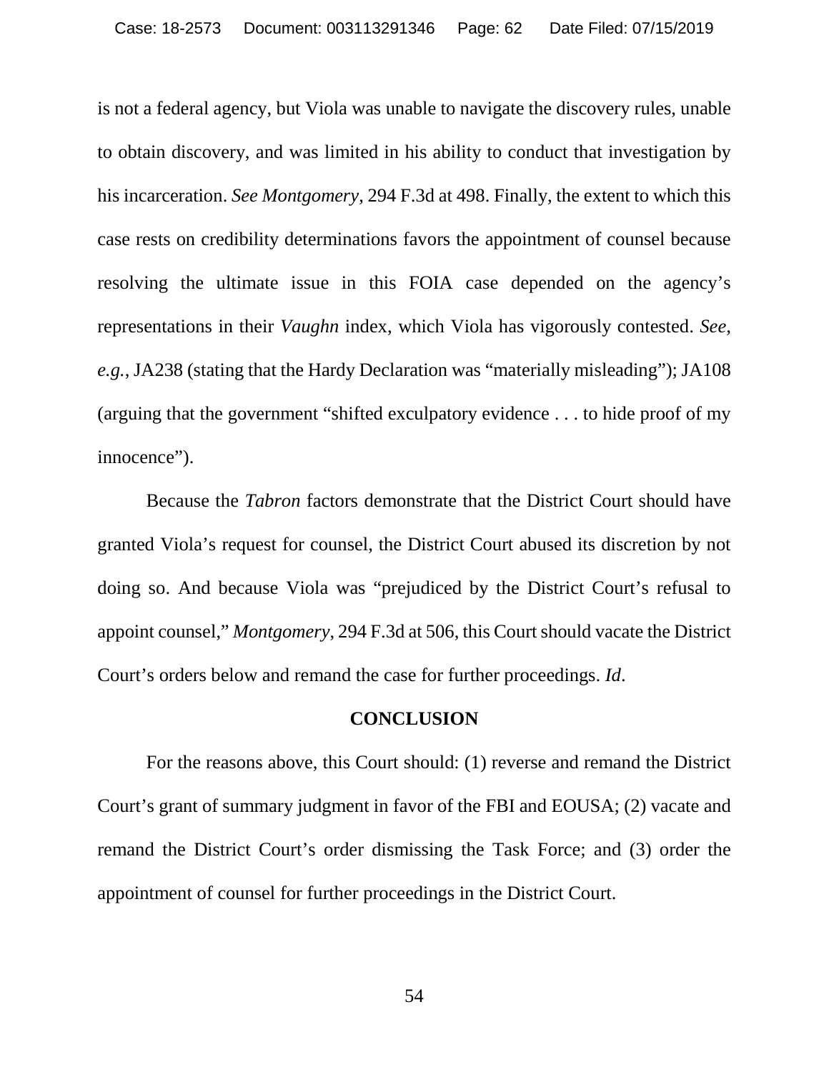is not a federal agency, but Viola was unable to navigate the discovery rules, unable to obtain discovery, and was limited in his ability to conduct that investigation by his incarceration. *See Montgomery*, 294 F.3d at 498. Finally, the extent to which this case rests on credibility determinations favors the appointment of counsel because resolving the ultimate issue in this FOIA case depended on the agency's representations in their *Vaughn* index, which Viola has vigorously contested. *See, e.g.*, JA238 (stating that the Hardy Declaration was "materially misleading"); JA108 (arguing that the government "shifted exculpatory evidence . . . to hide proof of my innocence").

Because the *Tabron* factors demonstrate that the District Court should have granted Viola's request for counsel, the District Court abused its discretion by not doing so. And because Viola was "prejudiced by the District Court's refusal to appoint counsel," *Montgomery*, 294 F.3d at 506, this Court should vacate the District Court's orders below and remand the case for further proceedings. *Id*.

## CONCLUSION

For the reasons above, this Court should: (1) reverse and remand the District Court's grant of summary judgment in favor of the FBI and EOUSA; (2) vacate and remand the District Court's order dismissing the Task Force; and (3) order the appointment of counsel for further proceedings in the District Court.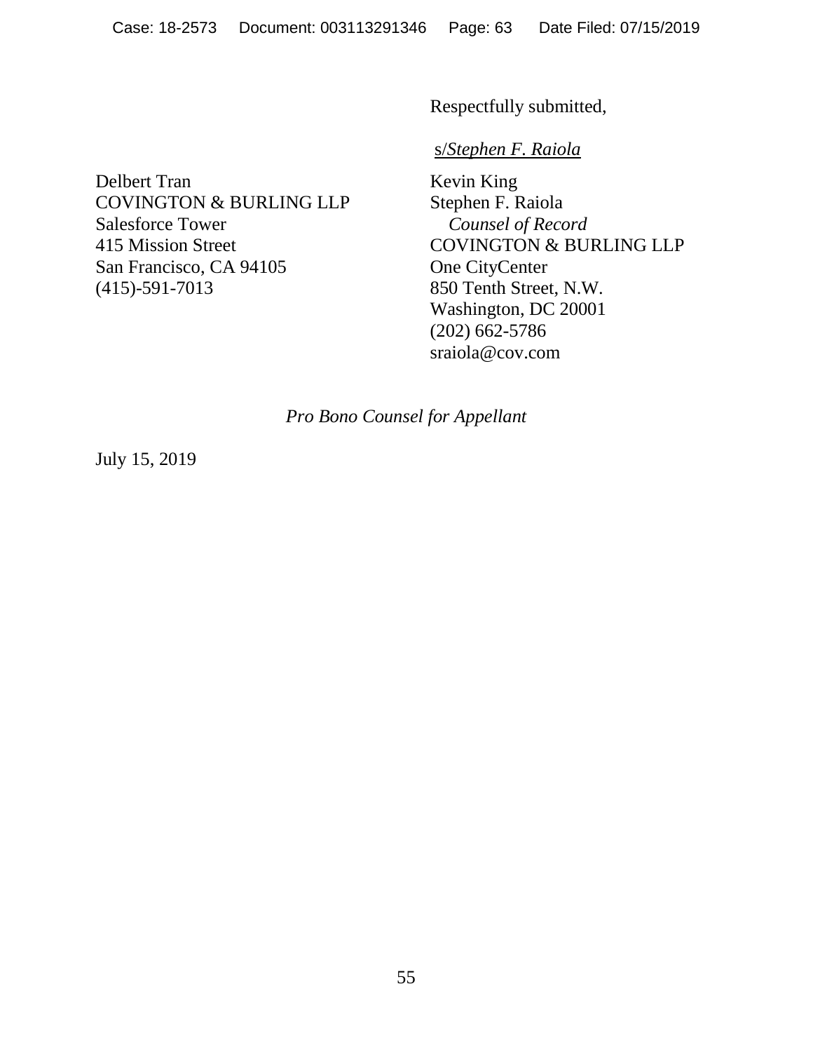Respectfully submitted,

s/*Stephen F. Raiola*

Kevin King
Stephen F. Raiola
*Counsel of Record*
COVINGTON & BURLING LLP
One CityCenter
850 Tenth Street, N.W.
Washington, DC 20001
(202) 662-5786
sraiola@cov.com

Delbert Tran
COVINGTON & BURLING LLP
Salesforce Tower
415 Mission Street
San Francisco, CA 94105
(415)-591-7013

*Pro Bono Counsel for Appellant*

July 15, 2019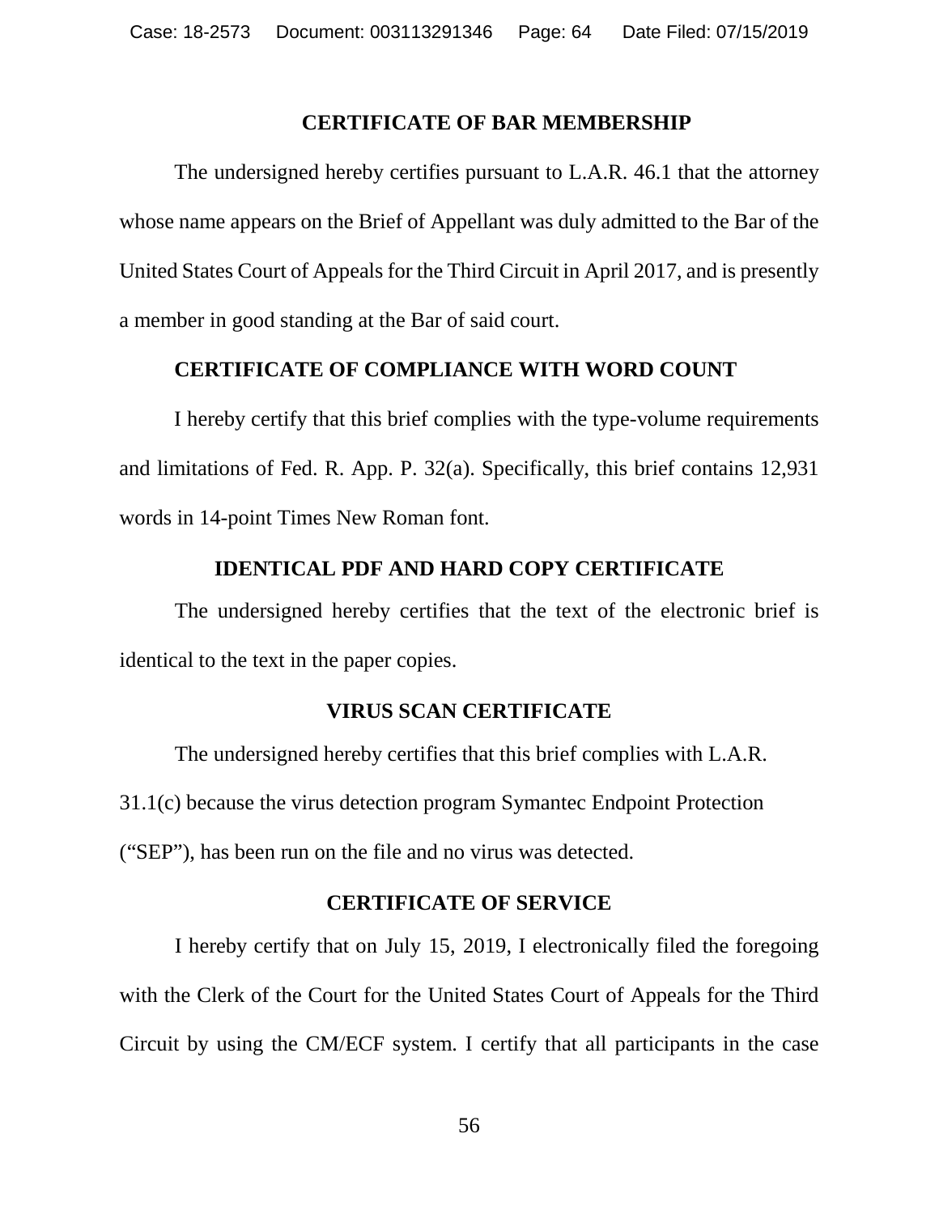## CERTIFICATE OF BAR MEMBERSHIP

The undersigned hereby certifies pursuant to L.A.R. 46.1 that the attorney whose name appears on the Brief of Appellant was duly admitted to the Bar of the United States Court of Appeals for the Third Circuit in April 2017, and is presently a member in good standing at the Bar of said court.

## CERTIFICATE OF COMPLIANCE WITH WORD COUNT

I hereby certify that this brief complies with the type-volume requirements and limitations of Fed. R. App. P. 32(a). Specifically, this brief contains 12,931 words in 14-point Times New Roman font.

## IDENTICAL PDF AND HARD COPY CERTIFICATE

The undersigned hereby certifies that the text of the electronic brief is identical to the text in the paper copies.

## VIRUS SCAN CERTIFICATE

The undersigned hereby certifies that this brief complies with L.A.R. 31.1(c) because the virus detection program Symantec Endpoint Protection ("SEP"), has been run on the file and no virus was detected.

## CERTIFICATE OF SERVICE

I hereby certify that on July 15, 2019, I electronically filed the foregoing with the Clerk of the Court for the United States Court of Appeals for the Third Circuit by using the CM/ECF system. I certify that all participants in the case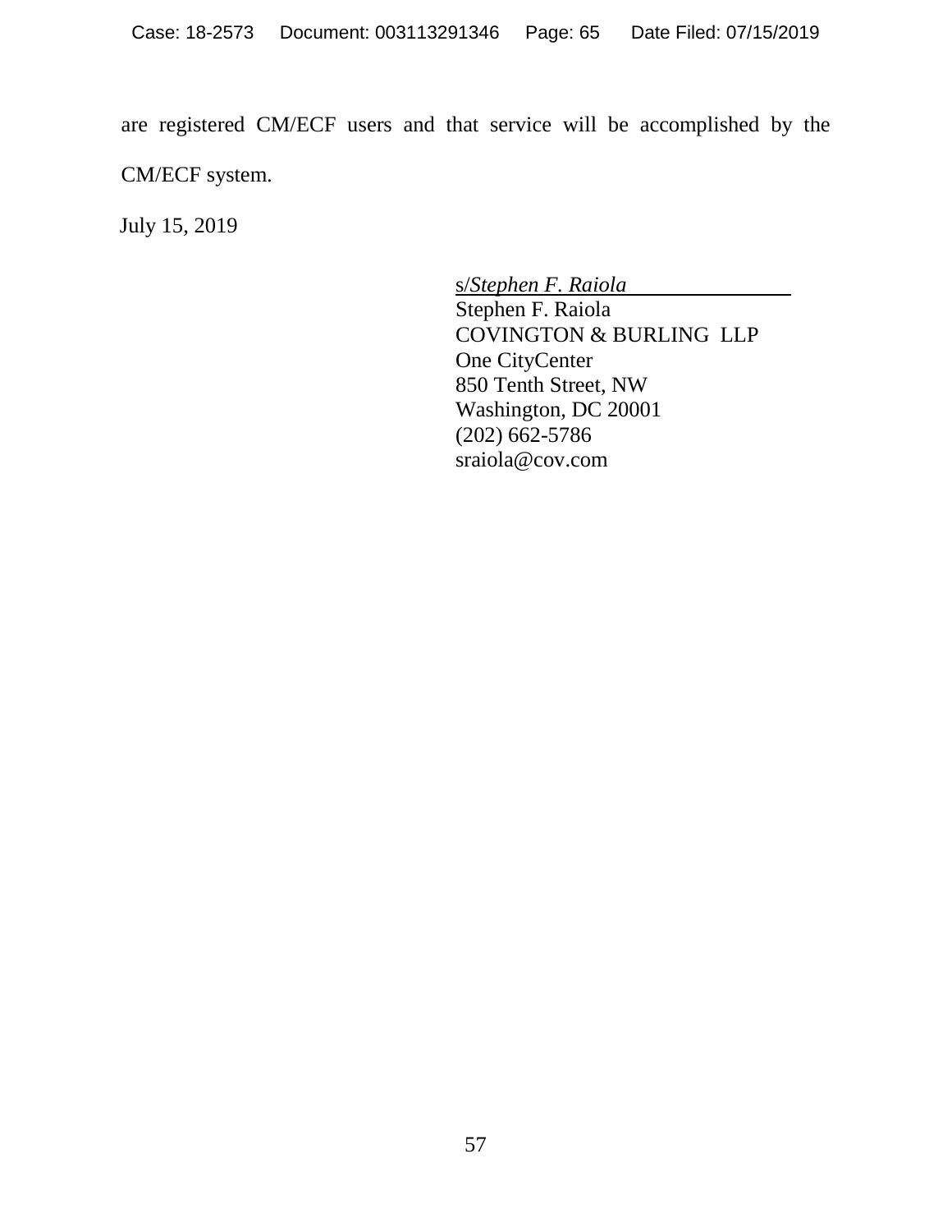are registered CM/ECF users and that service will be accomplished by the CM/ECF system.

July 15, 2019

s/*Stephen F. Raiola*
Stephen F. Raiola
COVINGTON & BURLING LLP
One CityCenter
850 Tenth Street, NW
Washington, DC 20001
(202) 662-5786
sraiola@cov.com